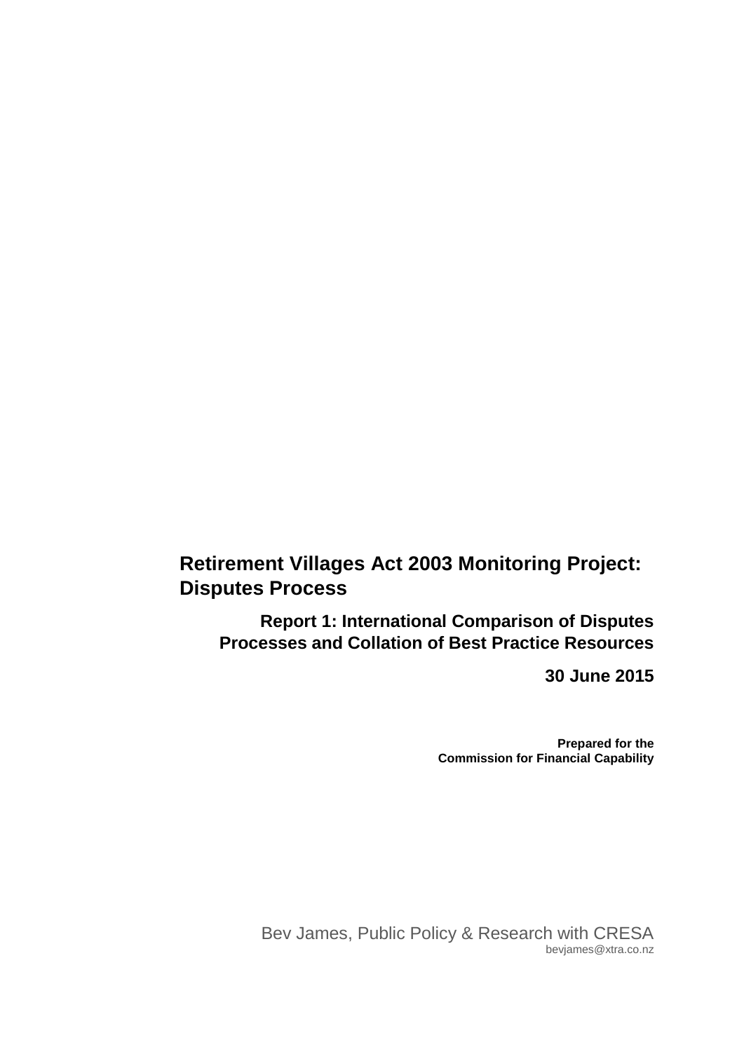# Retirement Villages Act 2003 Monitoring Project: Disputes Process

## Report 1: International Comparison of Disputes Processes and Collation of Best Practice Resources

**30 June 2015**

**Prepared for the**
**Commission for Financial Capability**

Bev James, Public Policy & Research with CRESA
bevjames@xtra.co.nz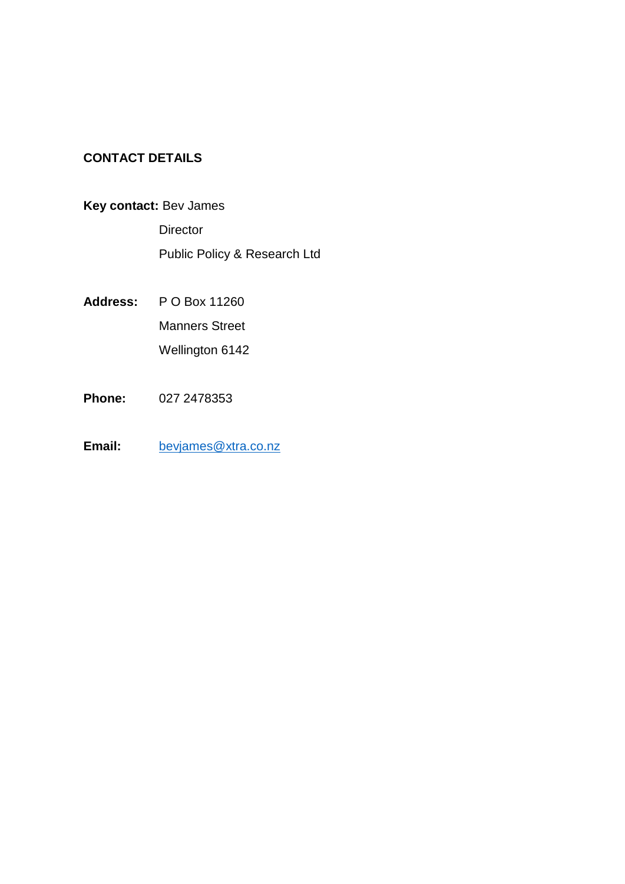**CONTACT DETAILS**

**Key contact:** Bev James
Director
Public Policy & Research Ltd

**Address:** P O Box 11260
Manners Street
Wellington 6142

**Phone:** 027 2478353

**Email:** bevjames@xtra.co.nz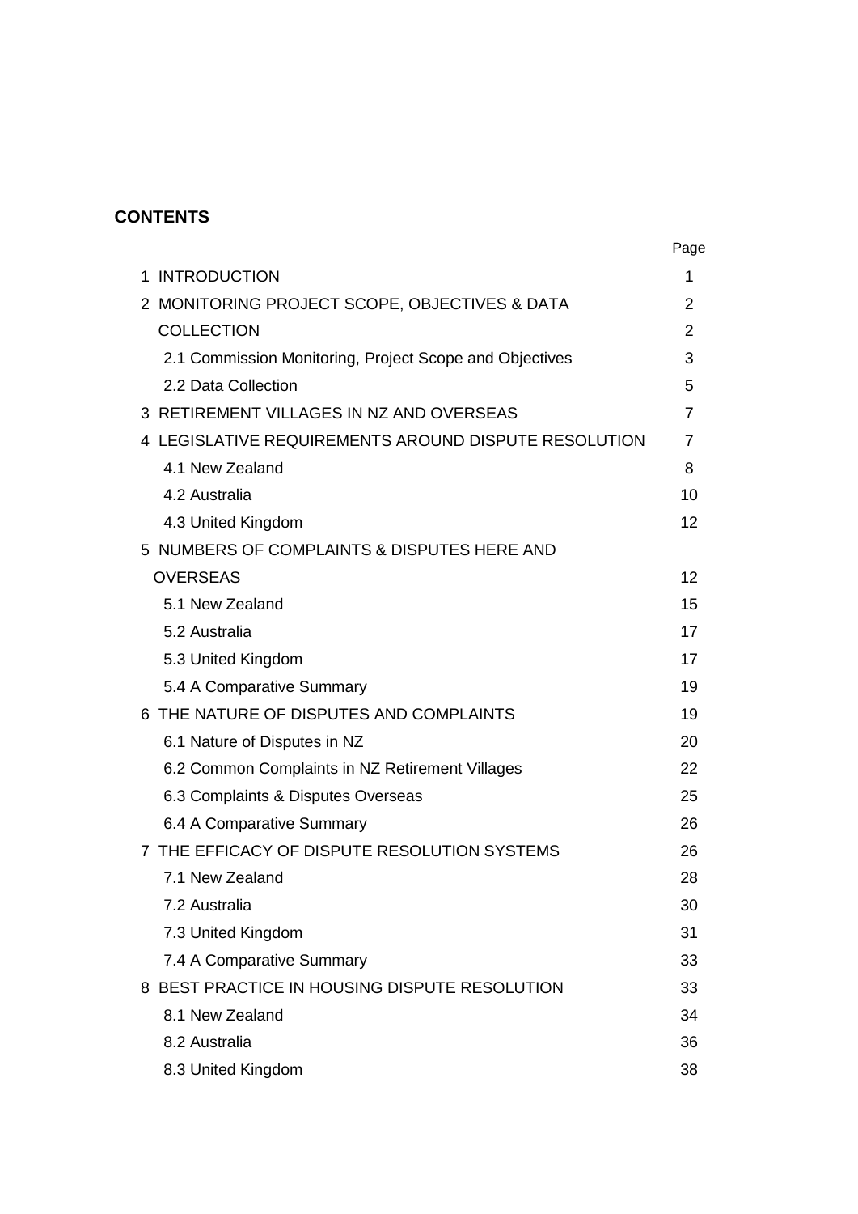**CONTENTS**

| | Page |
|---|---|
| 1 INTRODUCTION | 1 |
| 2 MONITORING PROJECT SCOPE, OBJECTIVES & DATA | 2 |
| COLLECTION | 2 |
| 2.1 Commission Monitoring, Project Scope and Objectives | 3 |
| 2.2 Data Collection | 5 |
| 3 RETIREMENT VILLAGES IN NZ AND OVERSEAS | 7 |
| 4 LEGISLATIVE REQUIREMENTS AROUND DISPUTE RESOLUTION | 7 |
| 4.1 New Zealand | 8 |
| 4.2 Australia | 10 |
| 4.3 United Kingdom | 12 |
| 5 NUMBERS OF COMPLAINTS & DISPUTES HERE AND OVERSEAS | 12 |
| 5.1 New Zealand | 15 |
| 5.2 Australia | 17 |
| 5.3 United Kingdom | 17 |
| 5.4 A Comparative Summary | 19 |
| 6 THE NATURE OF DISPUTES AND COMPLAINTS | 19 |
| 6.1 Nature of Disputes in NZ | 20 |
| 6.2 Common Complaints in NZ Retirement Villages | 22 |
| 6.3 Complaints & Disputes Overseas | 25 |
| 6.4 A Comparative Summary | 26 |
| 7 THE EFFICACY OF DISPUTE RESOLUTION SYSTEMS | 26 |
| 7.1 New Zealand | 28 |
| 7.2 Australia | 30 |
| 7.3 United Kingdom | 31 |
| 7.4 A Comparative Summary | 33 |
| 8 BEST PRACTICE IN HOUSING DISPUTE RESOLUTION | 33 |
| 8.1 New Zealand | 34 |
| 8.2 Australia | 36 |
| 8.3 United Kingdom | 38 |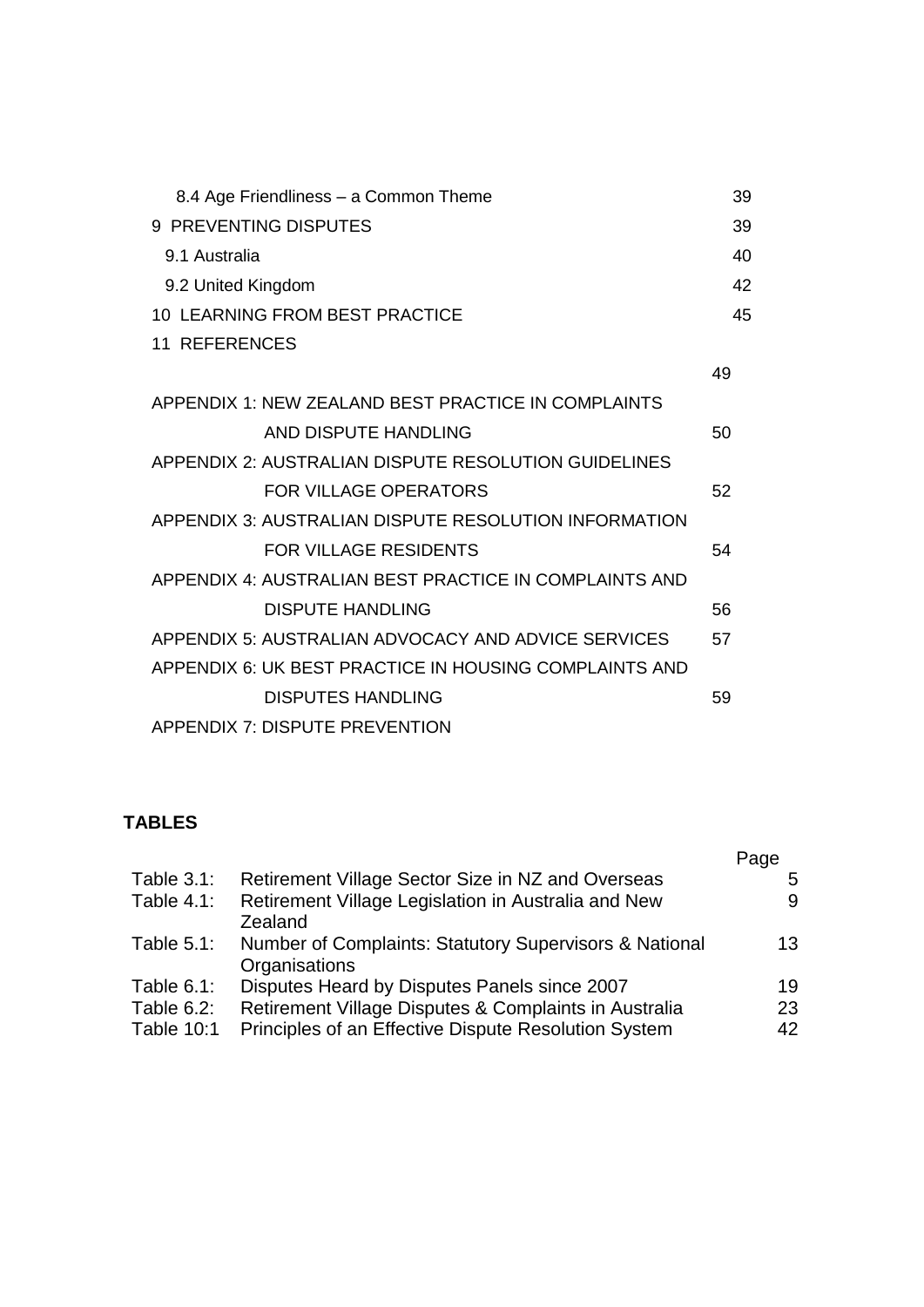| | |
|---|---|
| 8.4 Age Friendliness – a Common Theme | 39 |
| 9 PREVENTING DISPUTES | 39 |
| 9.1 Australia | 40 |
| 9.2 United Kingdom | 42 |
| 10 LEARNING FROM BEST PRACTICE | 45 |
| 11 REFERENCES | 49 |
| APPENDIX 1: NEW ZEALAND BEST PRACTICE IN COMPLAINTS AND DISPUTE HANDLING | 50 |
| APPENDIX 2: AUSTRALIAN DISPUTE RESOLUTION GUIDELINES FOR VILLAGE OPERATORS | 52 |
| APPENDIX 3: AUSTRALIAN DISPUTE RESOLUTION INFORMATION FOR VILLAGE RESIDENTS | 54 |
| APPENDIX 4: AUSTRALIAN BEST PRACTICE IN COMPLAINTS AND DISPUTE HANDLING | 56 |
| APPENDIX 5: AUSTRALIAN ADVOCACY AND ADVICE SERVICES | 57 |
| APPENDIX 6: UK BEST PRACTICE IN HOUSING COMPLAINTS AND DISPUTES HANDLING | 59 |
| APPENDIX 7: DISPUTE PREVENTION | |

## TABLES

| | | Page |
|---|---|---|
| Table 3.1: | Retirement Village Sector Size in NZ and Overseas | 5 |
| Table 4.1: | Retirement Village Legislation in Australia and New Zealand | 9 |
| Table 5.1: | Number of Complaints: Statutory Supervisors & National Organisations | 13 |
| Table 6.1: | Disputes Heard by Disputes Panels since 2007 | 19 |
| Table 6.2: | Retirement Village Disputes & Complaints in Australia | 23 |
| Table 10:1 | Principles of an Effective Dispute Resolution System | 42 |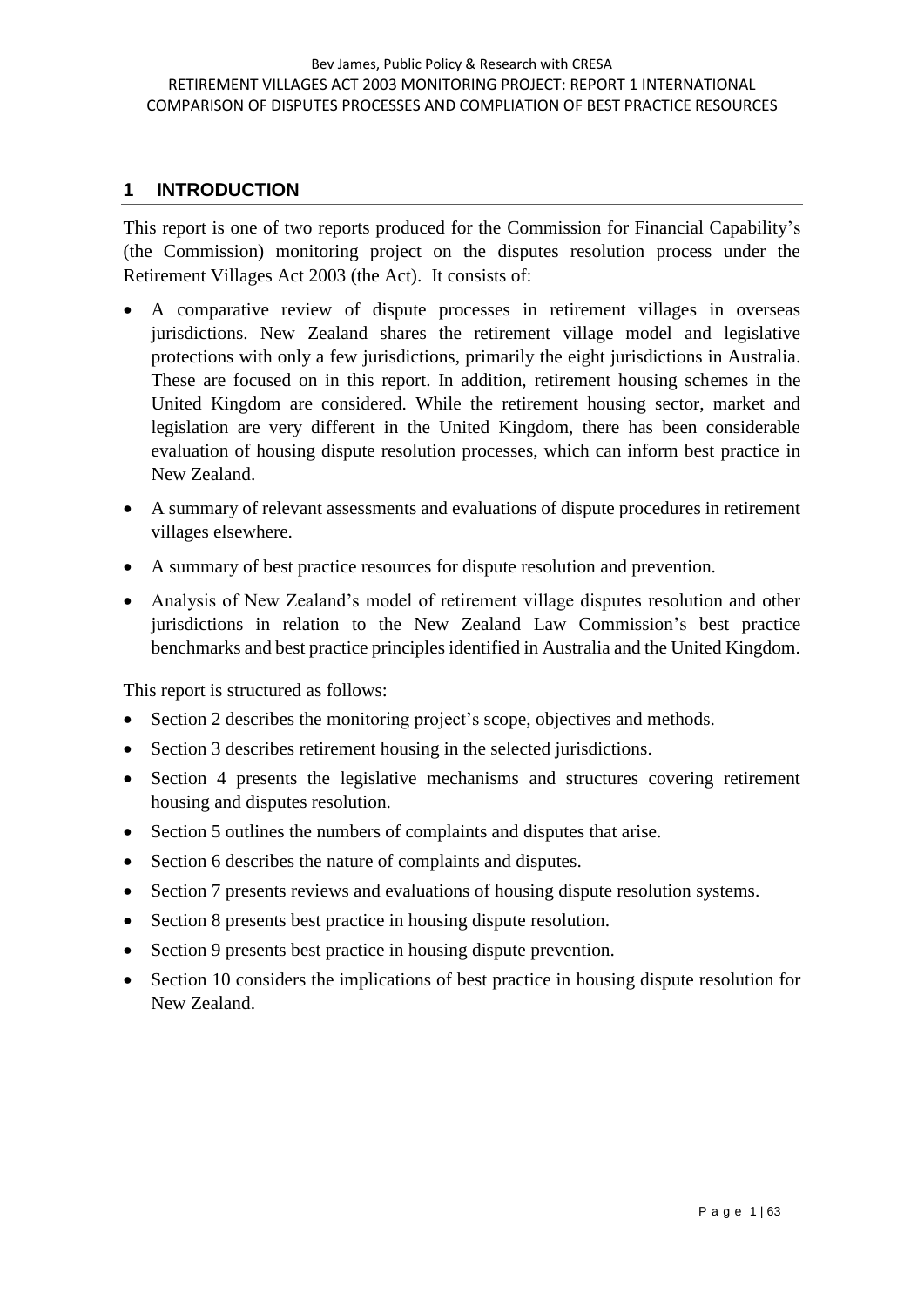## 1 INTRODUCTION

This report is one of two reports produced for the Commission for Financial Capability's (the Commission) monitoring project on the disputes resolution process under the Retirement Villages Act 2003 (the Act). It consists of:

- A comparative review of dispute processes in retirement villages in overseas jurisdictions. New Zealand shares the retirement village model and legislative protections with only a few jurisdictions, primarily the eight jurisdictions in Australia. These are focused on in this report. In addition, retirement housing schemes in the United Kingdom are considered. While the retirement housing sector, market and legislation are very different in the United Kingdom, there has been considerable evaluation of housing dispute resolution processes, which can inform best practice in New Zealand.
- A summary of relevant assessments and evaluations of dispute procedures in retirement villages elsewhere.
- A summary of best practice resources for dispute resolution and prevention.
- Analysis of New Zealand's model of retirement village disputes resolution and other jurisdictions in relation to the New Zealand Law Commission's best practice benchmarks and best practice principles identified in Australia and the United Kingdom.

This report is structured as follows:

- Section 2 describes the monitoring project's scope, objectives and methods.
- Section 3 describes retirement housing in the selected jurisdictions.
- Section 4 presents the legislative mechanisms and structures covering retirement housing and disputes resolution.
- Section 5 outlines the numbers of complaints and disputes that arise.
- Section 6 describes the nature of complaints and disputes.
- Section 7 presents reviews and evaluations of housing dispute resolution systems.
- Section 8 presents best practice in housing dispute resolution.
- Section 9 presents best practice in housing dispute prevention.
- Section 10 considers the implications of best practice in housing dispute resolution for New Zealand.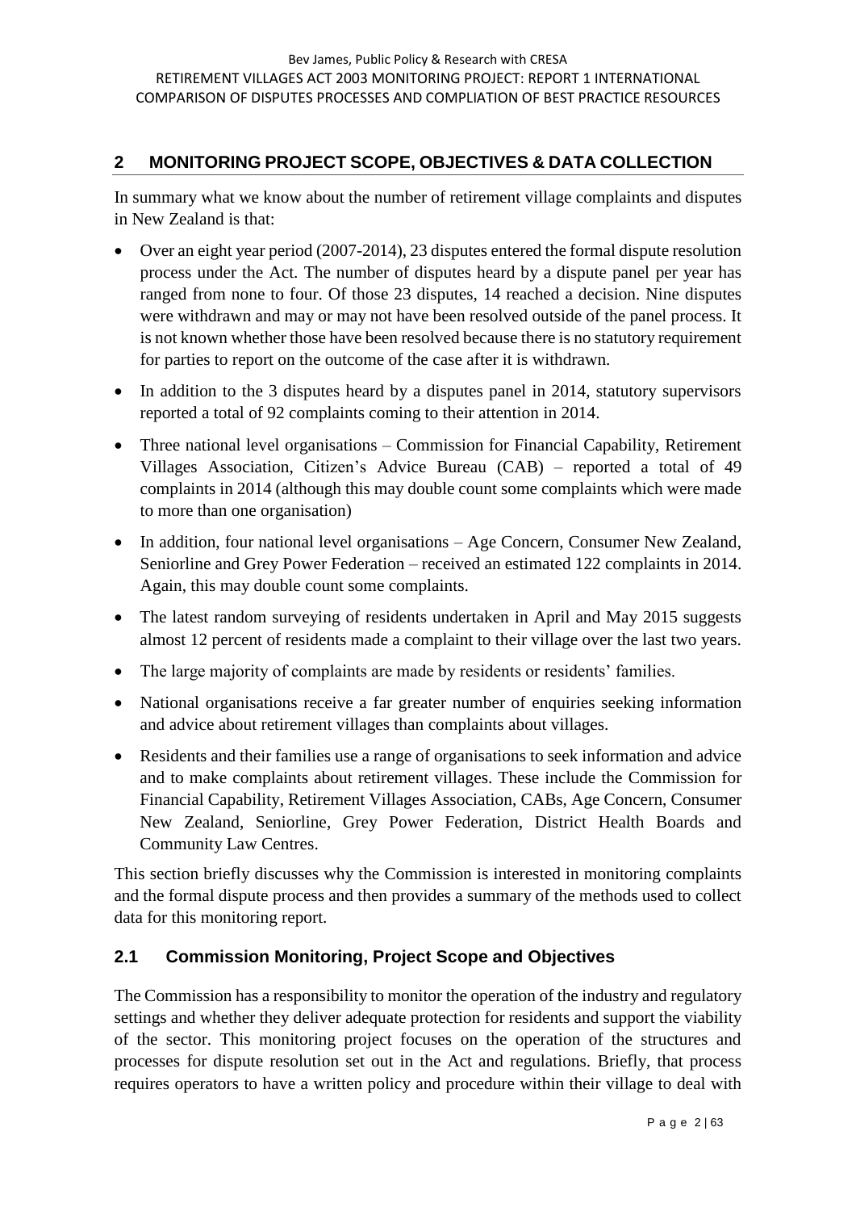## 2 MONITORING PROJECT SCOPE, OBJECTIVES & DATA COLLECTION

In summary what we know about the number of retirement village complaints and disputes in New Zealand is that:

- Over an eight year period (2007-2014), 23 disputes entered the formal dispute resolution process under the Act. The number of disputes heard by a dispute panel per year has ranged from none to four. Of those 23 disputes, 14 reached a decision. Nine disputes were withdrawn and may or may not have been resolved outside of the panel process. It is not known whether those have been resolved because there is no statutory requirement for parties to report on the outcome of the case after it is withdrawn.
- In addition to the 3 disputes heard by a disputes panel in 2014, statutory supervisors reported a total of 92 complaints coming to their attention in 2014.
- Three national level organisations – Commission for Financial Capability, Retirement Villages Association, Citizen's Advice Bureau (CAB) – reported a total of 49 complaints in 2014 (although this may double count some complaints which were made to more than one organisation)
- In addition, four national level organisations – Age Concern, Consumer New Zealand, Seniorline and Grey Power Federation – received an estimated 122 complaints in 2014. Again, this may double count some complaints.
- The latest random surveying of residents undertaken in April and May 2015 suggests almost 12 percent of residents made a complaint to their village over the last two years.
- The large majority of complaints are made by residents or residents' families.
- National organisations receive a far greater number of enquiries seeking information and advice about retirement villages than complaints about villages.
- Residents and their families use a range of organisations to seek information and advice and to make complaints about retirement villages. These include the Commission for Financial Capability, Retirement Villages Association, CABs, Age Concern, Consumer New Zealand, Seniorline, Grey Power Federation, District Health Boards and Community Law Centres.

This section briefly discusses why the Commission is interested in monitoring complaints and the formal dispute process and then provides a summary of the methods used to collect data for this monitoring report.

### 2.1 Commission Monitoring, Project Scope and Objectives

The Commission has a responsibility to monitor the operation of the industry and regulatory settings and whether they deliver adequate protection for residents and support the viability of the sector. This monitoring project focuses on the operation of the structures and processes for dispute resolution set out in the Act and regulations. Briefly, that process requires operators to have a written policy and procedure within their village to deal with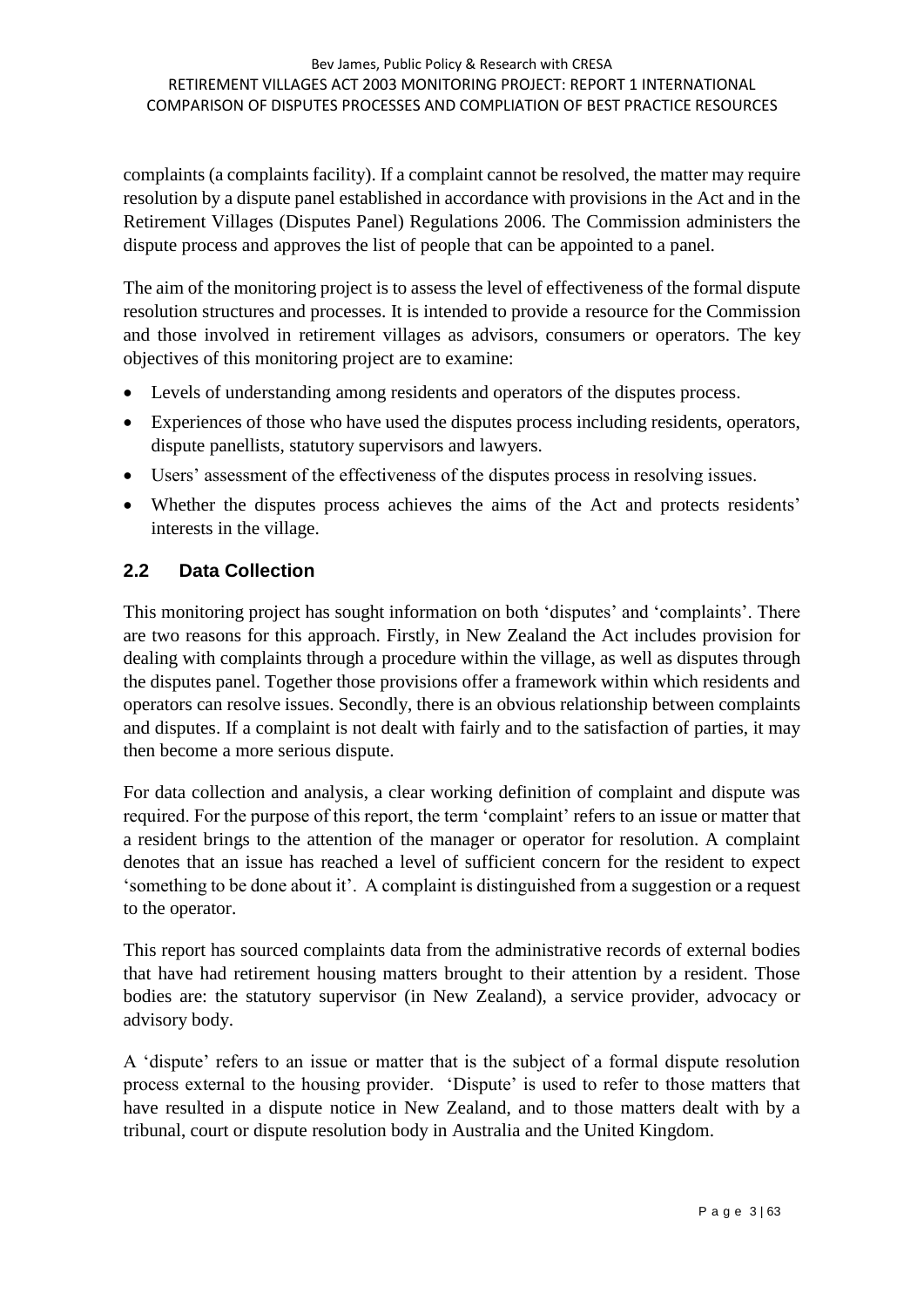complaints (a complaints facility). If a complaint cannot be resolved, the matter may require resolution by a dispute panel established in accordance with provisions in the Act and in the Retirement Villages (Disputes Panel) Regulations 2006. The Commission administers the dispute process and approves the list of people that can be appointed to a panel.

The aim of the monitoring project is to assess the level of effectiveness of the formal dispute resolution structures and processes. It is intended to provide a resource for the Commission and those involved in retirement villages as advisors, consumers or operators. The key objectives of this monitoring project are to examine:

- Levels of understanding among residents and operators of the disputes process.
- Experiences of those who have used the disputes process including residents, operators, dispute panellists, statutory supervisors and lawyers.
- Users' assessment of the effectiveness of the disputes process in resolving issues.
- Whether the disputes process achieves the aims of the Act and protects residents' interests in the village.

## 2.2 Data Collection

This monitoring project has sought information on both 'disputes' and 'complaints'. There are two reasons for this approach. Firstly, in New Zealand the Act includes provision for dealing with complaints through a procedure within the village, as well as disputes through the disputes panel. Together those provisions offer a framework within which residents and operators can resolve issues. Secondly, there is an obvious relationship between complaints and disputes. If a complaint is not dealt with fairly and to the satisfaction of parties, it may then become a more serious dispute.

For data collection and analysis, a clear working definition of complaint and dispute was required. For the purpose of this report, the term 'complaint' refers to an issue or matter that a resident brings to the attention of the manager or operator for resolution. A complaint denotes that an issue has reached a level of sufficient concern for the resident to expect 'something to be done about it'. A complaint is distinguished from a suggestion or a request to the operator.

This report has sourced complaints data from the administrative records of external bodies that have had retirement housing matters brought to their attention by a resident. Those bodies are: the statutory supervisor (in New Zealand), a service provider, advocacy or advisory body.

A 'dispute' refers to an issue or matter that is the subject of a formal dispute resolution process external to the housing provider. 'Dispute' is used to refer to those matters that have resulted in a dispute notice in New Zealand, and to those matters dealt with by a tribunal, court or dispute resolution body in Australia and the United Kingdom.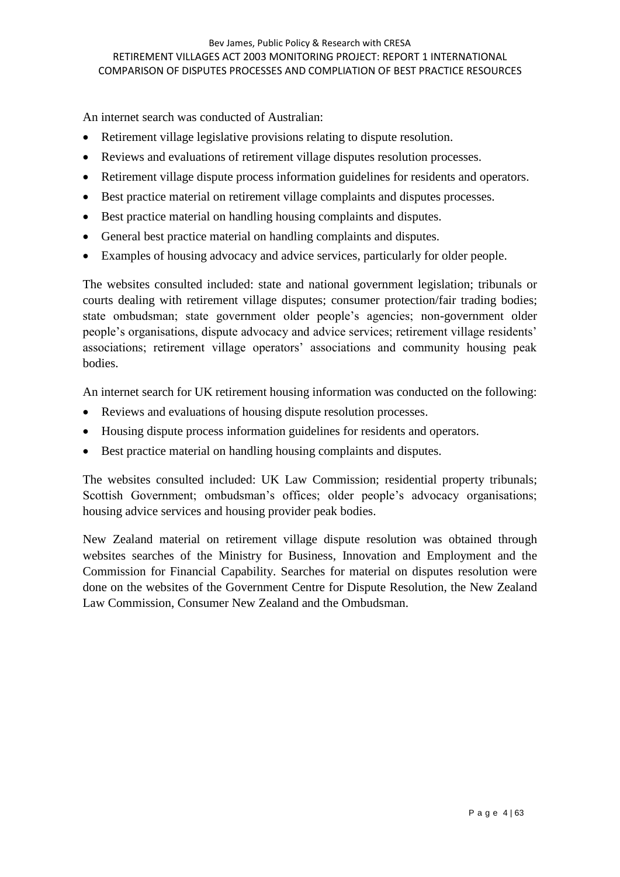An internet search was conducted of Australian:

- Retirement village legislative provisions relating to dispute resolution.
- Reviews and evaluations of retirement village disputes resolution processes.
- Retirement village dispute process information guidelines for residents and operators.
- Best practice material on retirement village complaints and disputes processes.
- Best practice material on handling housing complaints and disputes.
- General best practice material on handling complaints and disputes.
- Examples of housing advocacy and advice services, particularly for older people.

The websites consulted included: state and national government legislation; tribunals or courts dealing with retirement village disputes; consumer protection/fair trading bodies; state ombudsman; state government older people's agencies; non-government older people's organisations, dispute advocacy and advice services; retirement village residents' associations; retirement village operators' associations and community housing peak bodies.

An internet search for UK retirement housing information was conducted on the following:

- Reviews and evaluations of housing dispute resolution processes.
- Housing dispute process information guidelines for residents and operators.
- Best practice material on handling housing complaints and disputes.

The websites consulted included: UK Law Commission; residential property tribunals; Scottish Government; ombudsman's offices; older people's advocacy organisations; housing advice services and housing provider peak bodies.

New Zealand material on retirement village dispute resolution was obtained through websites searches of the Ministry for Business, Innovation and Employment and the Commission for Financial Capability. Searches for material on disputes resolution were done on the websites of the Government Centre for Dispute Resolution, the New Zealand Law Commission, Consumer New Zealand and the Ombudsman.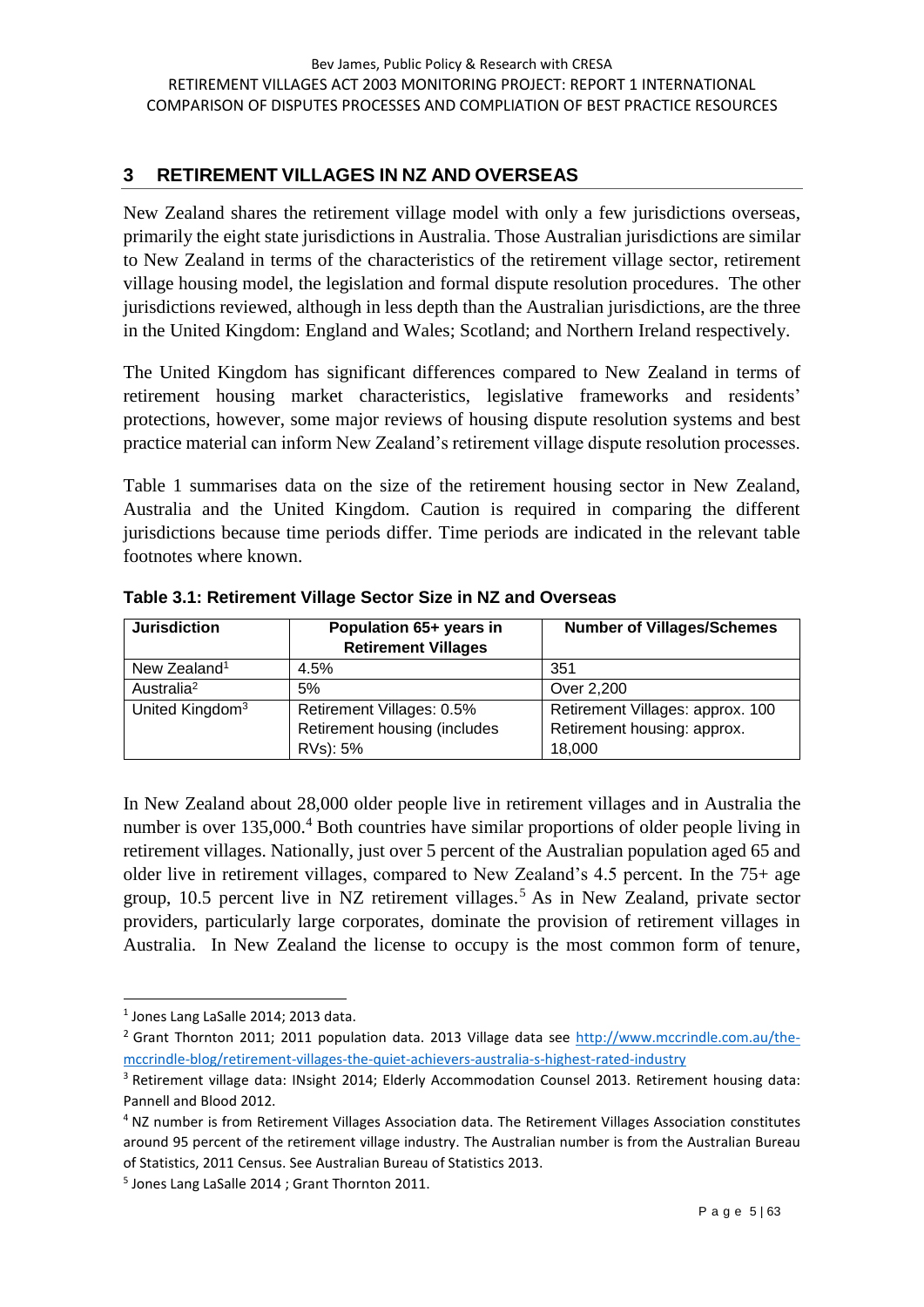## 3 RETIREMENT VILLAGES IN NZ AND OVERSEAS

New Zealand shares the retirement village model with only a few jurisdictions overseas, primarily the eight state jurisdictions in Australia. Those Australian jurisdictions are similar to New Zealand in terms of the characteristics of the retirement village sector, retirement village housing model, the legislation and formal dispute resolution procedures. The other jurisdictions reviewed, although in less depth than the Australian jurisdictions, are the three in the United Kingdom: England and Wales; Scotland; and Northern Ireland respectively.

The United Kingdom has significant differences compared to New Zealand in terms of retirement housing market characteristics, legislative frameworks and residents' protections, however, some major reviews of housing dispute resolution systems and best practice material can inform New Zealand's retirement village dispute resolution processes.

Table 1 summarises data on the size of the retirement housing sector in New Zealand, Australia and the United Kingdom. Caution is required in comparing the different jurisdictions because time periods differ. Time periods are indicated in the relevant table footnotes where known.

**Table 3.1: Retirement Village Sector Size in NZ and Overseas**

| Jurisdiction | Population 65+ years in Retirement Villages | Number of Villages/Schemes |
|---|---|---|
| New Zealand[1] | 4.5% | 351 |
| Australia[2] | 5% | Over 2,200 |
| United Kingdom[3] | Retirement Villages: 0.5%<br>Retirement housing (includes RVs): 5% | Retirement Villages: approx. 100<br>Retirement housing: approx. 18,000 |

In New Zealand about 28,000 older people live in retirement villages and in Australia the number is over 135,000.[4] Both countries have similar proportions of older people living in retirement villages. Nationally, just over 5 percent of the Australian population aged 65 and older live in retirement villages, compared to New Zealand's 4.5 percent. In the 75+ age group, 10.5 percent live in NZ retirement villages.[5] As in New Zealand, private sector providers, particularly large corporates, dominate the provision of retirement villages in Australia. In New Zealand the license to occupy is the most common form of tenure,

---

[1] Jones Lang LaSalle 2014; 2013 data.

[2] Grant Thornton 2011; 2011 population data. 2013 Village data see http://www.mccrindle.com.au/the-mccrindle-blog/retirement-villages-the-quiet-achievers-australia-s-highest-rated-industry

[3] Retirement village data: INsight 2014; Elderly Accommodation Counsel 2013. Retirement housing data: Pannell and Blood 2012.

[4] NZ number is from Retirement Villages Association data. The Retirement Villages Association constitutes around 95 percent of the retirement village industry. The Australian number is from the Australian Bureau of Statistics, 2011 Census. See Australian Bureau of Statistics 2013.

[5] Jones Lang LaSalle 2014 ; Grant Thornton 2011.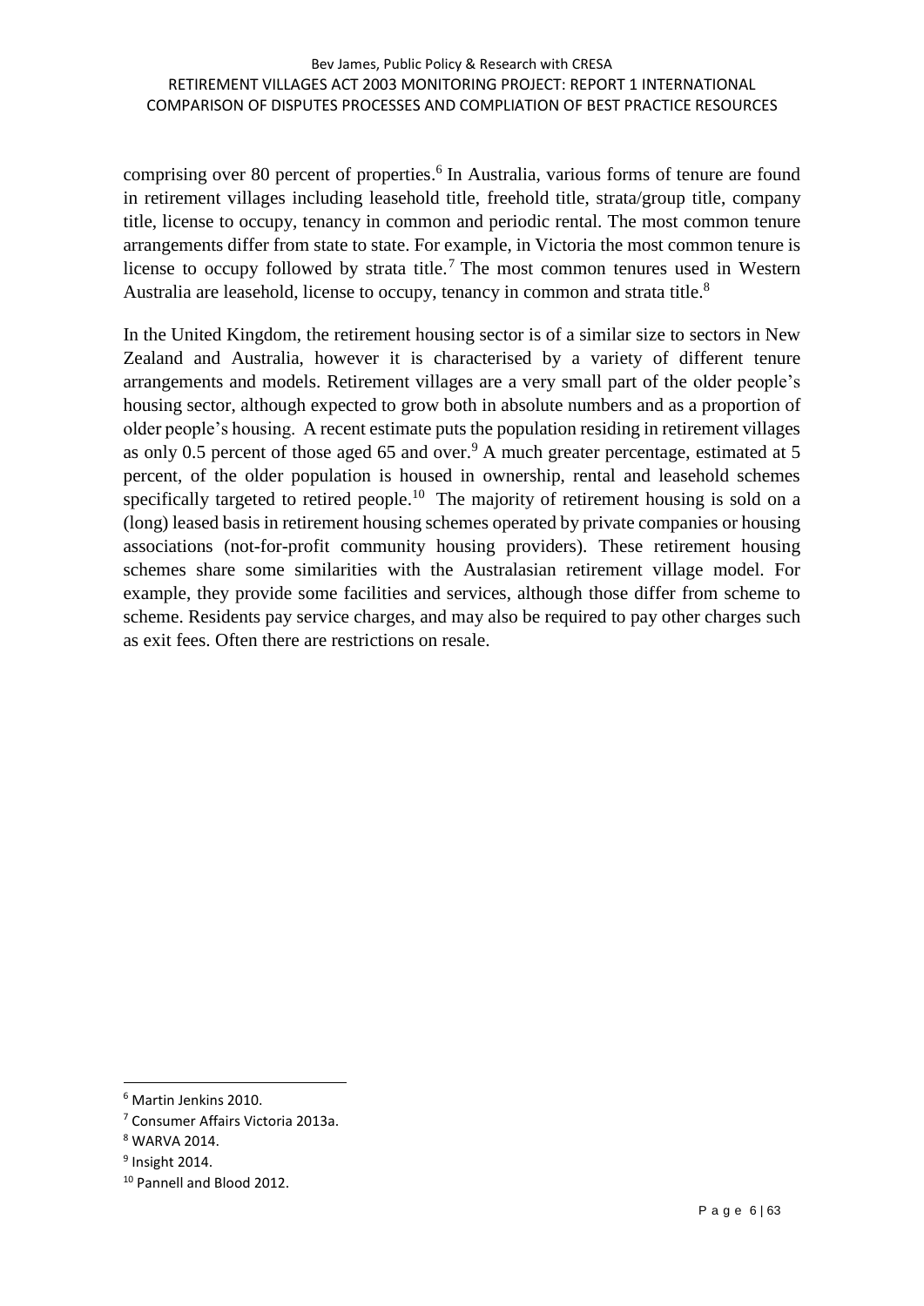comprising over 80 percent of properties.[6] In Australia, various forms of tenure are found in retirement villages including leasehold title, freehold title, strata/group title, company title, license to occupy, tenancy in common and periodic rental. The most common tenure arrangements differ from state to state. For example, in Victoria the most common tenure is license to occupy followed by strata title.[7] The most common tenures used in Western Australia are leasehold, license to occupy, tenancy in common and strata title.[8]

In the United Kingdom, the retirement housing sector is of a similar size to sectors in New Zealand and Australia, however it is characterised by a variety of different tenure arrangements and models. Retirement villages are a very small part of the older people's housing sector, although expected to grow both in absolute numbers and as a proportion of older people's housing. A recent estimate puts the population residing in retirement villages as only 0.5 percent of those aged 65 and over.[9] A much greater percentage, estimated at 5 percent, of the older population is housed in ownership, rental and leasehold schemes specifically targeted to retired people.[10] The majority of retirement housing is sold on a (long) leased basis in retirement housing schemes operated by private companies or housing associations (not-for-profit community housing providers). These retirement housing schemes share some similarities with the Australasian retirement village model. For example, they provide some facilities and services, although those differ from scheme to scheme. Residents pay service charges, and may also be required to pay other charges such as exit fees. Often there are restrictions on resale.

---

[6] Martin Jenkins 2010.

[7] Consumer Affairs Victoria 2013a.

[8] WARVA 2014.

[9] Insight 2014.

[10] Pannell and Blood 2012.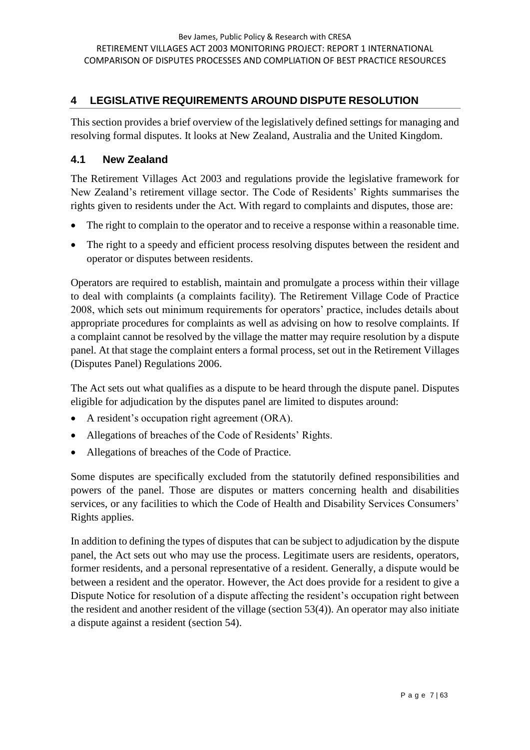## 4 LEGISLATIVE REQUIREMENTS AROUND DISPUTE RESOLUTION

This section provides a brief overview of the legislatively defined settings for managing and resolving formal disputes. It looks at New Zealand, Australia and the United Kingdom.

### 4.1 New Zealand

The Retirement Villages Act 2003 and regulations provide the legislative framework for New Zealand's retirement village sector. The Code of Residents' Rights summarises the rights given to residents under the Act. With regard to complaints and disputes, those are:

- The right to complain to the operator and to receive a response within a reasonable time.
- The right to a speedy and efficient process resolving disputes between the resident and operator or disputes between residents.

Operators are required to establish, maintain and promulgate a process within their village to deal with complaints (a complaints facility). The Retirement Village Code of Practice 2008, which sets out minimum requirements for operators' practice, includes details about appropriate procedures for complaints as well as advising on how to resolve complaints. If a complaint cannot be resolved by the village the matter may require resolution by a dispute panel. At that stage the complaint enters a formal process, set out in the Retirement Villages (Disputes Panel) Regulations 2006.

The Act sets out what qualifies as a dispute to be heard through the dispute panel. Disputes eligible for adjudication by the disputes panel are limited to disputes around:

- A resident's occupation right agreement (ORA).
- Allegations of breaches of the Code of Residents' Rights.
- Allegations of breaches of the Code of Practice.

Some disputes are specifically excluded from the statutorily defined responsibilities and powers of the panel. Those are disputes or matters concerning health and disabilities services, or any facilities to which the Code of Health and Disability Services Consumers' Rights applies.

In addition to defining the types of disputes that can be subject to adjudication by the dispute panel, the Act sets out who may use the process. Legitimate users are residents, operators, former residents, and a personal representative of a resident. Generally, a dispute would be between a resident and the operator. However, the Act does provide for a resident to give a Dispute Notice for resolution of a dispute affecting the resident's occupation right between the resident and another resident of the village (section 53(4)). An operator may also initiate a dispute against a resident (section 54).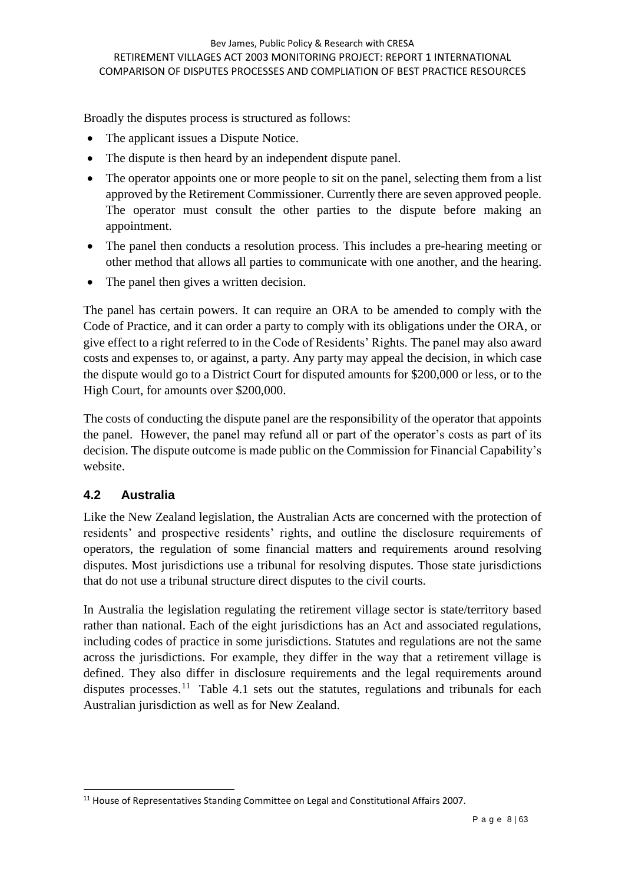Broadly the disputes process is structured as follows:

- The applicant issues a Dispute Notice.
- The dispute is then heard by an independent dispute panel.
- The operator appoints one or more people to sit on the panel, selecting them from a list approved by the Retirement Commissioner. Currently there are seven approved people. The operator must consult the other parties to the dispute before making an appointment.
- The panel then conducts a resolution process. This includes a pre-hearing meeting or other method that allows all parties to communicate with one another, and the hearing.
- The panel then gives a written decision.

The panel has certain powers. It can require an ORA to be amended to comply with the Code of Practice, and it can order a party to comply with its obligations under the ORA, or give effect to a right referred to in the Code of Residents' Rights. The panel may also award costs and expenses to, or against, a party. Any party may appeal the decision, in which case the dispute would go to a District Court for disputed amounts for $200,000 or less, or to the High Court, for amounts over $200,000.

The costs of conducting the dispute panel are the responsibility of the operator that appoints the panel. However, the panel may refund all or part of the operator's costs as part of its decision. The dispute outcome is made public on the Commission for Financial Capability's website.

## 4.2 Australia

Like the New Zealand legislation, the Australian Acts are concerned with the protection of residents' and prospective residents' rights, and outline the disclosure requirements of operators, the regulation of some financial matters and requirements around resolving disputes. Most jurisdictions use a tribunal for resolving disputes. Those state jurisdictions that do not use a tribunal structure direct disputes to the civil courts.

In Australia the legislation regulating the retirement village sector is state/territory based rather than national. Each of the eight jurisdictions has an Act and associated regulations, including codes of practice in some jurisdictions. Statutes and regulations are not the same across the jurisdictions. For example, they differ in the way that a retirement village is defined. They also differ in disclosure requirements and the legal requirements around disputes processes.[11] Table 4.1 sets out the statutes, regulations and tribunals for each Australian jurisdiction as well as for New Zealand.

[11] House of Representatives Standing Committee on Legal and Constitutional Affairs 2007.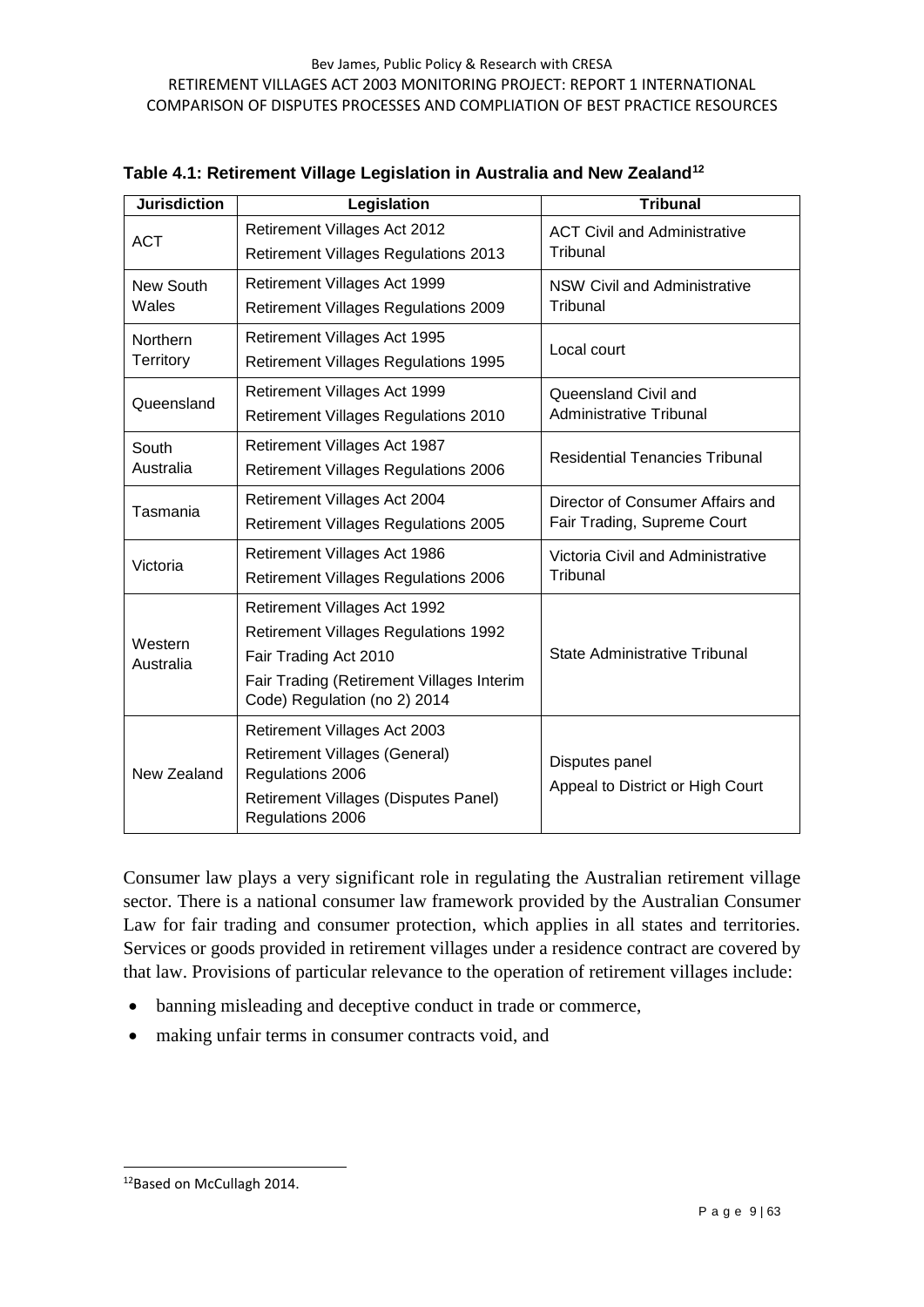**Table 4.1: Retirement Village Legislation in Australia and New Zealand**[12]

| Jurisdiction | Legislation | Tribunal |
|---|---|---|
| ACT | Retirement Villages Act 2012<br>Retirement Villages Regulations 2013 | ACT Civil and Administrative Tribunal |
| New South Wales | Retirement Villages Act 1999<br>Retirement Villages Regulations 2009 | NSW Civil and Administrative Tribunal |
| Northern Territory | Retirement Villages Act 1995<br>Retirement Villages Regulations 1995 | Local court |
| Queensland | Retirement Villages Act 1999<br>Retirement Villages Regulations 2010 | Queensland Civil and Administrative Tribunal |
| South Australia | Retirement Villages Act 1987<br>Retirement Villages Regulations 2006 | Residential Tenancies Tribunal |
| Tasmania | Retirement Villages Act 2004<br>Retirement Villages Regulations 2005 | Director of Consumer Affairs and Fair Trading, Supreme Court |
| Victoria | Retirement Villages Act 1986<br>Retirement Villages Regulations 2006 | Victoria Civil and Administrative Tribunal |
| Western Australia | Retirement Villages Act 1992<br>Retirement Villages Regulations 1992<br>Fair Trading Act 2010<br>Fair Trading (Retirement Villages Interim Code) Regulation (no 2) 2014 | State Administrative Tribunal |
| New Zealand | Retirement Villages Act 2003<br>Retirement Villages (General) Regulations 2006<br>Retirement Villages (Disputes Panel) Regulations 2006 | Disputes panel<br>Appeal to District or High Court |

Consumer law plays a very significant role in regulating the Australian retirement village sector. There is a national consumer law framework provided by the Australian Consumer Law for fair trading and consumer protection, which applies in all states and territories. Services or goods provided in retirement villages under a residence contract are covered by that law. Provisions of particular relevance to the operation of retirement villages include:

- banning misleading and deceptive conduct in trade or commerce,
- making unfair terms in consumer contracts void, and

[12] Based on McCullagh 2014.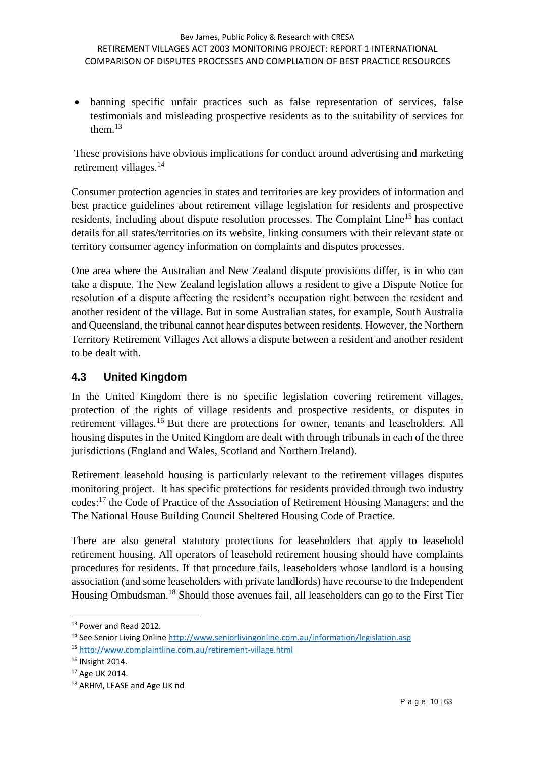- banning specific unfair practices such as false representation of services, false testimonials and misleading prospective residents as to the suitability of services for them.[13]

These provisions have obvious implications for conduct around advertising and marketing retirement villages.[14]

Consumer protection agencies in states and territories are key providers of information and best practice guidelines about retirement village legislation for residents and prospective residents, including about dispute resolution processes. The Complaint Line[15] has contact details for all states/territories on its website, linking consumers with their relevant state or territory consumer agency information on complaints and disputes processes.

One area where the Australian and New Zealand dispute provisions differ, is in who can take a dispute. The New Zealand legislation allows a resident to give a Dispute Notice for resolution of a dispute affecting the resident's occupation right between the resident and another resident of the village. But in some Australian states, for example, South Australia and Queensland, the tribunal cannot hear disputes between residents. However, the Northern Territory Retirement Villages Act allows a dispute between a resident and another resident to be dealt with.

### 4.3 United Kingdom

In the United Kingdom there is no specific legislation covering retirement villages, protection of the rights of village residents and prospective residents, or disputes in retirement villages.[16] But there are protections for owner, tenants and leaseholders. All housing disputes in the United Kingdom are dealt with through tribunals in each of the three jurisdictions (England and Wales, Scotland and Northern Ireland).

Retirement leasehold housing is particularly relevant to the retirement villages disputes monitoring project. It has specific protections for residents provided through two industry codes:[17] the Code of Practice of the Association of Retirement Housing Managers; and the The National House Building Council Sheltered Housing Code of Practice.

There are also general statutory protections for leaseholders that apply to leasehold retirement housing. All operators of leasehold retirement housing should have complaints procedures for residents. If that procedure fails, leaseholders whose landlord is a housing association (and some leaseholders with private landlords) have recourse to the Independent Housing Ombudsman.[18] Should those avenues fail, all leaseholders can go to the First Tier

---

[13] Power and Read 2012.

[14] See Senior Living Online http://www.seniorlivingonline.com.au/information/legislation.asp

[15] http://www.complaintline.com.au/retirement-village.html

[16] INsight 2014.

[17] Age UK 2014.

[18] ARHM, LEASE and Age UK nd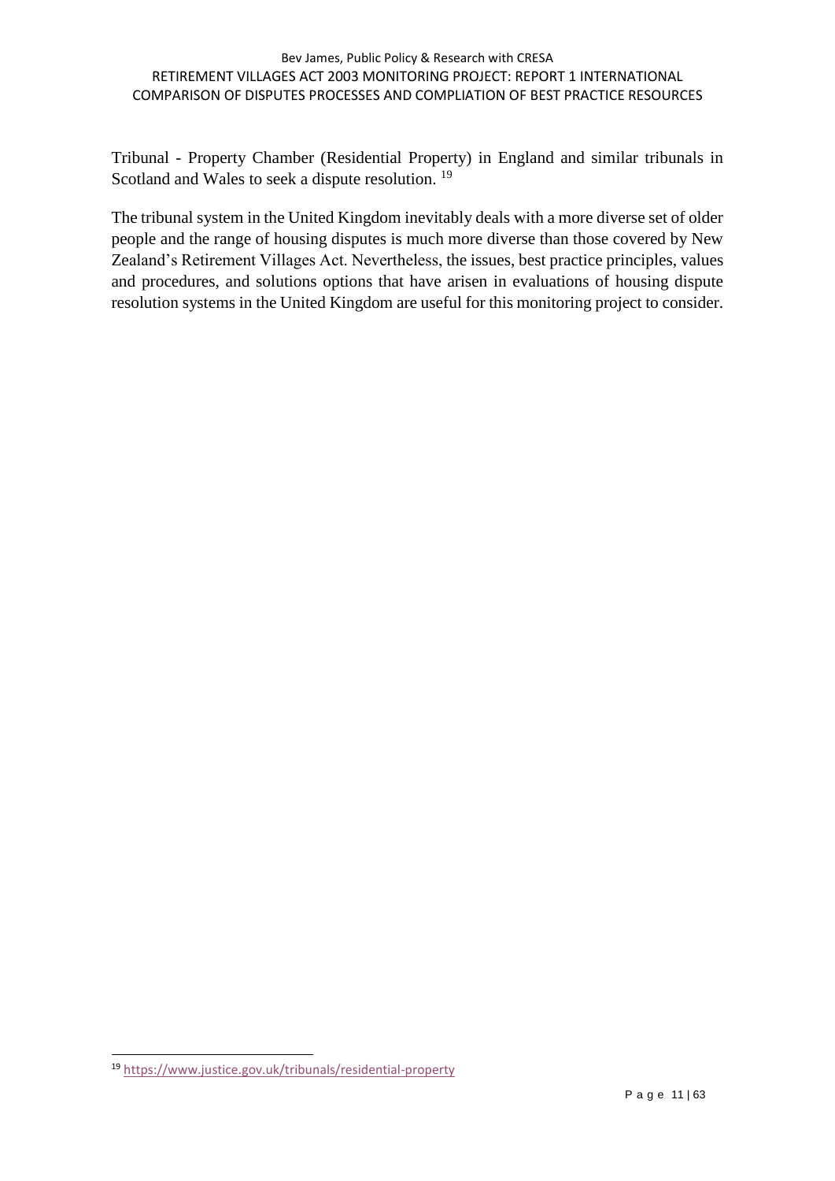Tribunal - Property Chamber (Residential Property) in England and similar tribunals in Scotland and Wales to seek a dispute resolution. [19]

The tribunal system in the United Kingdom inevitably deals with a more diverse set of older people and the range of housing disputes is much more diverse than those covered by New Zealand's Retirement Villages Act. Nevertheless, the issues, best practice principles, values and procedures, and solutions options that have arisen in evaluations of housing dispute resolution systems in the United Kingdom are useful for this monitoring project to consider.

---

[19] https://www.justice.gov.uk/tribunals/residential-property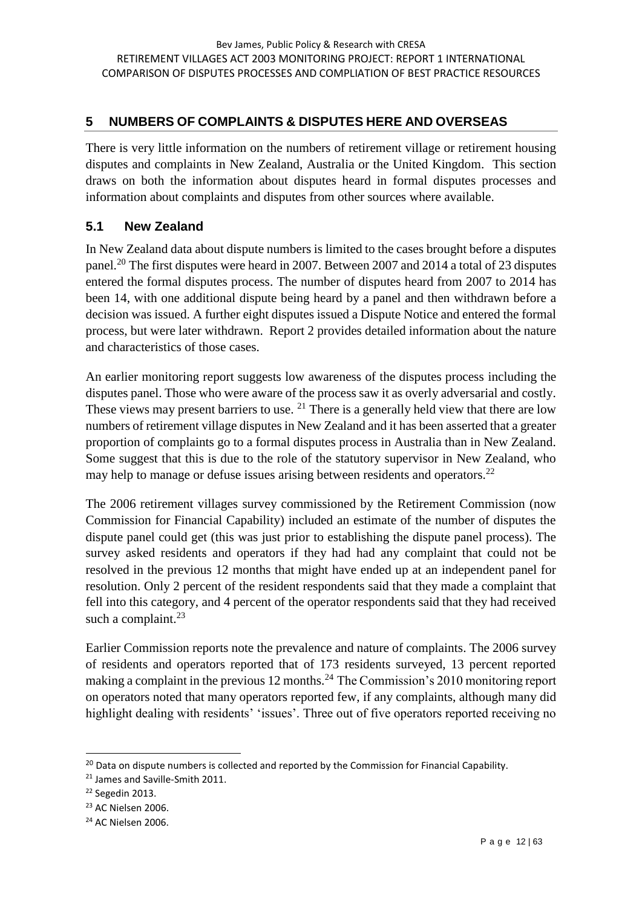## 5 NUMBERS OF COMPLAINTS & DISPUTES HERE AND OVERSEAS

There is very little information on the numbers of retirement village or retirement housing disputes and complaints in New Zealand, Australia or the United Kingdom. This section draws on both the information about disputes heard in formal disputes processes and information about complaints and disputes from other sources where available.

### 5.1 New Zealand

In New Zealand data about dispute numbers is limited to the cases brought before a disputes panel.[20] The first disputes were heard in 2007. Between 2007 and 2014 a total of 23 disputes entered the formal disputes process. The number of disputes heard from 2007 to 2014 has been 14, with one additional dispute being heard by a panel and then withdrawn before a decision was issued. A further eight disputes issued a Dispute Notice and entered the formal process, but were later withdrawn. Report 2 provides detailed information about the nature and characteristics of those cases.

An earlier monitoring report suggests low awareness of the disputes process including the disputes panel. Those who were aware of the process saw it as overly adversarial and costly. These views may present barriers to use. [21] There is a generally held view that there are low numbers of retirement village disputes in New Zealand and it has been asserted that a greater proportion of complaints go to a formal disputes process in Australia than in New Zealand. Some suggest that this is due to the role of the statutory supervisor in New Zealand, who may help to manage or defuse issues arising between residents and operators.[22]

The 2006 retirement villages survey commissioned by the Retirement Commission (now Commission for Financial Capability) included an estimate of the number of disputes the dispute panel could get (this was just prior to establishing the dispute panel process). The survey asked residents and operators if they had had any complaint that could not be resolved in the previous 12 months that might have ended up at an independent panel for resolution. Only 2 percent of the resident respondents said that they made a complaint that fell into this category, and 4 percent of the operator respondents said that they had received such a complaint.[23]

Earlier Commission reports note the prevalence and nature of complaints. The 2006 survey of residents and operators reported that of 173 residents surveyed, 13 percent reported making a complaint in the previous 12 months.[24] The Commission's 2010 monitoring report on operators noted that many operators reported few, if any complaints, although many did highlight dealing with residents' 'issues'. Three out of five operators reported receiving no

[20] Data on dispute numbers is collected and reported by the Commission for Financial Capability.

[21] James and Saville-Smith 2011.

[22] Segedin 2013.

[23] AC Nielsen 2006.

[24] AC Nielsen 2006.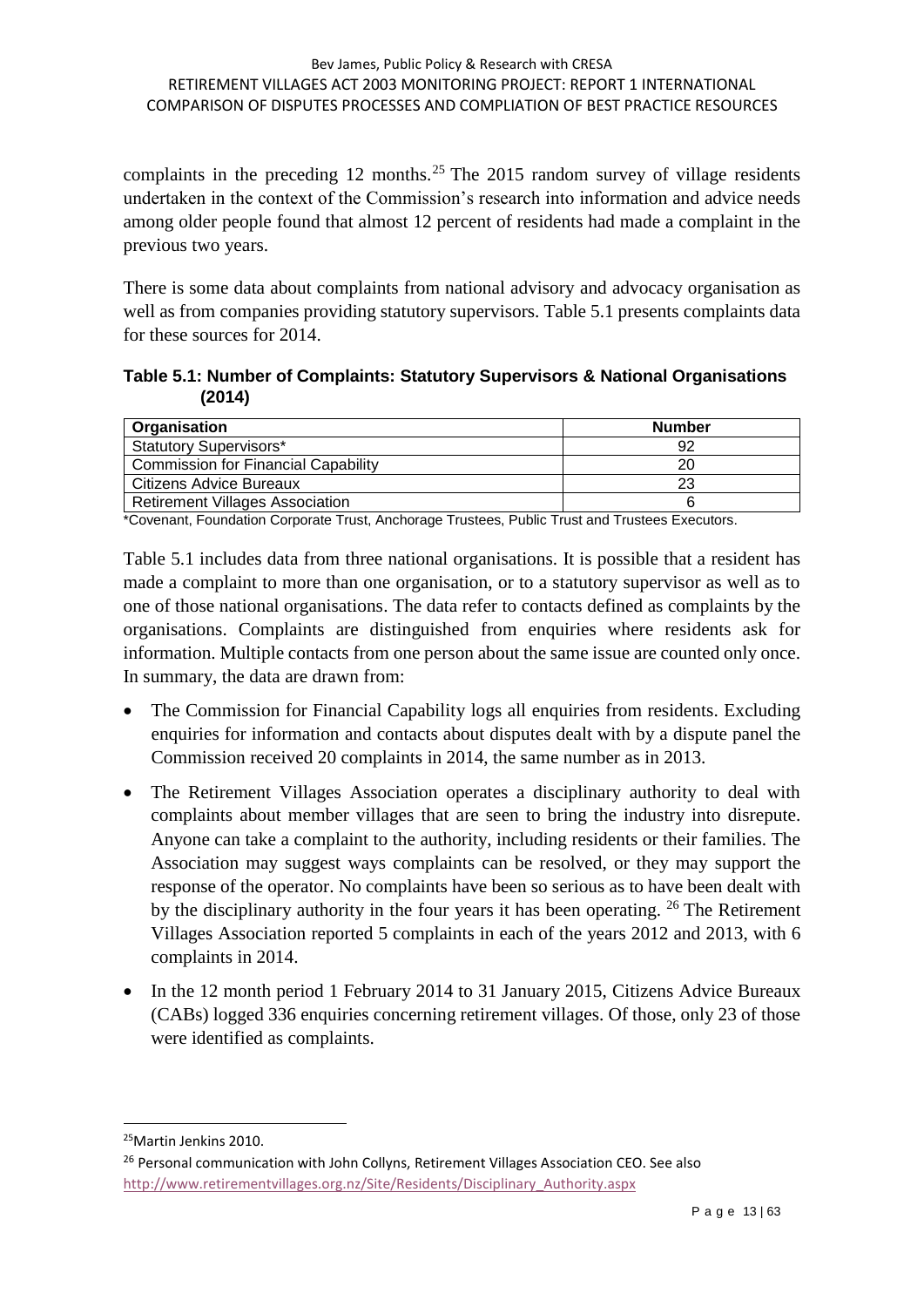complaints in the preceding 12 months.[25] The 2015 random survey of village residents undertaken in the context of the Commission's research into information and advice needs among older people found that almost 12 percent of residents had made a complaint in the previous two years.

There is some data about complaints from national advisory and advocacy organisation as well as from companies providing statutory supervisors. Table 5.1 presents complaints data for these sources for 2014.

**Table 5.1: Number of Complaints: Statutory Supervisors & National Organisations (2014)**

| Organisation | Number |
|---|---|
| Statutory Supervisors* | 92 |
| Commission for Financial Capability | 20 |
| Citizens Advice Bureaux | 23 |
| Retirement Villages Association | 6 |

*Covenant, Foundation Corporate Trust, Anchorage Trustees, Public Trust and Trustees Executors.

Table 5.1 includes data from three national organisations. It is possible that a resident has made a complaint to more than one organisation, or to a statutory supervisor as well as to one of those national organisations. The data refer to contacts defined as complaints by the organisations. Complaints are distinguished from enquiries where residents ask for information. Multiple contacts from one person about the same issue are counted only once. In summary, the data are drawn from:

- The Commission for Financial Capability logs all enquiries from residents. Excluding enquiries for information and contacts about disputes dealt with by a dispute panel the Commission received 20 complaints in 2014, the same number as in 2013.
- The Retirement Villages Association operates a disciplinary authority to deal with complaints about member villages that are seen to bring the industry into disrepute. Anyone can take a complaint to the authority, including residents or their families. The Association may suggest ways complaints can be resolved, or they may support the response of the operator. No complaints have been so serious as to have been dealt with by the disciplinary authority in the four years it has been operating. [26] The Retirement Villages Association reported 5 complaints in each of the years 2012 and 2013, with 6 complaints in 2014.
- In the 12 month period 1 February 2014 to 31 January 2015, Citizens Advice Bureaux (CABs) logged 336 enquiries concerning retirement villages. Of those, only 23 of those were identified as complaints.

---

[25] Martin Jenkins 2010.

[26] Personal communication with John Collyns, Retirement Villages Association CEO. See also http://www.retirementvillages.org.nz/Site/Residents/Disciplinary_Authority.aspx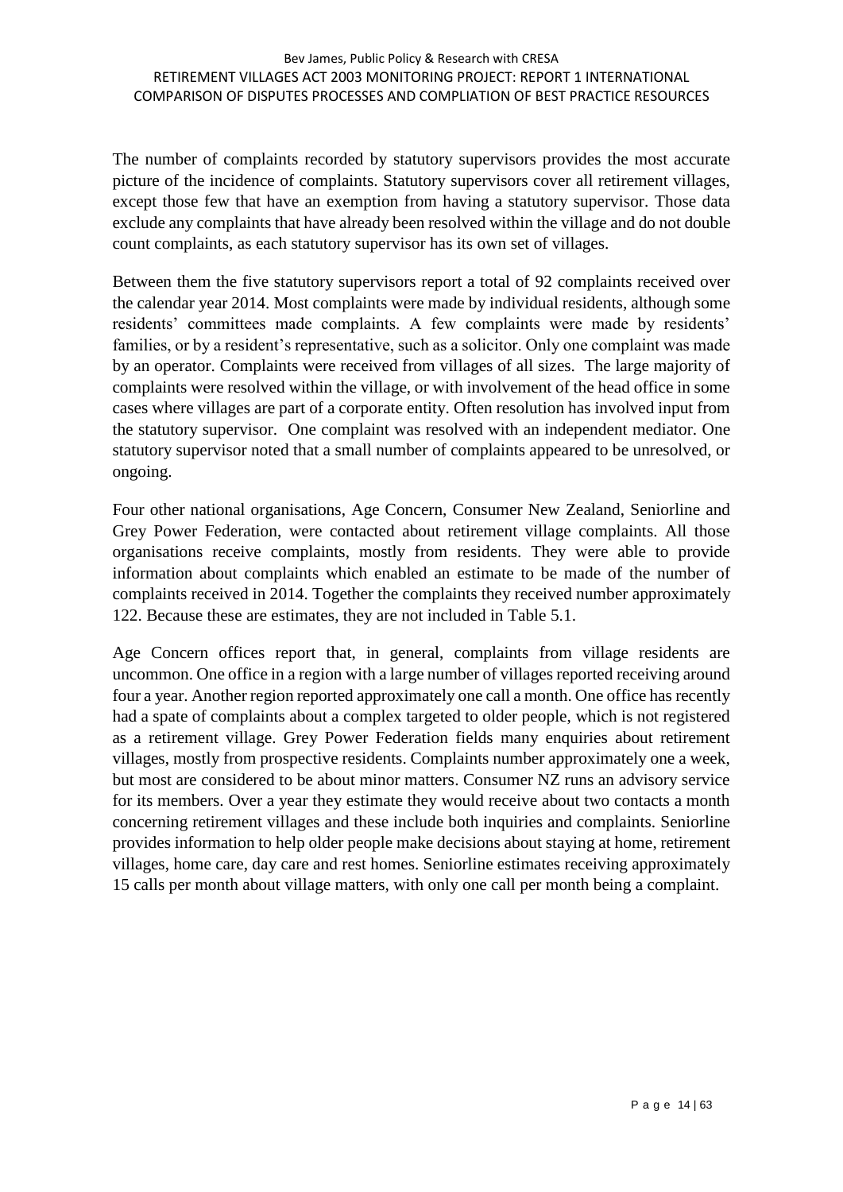The number of complaints recorded by statutory supervisors provides the most accurate picture of the incidence of complaints. Statutory supervisors cover all retirement villages, except those few that have an exemption from having a statutory supervisor. Those data exclude any complaints that have already been resolved within the village and do not double count complaints, as each statutory supervisor has its own set of villages.

Between them the five statutory supervisors report a total of 92 complaints received over the calendar year 2014. Most complaints were made by individual residents, although some residents' committees made complaints. A few complaints were made by residents' families, or by a resident's representative, such as a solicitor. Only one complaint was made by an operator. Complaints were received from villages of all sizes. The large majority of complaints were resolved within the village, or with involvement of the head office in some cases where villages are part of a corporate entity. Often resolution has involved input from the statutory supervisor. One complaint was resolved with an independent mediator. One statutory supervisor noted that a small number of complaints appeared to be unresolved, or ongoing.

Four other national organisations, Age Concern, Consumer New Zealand, Seniorline and Grey Power Federation, were contacted about retirement village complaints. All those organisations receive complaints, mostly from residents. They were able to provide information about complaints which enabled an estimate to be made of the number of complaints received in 2014. Together the complaints they received number approximately 122. Because these are estimates, they are not included in Table 5.1.

Age Concern offices report that, in general, complaints from village residents are uncommon. One office in a region with a large number of villages reported receiving around four a year. Another region reported approximately one call a month. One office has recently had a spate of complaints about a complex targeted to older people, which is not registered as a retirement village. Grey Power Federation fields many enquiries about retirement villages, mostly from prospective residents. Complaints number approximately one a week, but most are considered to be about minor matters. Consumer NZ runs an advisory service for its members. Over a year they estimate they would receive about two contacts a month concerning retirement villages and these include both inquiries and complaints. Seniorline provides information to help older people make decisions about staying at home, retirement villages, home care, day care and rest homes. Seniorline estimates receiving approximately 15 calls per month about village matters, with only one call per month being a complaint.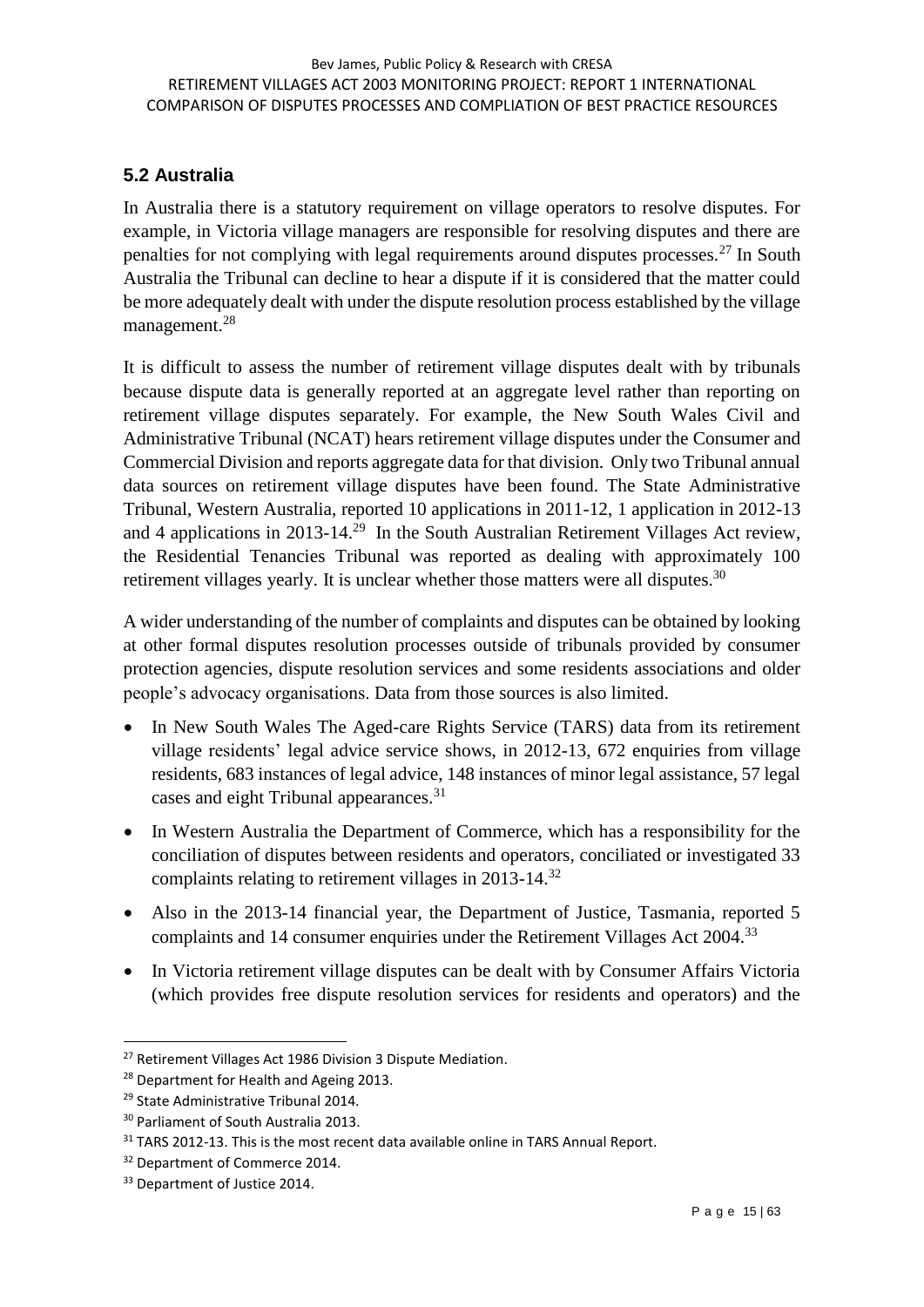## 5.2 Australia

In Australia there is a statutory requirement on village operators to resolve disputes. For example, in Victoria village managers are responsible for resolving disputes and there are penalties for not complying with legal requirements around disputes processes.[27] In South Australia the Tribunal can decline to hear a dispute if it is considered that the matter could be more adequately dealt with under the dispute resolution process established by the village management.[28]

It is difficult to assess the number of retirement village disputes dealt with by tribunals because dispute data is generally reported at an aggregate level rather than reporting on retirement village disputes separately. For example, the New South Wales Civil and Administrative Tribunal (NCAT) hears retirement village disputes under the Consumer and Commercial Division and reports aggregate data for that division. Only two Tribunal annual data sources on retirement village disputes have been found. The State Administrative Tribunal, Western Australia, reported 10 applications in 2011-12, 1 application in 2012-13 and 4 applications in 2013-14.[29] In the South Australian Retirement Villages Act review, the Residential Tenancies Tribunal was reported as dealing with approximately 100 retirement villages yearly. It is unclear whether those matters were all disputes.[30]

A wider understanding of the number of complaints and disputes can be obtained by looking at other formal disputes resolution processes outside of tribunals provided by consumer protection agencies, dispute resolution services and some residents associations and older people's advocacy organisations. Data from those sources is also limited.

- In New South Wales The Aged-care Rights Service (TARS) data from its retirement village residents' legal advice service shows, in 2012-13, 672 enquiries from village residents, 683 instances of legal advice, 148 instances of minor legal assistance, 57 legal cases and eight Tribunal appearances.[31]
- In Western Australia the Department of Commerce, which has a responsibility for the conciliation of disputes between residents and operators, conciliated or investigated 33 complaints relating to retirement villages in 2013-14.[32]
- Also in the 2013-14 financial year, the Department of Justice, Tasmania, reported 5 complaints and 14 consumer enquiries under the Retirement Villages Act 2004.[33]
- In Victoria retirement village disputes can be dealt with by Consumer Affairs Victoria (which provides free dispute resolution services for residents and operators) and the

[27] Retirement Villages Act 1986 Division 3 Dispute Mediation.
[28] Department for Health and Ageing 2013.
[29] State Administrative Tribunal 2014.
[30] Parliament of South Australia 2013.
[31] TARS 2012-13. This is the most recent data available online in TARS Annual Report.
[32] Department of Commerce 2014.
[33] Department of Justice 2014.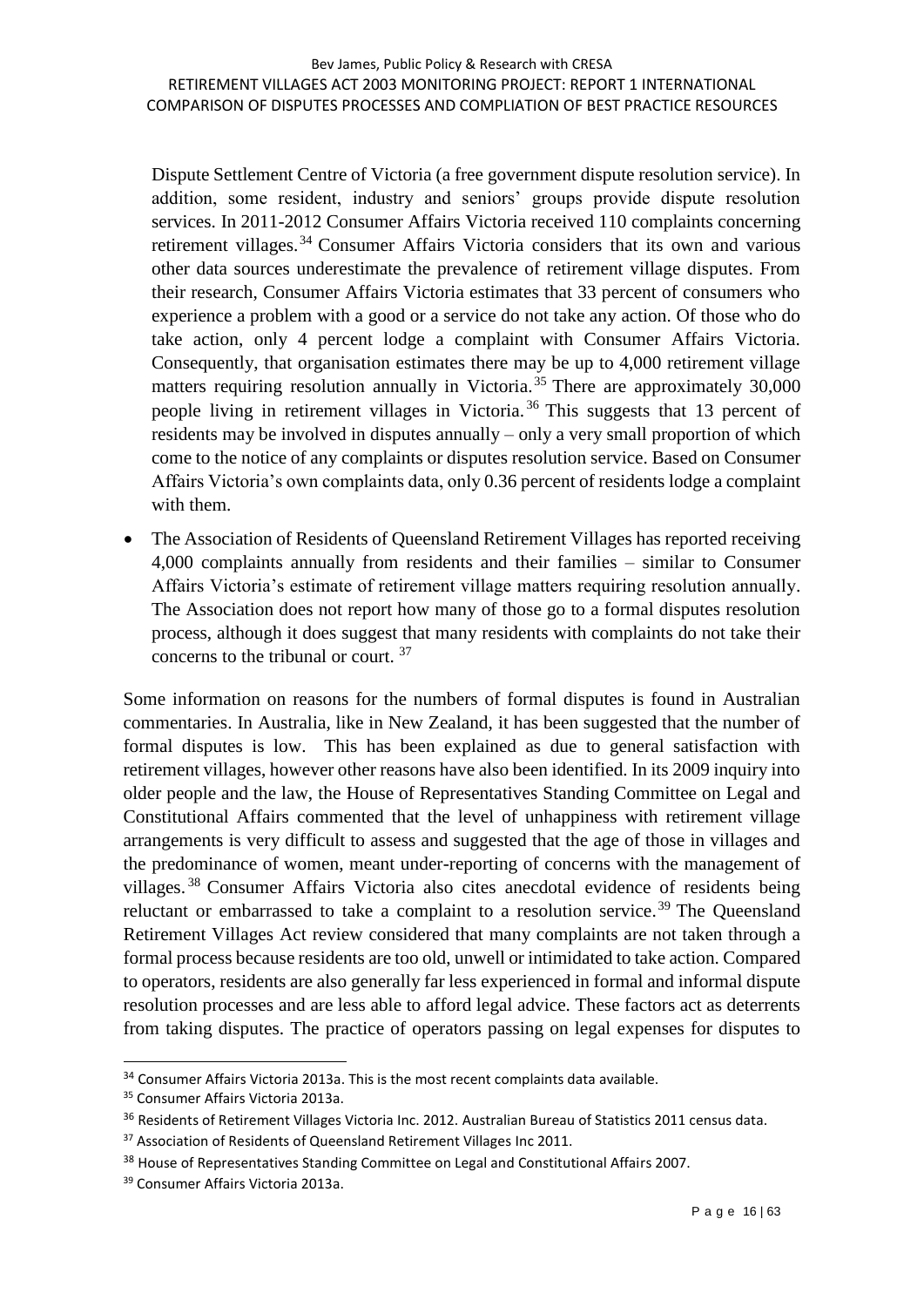Dispute Settlement Centre of Victoria (a free government dispute resolution service). In addition, some resident, industry and seniors' groups provide dispute resolution services. In 2011-2012 Consumer Affairs Victoria received 110 complaints concerning retirement villages.[34] Consumer Affairs Victoria considers that its own and various other data sources underestimate the prevalence of retirement village disputes. From their research, Consumer Affairs Victoria estimates that 33 percent of consumers who experience a problem with a good or a service do not take any action. Of those who do take action, only 4 percent lodge a complaint with Consumer Affairs Victoria. Consequently, that organisation estimates there may be up to 4,000 retirement village matters requiring resolution annually in Victoria.[35] There are approximately 30,000 people living in retirement villages in Victoria.[36] This suggests that 13 percent of residents may be involved in disputes annually – only a very small proportion of which come to the notice of any complaints or disputes resolution service. Based on Consumer Affairs Victoria's own complaints data, only 0.36 percent of residents lodge a complaint with them.

- The Association of Residents of Queensland Retirement Villages has reported receiving 4,000 complaints annually from residents and their families – similar to Consumer Affairs Victoria's estimate of retirement village matters requiring resolution annually. The Association does not report how many of those go to a formal disputes resolution process, although it does suggest that many residents with complaints do not take their concerns to the tribunal or court. [37]

Some information on reasons for the numbers of formal disputes is found in Australian commentaries. In Australia, like in New Zealand, it has been suggested that the number of formal disputes is low. This has been explained as due to general satisfaction with retirement villages, however other reasons have also been identified. In its 2009 inquiry into older people and the law, the House of Representatives Standing Committee on Legal and Constitutional Affairs commented that the level of unhappiness with retirement village arrangements is very difficult to assess and suggested that the age of those in villages and the predominance of women, meant under-reporting of concerns with the management of villages.[38] Consumer Affairs Victoria also cites anecdotal evidence of residents being reluctant or embarrassed to take a complaint to a resolution service.[39] The Queensland Retirement Villages Act review considered that many complaints are not taken through a formal process because residents are too old, unwell or intimidated to take action. Compared to operators, residents are also generally far less experienced in formal and informal dispute resolution processes and are less able to afford legal advice. These factors act as deterrents from taking disputes. The practice of operators passing on legal expenses for disputes to

---

[34] Consumer Affairs Victoria 2013a. This is the most recent complaints data available.

[35] Consumer Affairs Victoria 2013a.

[36] Residents of Retirement Villages Victoria Inc. 2012. Australian Bureau of Statistics 2011 census data.

[37] Association of Residents of Queensland Retirement Villages Inc 2011.

[38] House of Representatives Standing Committee on Legal and Constitutional Affairs 2007.

[39] Consumer Affairs Victoria 2013a.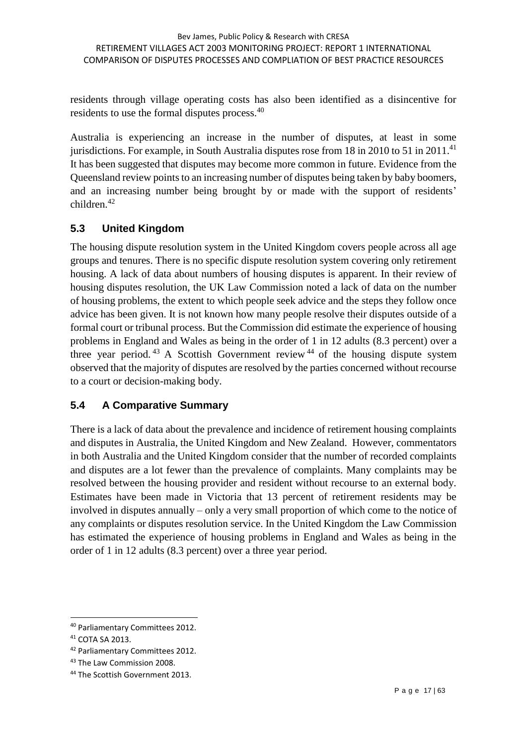residents through village operating costs has also been identified as a disincentive for residents to use the formal disputes process.[40]

Australia is experiencing an increase in the number of disputes, at least in some jurisdictions. For example, in South Australia disputes rose from 18 in 2010 to 51 in 2011.[41] It has been suggested that disputes may become more common in future. Evidence from the Queensland review points to an increasing number of disputes being taken by baby boomers, and an increasing number being brought by or made with the support of residents' children.[42]

## 5.3 United Kingdom

The housing dispute resolution system in the United Kingdom covers people across all age groups and tenures. There is no specific dispute resolution system covering only retirement housing. A lack of data about numbers of housing disputes is apparent. In their review of housing disputes resolution, the UK Law Commission noted a lack of data on the number of housing problems, the extent to which people seek advice and the steps they follow once advice has been given. It is not known how many people resolve their disputes outside of a formal court or tribunal process. But the Commission did estimate the experience of housing problems in England and Wales as being in the order of 1 in 12 adults (8.3 percent) over a three year period.[43] A Scottish Government review[44] of the housing dispute system observed that the majority of disputes are resolved by the parties concerned without recourse to a court or decision-making body.

## 5.4 A Comparative Summary

There is a lack of data about the prevalence and incidence of retirement housing complaints and disputes in Australia, the United Kingdom and New Zealand. However, commentators in both Australia and the United Kingdom consider that the number of recorded complaints and disputes are a lot fewer than the prevalence of complaints. Many complaints may be resolved between the housing provider and resident without recourse to an external body. Estimates have been made in Victoria that 13 percent of retirement residents may be involved in disputes annually – only a very small proportion of which come to the notice of any complaints or disputes resolution service. In the United Kingdom the Law Commission has estimated the experience of housing problems in England and Wales as being in the order of 1 in 12 adults (8.3 percent) over a three year period.

---

[40] Parliamentary Committees 2012.

[41] COTA SA 2013.

[42] Parliamentary Committees 2012.

[43] The Law Commission 2008.

[44] The Scottish Government 2013.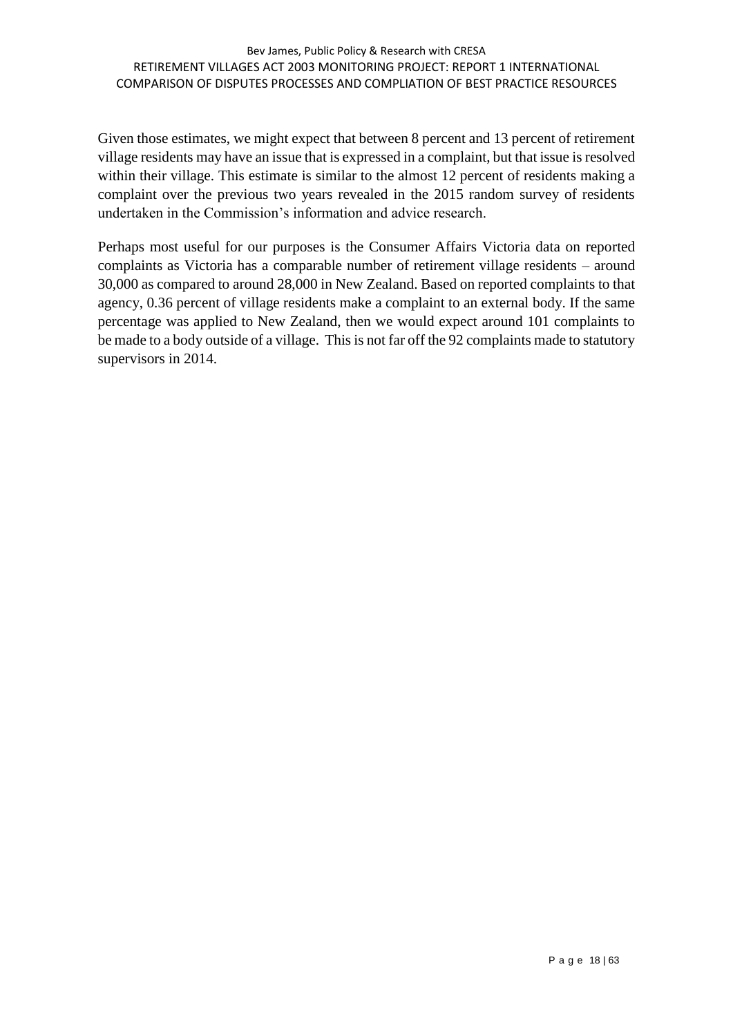Given those estimates, we might expect that between 8 percent and 13 percent of retirement village residents may have an issue that is expressed in a complaint, but that issue is resolved within their village. This estimate is similar to the almost 12 percent of residents making a complaint over the previous two years revealed in the 2015 random survey of residents undertaken in the Commission's information and advice research.

Perhaps most useful for our purposes is the Consumer Affairs Victoria data on reported complaints as Victoria has a comparable number of retirement village residents – around 30,000 as compared to around 28,000 in New Zealand. Based on reported complaints to that agency, 0.36 percent of village residents make a complaint to an external body. If the same percentage was applied to New Zealand, then we would expect around 101 complaints to be made to a body outside of a village. This is not far off the 92 complaints made to statutory supervisors in 2014.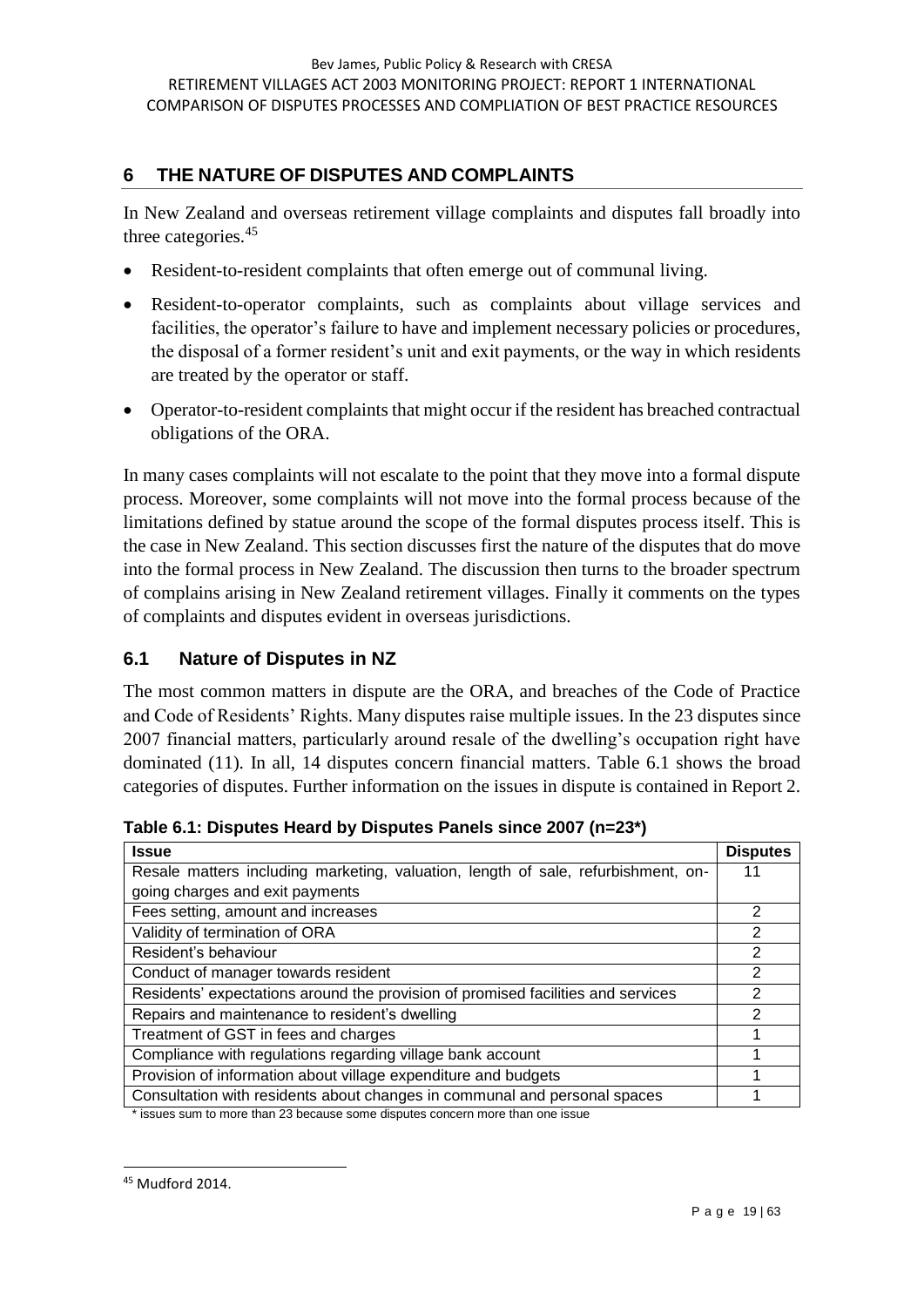## 6 THE NATURE OF DISPUTES AND COMPLAINTS

In New Zealand and overseas retirement village complaints and disputes fall broadly into three categories.[45]

- Resident-to-resident complaints that often emerge out of communal living.
- Resident-to-operator complaints, such as complaints about village services and facilities, the operator's failure to have and implement necessary policies or procedures, the disposal of a former resident's unit and exit payments, or the way in which residents are treated by the operator or staff.
- Operator-to-resident complaints that might occur if the resident has breached contractual obligations of the ORA.

In many cases complaints will not escalate to the point that they move into a formal dispute process. Moreover, some complaints will not move into the formal process because of the limitations defined by statue around the scope of the formal disputes process itself. This is the case in New Zealand. This section discusses first the nature of the disputes that do move into the formal process in New Zealand. The discussion then turns to the broader spectrum of complains arising in New Zealand retirement villages. Finally it comments on the types of complaints and disputes evident in overseas jurisdictions.

### 6.1 Nature of Disputes in NZ

The most common matters in dispute are the ORA, and breaches of the Code of Practice and Code of Residents' Rights. Many disputes raise multiple issues. In the 23 disputes since 2007 financial matters, particularly around resale of the dwelling's occupation right have dominated (11). In all, 14 disputes concern financial matters. Table 6.1 shows the broad categories of disputes. Further information on the issues in dispute is contained in Report 2.

**Table 6.1: Disputes Heard by Disputes Panels since 2007 (n=23*)**

| Issue | Disputes |
|---|---|
| Resale matters including marketing, valuation, length of sale, refurbishment, on-going charges and exit payments | 11 |
| Fees setting, amount and increases | 2 |
| Validity of termination of ORA | 2 |
| Resident's behaviour | 2 |
| Conduct of manager towards resident | 2 |
| Residents' expectations around the provision of promised facilities and services | 2 |
| Repairs and maintenance to resident's dwelling | 2 |
| Treatment of GST in fees and charges | 1 |
| Compliance with regulations regarding village bank account | 1 |
| Provision of information about village expenditure and budgets | 1 |
| Consultation with residents about changes in communal and personal spaces | 1 |

\* issues sum to more than 23 because some disputes concern more than one issue

[45] Mudford 2014.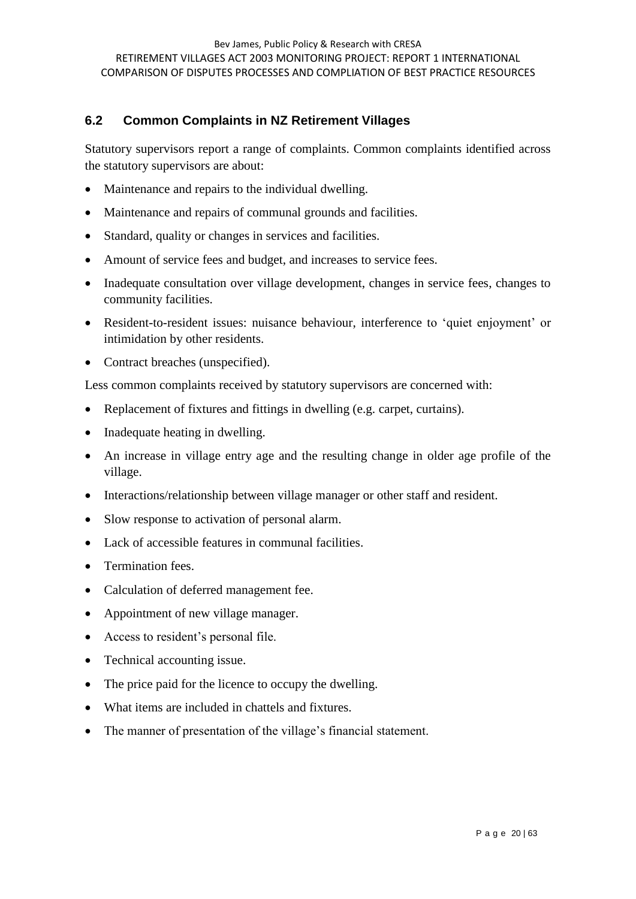## 6.2 Common Complaints in NZ Retirement Villages

Statutory supervisors report a range of complaints. Common complaints identified across the statutory supervisors are about:

- Maintenance and repairs to the individual dwelling.
- Maintenance and repairs of communal grounds and facilities.
- Standard, quality or changes in services and facilities.
- Amount of service fees and budget, and increases to service fees.
- Inadequate consultation over village development, changes in service fees, changes to community facilities.
- Resident-to-resident issues: nuisance behaviour, interference to 'quiet enjoyment' or intimidation by other residents.
- Contract breaches (unspecified).

Less common complaints received by statutory supervisors are concerned with:

- Replacement of fixtures and fittings in dwelling (e.g. carpet, curtains).
- Inadequate heating in dwelling.
- An increase in village entry age and the resulting change in older age profile of the village.
- Interactions/relationship between village manager or other staff and resident.
- Slow response to activation of personal alarm.
- Lack of accessible features in communal facilities.
- Termination fees.
- Calculation of deferred management fee.
- Appointment of new village manager.
- Access to resident's personal file.
- Technical accounting issue.
- The price paid for the licence to occupy the dwelling.
- What items are included in chattels and fixtures.
- The manner of presentation of the village's financial statement.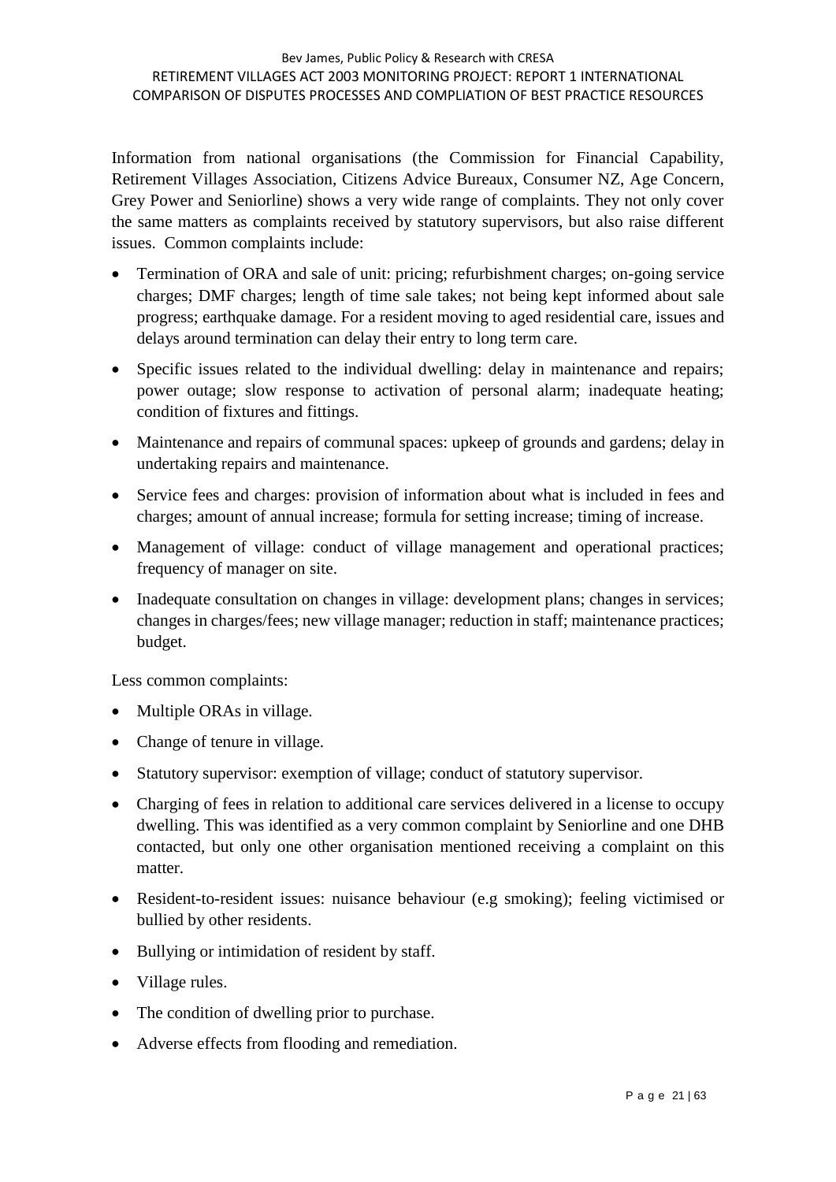Information from national organisations (the Commission for Financial Capability, Retirement Villages Association, Citizens Advice Bureaux, Consumer NZ, Age Concern, Grey Power and Seniorline) shows a very wide range of complaints. They not only cover the same matters as complaints received by statutory supervisors, but also raise different issues. Common complaints include:

- Termination of ORA and sale of unit: pricing; refurbishment charges; on-going service charges; DMF charges; length of time sale takes; not being kept informed about sale progress; earthquake damage. For a resident moving to aged residential care, issues and delays around termination can delay their entry to long term care.
- Specific issues related to the individual dwelling: delay in maintenance and repairs; power outage; slow response to activation of personal alarm; inadequate heating; condition of fixtures and fittings.
- Maintenance and repairs of communal spaces: upkeep of grounds and gardens; delay in undertaking repairs and maintenance.
- Service fees and charges: provision of information about what is included in fees and charges; amount of annual increase; formula for setting increase; timing of increase.
- Management of village: conduct of village management and operational practices; frequency of manager on site.
- Inadequate consultation on changes in village: development plans; changes in services; changes in charges/fees; new village manager; reduction in staff; maintenance practices; budget.

Less common complaints:

- Multiple ORAs in village.
- Change of tenure in village.
- Statutory supervisor: exemption of village; conduct of statutory supervisor.
- Charging of fees in relation to additional care services delivered in a license to occupy dwelling. This was identified as a very common complaint by Seniorline and one DHB contacted, but only one other organisation mentioned receiving a complaint on this matter.
- Resident-to-resident issues: nuisance behaviour (e.g smoking); feeling victimised or bullied by other residents.
- Bullying or intimidation of resident by staff.
- Village rules.
- The condition of dwelling prior to purchase.
- Adverse effects from flooding and remediation.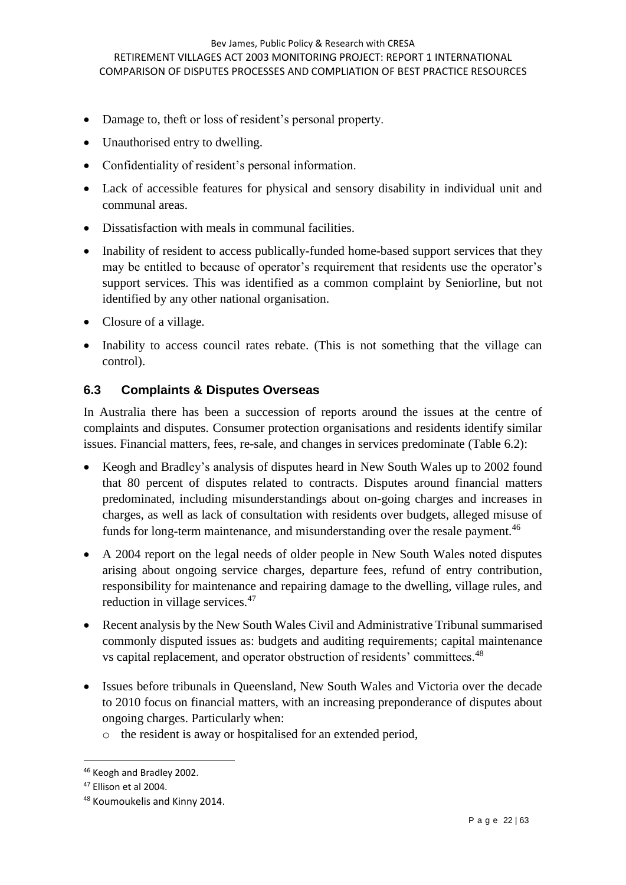- Damage to, theft or loss of resident's personal property.
- Unauthorised entry to dwelling.
- Confidentiality of resident's personal information.
- Lack of accessible features for physical and sensory disability in individual unit and communal areas.
- Dissatisfaction with meals in communal facilities.
- Inability of resident to access publically-funded home-based support services that they may be entitled to because of operator's requirement that residents use the operator's support services. This was identified as a common complaint by Seniorline, but not identified by any other national organisation.
- Closure of a village.
- Inability to access council rates rebate. (This is not something that the village can control).

### 6.3 Complaints & Disputes Overseas

In Australia there has been a succession of reports around the issues at the centre of complaints and disputes. Consumer protection organisations and residents identify similar issues. Financial matters, fees, re-sale, and changes in services predominate (Table 6.2):

- Keogh and Bradley's analysis of disputes heard in New South Wales up to 2002 found that 80 percent of disputes related to contracts. Disputes around financial matters predominated, including misunderstandings about on-going charges and increases in charges, as well as lack of consultation with residents over budgets, alleged misuse of funds for long-term maintenance, and misunderstanding over the resale payment.[46]
- A 2004 report on the legal needs of older people in New South Wales noted disputes arising about ongoing service charges, departure fees, refund of entry contribution, responsibility for maintenance and repairing damage to the dwelling, village rules, and reduction in village services.[47]
- Recent analysis by the New South Wales Civil and Administrative Tribunal summarised commonly disputed issues as: budgets and auditing requirements; capital maintenance vs capital replacement, and operator obstruction of residents' committees.[48]
- Issues before tribunals in Queensland, New South Wales and Victoria over the decade to 2010 focus on financial matters, with an increasing preponderance of disputes about ongoing charges. Particularly when:
  - the resident is away or hospitalised for an extended period,

---

[46] Keogh and Bradley 2002.

[47] Ellison et al 2004.

[48] Koumoukelis and Kinny 2014.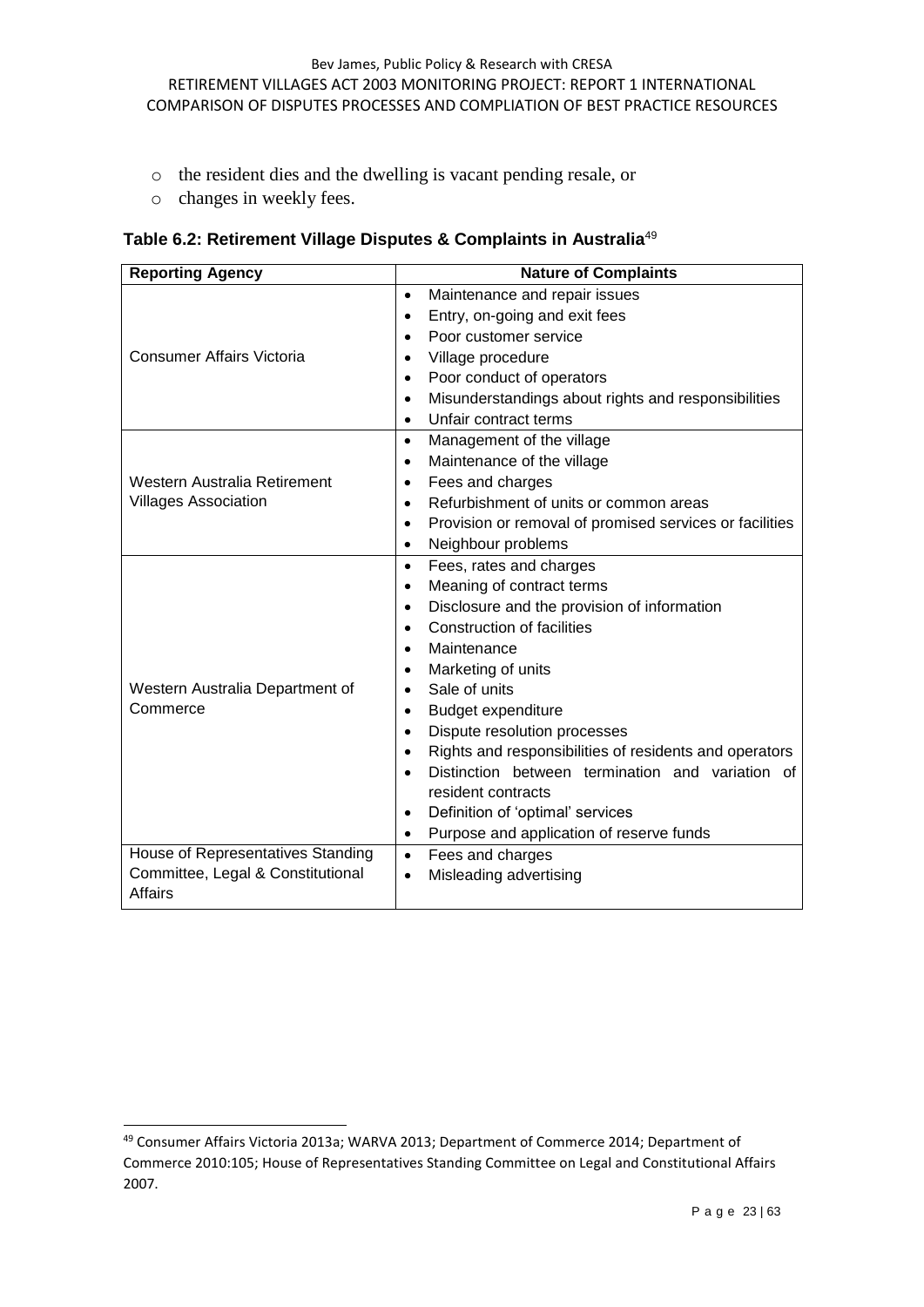- the resident dies and the dwelling is vacant pending resale, or
- changes in weekly fees.

**Table 6.2: Retirement Village Disputes & Complaints in Australia**[49]

| Reporting Agency | Nature of Complaints |
|---|---|
| Consumer Affairs Victoria | • Maintenance and repair issues<br>• Entry, on-going and exit fees<br>• Poor customer service<br>• Village procedure<br>• Poor conduct of operators<br>• Misunderstandings about rights and responsibilities<br>• Unfair contract terms |
| Western Australia Retirement Villages Association | • Management of the village<br>• Maintenance of the village<br>• Fees and charges<br>• Refurbishment of units or common areas<br>• Provision or removal of promised services or facilities<br>• Neighbour problems |
| Western Australia Department of Commerce | • Fees, rates and charges<br>• Meaning of contract terms<br>• Disclosure and the provision of information<br>• Construction of facilities<br>• Maintenance<br>• Marketing of units<br>• Sale of units<br>• Budget expenditure<br>• Dispute resolution processes<br>• Rights and responsibilities of residents and operators<br>• Distinction between termination and variation of resident contracts<br>• Definition of 'optimal' services<br>• Purpose and application of reserve funds |
| House of Representatives Standing Committee, Legal & Constitutional Affairs | • Fees and charges<br>• Misleading advertising |

[49] Consumer Affairs Victoria 2013a; WARVA 2013; Department of Commerce 2014; Department of Commerce 2010:105; House of Representatives Standing Committee on Legal and Constitutional Affairs 2007.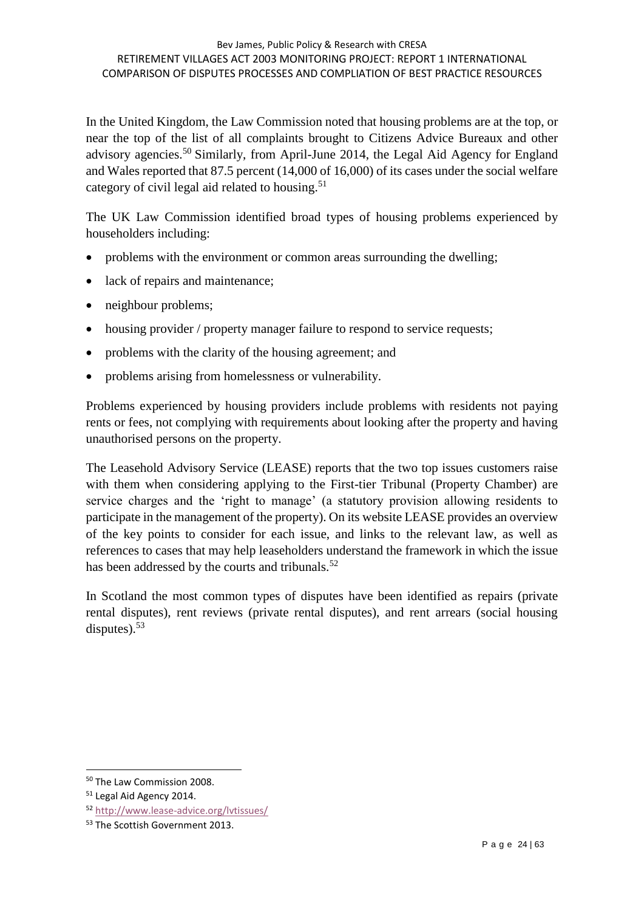In the United Kingdom, the Law Commission noted that housing problems are at the top, or near the top of the list of all complaints brought to Citizens Advice Bureaux and other advisory agencies.[50] Similarly, from April-June 2014, the Legal Aid Agency for England and Wales reported that 87.5 percent (14,000 of 16,000) of its cases under the social welfare category of civil legal aid related to housing.[51]

The UK Law Commission identified broad types of housing problems experienced by householders including:

- problems with the environment or common areas surrounding the dwelling;
- lack of repairs and maintenance;
- neighbour problems;
- housing provider / property manager failure to respond to service requests;
- problems with the clarity of the housing agreement; and
- problems arising from homelessness or vulnerability.

Problems experienced by housing providers include problems with residents not paying rents or fees, not complying with requirements about looking after the property and having unauthorised persons on the property.

The Leasehold Advisory Service (LEASE) reports that the two top issues customers raise with them when considering applying to the First-tier Tribunal (Property Chamber) are service charges and the 'right to manage' (a statutory provision allowing residents to participate in the management of the property). On its website LEASE provides an overview of the key points to consider for each issue, and links to the relevant law, as well as references to cases that may help leaseholders understand the framework in which the issue has been addressed by the courts and tribunals.[52]

In Scotland the most common types of disputes have been identified as repairs (private rental disputes), rent reviews (private rental disputes), and rent arrears (social housing disputes).[53]

---

[50] The Law Commission 2008.

[51] Legal Aid Agency 2014.

[52] http://www.lease-advice.org/lvtissues/

[53] The Scottish Government 2013.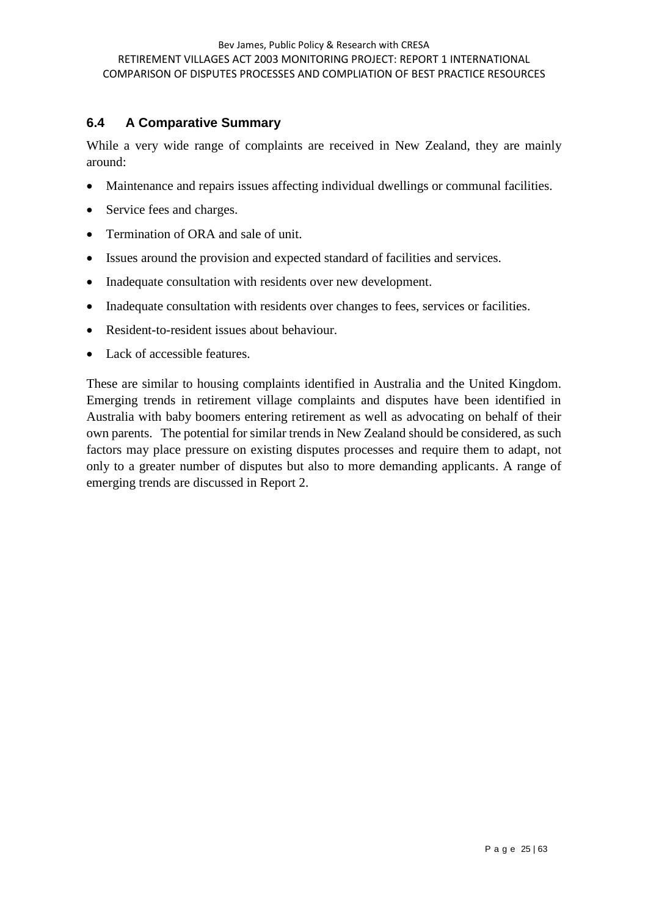### 6.4 A Comparative Summary

While a very wide range of complaints are received in New Zealand, they are mainly around:

- Maintenance and repairs issues affecting individual dwellings or communal facilities.
- Service fees and charges.
- Termination of ORA and sale of unit.
- Issues around the provision and expected standard of facilities and services.
- Inadequate consultation with residents over new development.
- Inadequate consultation with residents over changes to fees, services or facilities.
- Resident-to-resident issues about behaviour.
- Lack of accessible features.

These are similar to housing complaints identified in Australia and the United Kingdom. Emerging trends in retirement village complaints and disputes have been identified in Australia with baby boomers entering retirement as well as advocating on behalf of their own parents. The potential for similar trends in New Zealand should be considered, as such factors may place pressure on existing disputes processes and require them to adapt, not only to a greater number of disputes but also to more demanding applicants. A range of emerging trends are discussed in Report 2.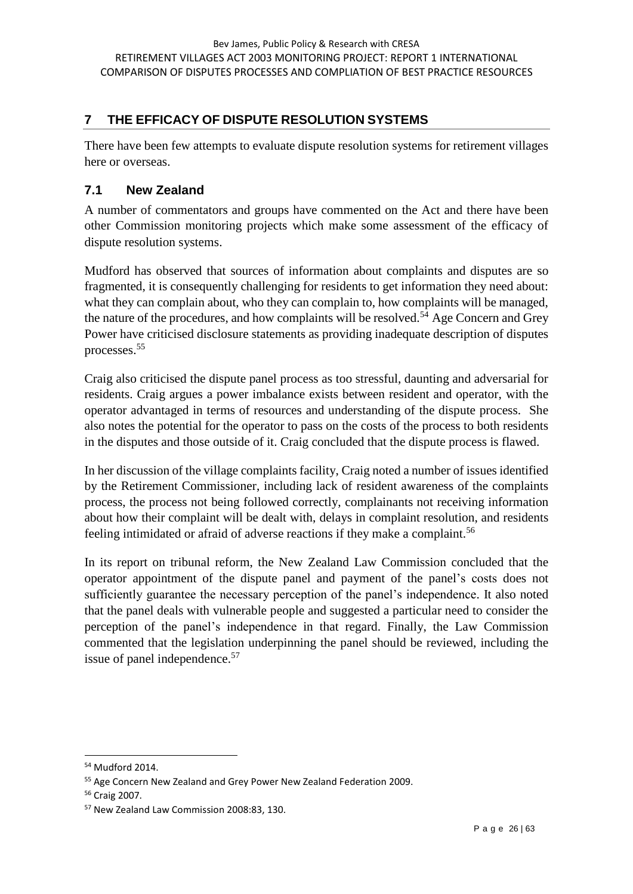## 7 THE EFFICACY OF DISPUTE RESOLUTION SYSTEMS

There have been few attempts to evaluate dispute resolution systems for retirement villages here or overseas.

### 7.1 New Zealand

A number of commentators and groups have commented on the Act and there have been other Commission monitoring projects which make some assessment of the efficacy of dispute resolution systems.

Mudford has observed that sources of information about complaints and disputes are so fragmented, it is consequently challenging for residents to get information they need about: what they can complain about, who they can complain to, how complaints will be managed, the nature of the procedures, and how complaints will be resolved.[54] Age Concern and Grey Power have criticised disclosure statements as providing inadequate description of disputes processes.[55]

Craig also criticised the dispute panel process as too stressful, daunting and adversarial for residents. Craig argues a power imbalance exists between resident and operator, with the operator advantaged in terms of resources and understanding of the dispute process. She also notes the potential for the operator to pass on the costs of the process to both residents in the disputes and those outside of it. Craig concluded that the dispute process is flawed.

In her discussion of the village complaints facility, Craig noted a number of issues identified by the Retirement Commissioner, including lack of resident awareness of the complaints process, the process not being followed correctly, complainants not receiving information about how their complaint will be dealt with, delays in complaint resolution, and residents feeling intimidated or afraid of adverse reactions if they make a complaint.[56]

In its report on tribunal reform, the New Zealand Law Commission concluded that the operator appointment of the dispute panel and payment of the panel's costs does not sufficiently guarantee the necessary perception of the panel's independence. It also noted that the panel deals with vulnerable people and suggested a particular need to consider the perception of the panel's independence in that regard. Finally, the Law Commission commented that the legislation underpinning the panel should be reviewed, including the issue of panel independence.[57]

---

[54] Mudford 2014.

[55] Age Concern New Zealand and Grey Power New Zealand Federation 2009.

[56] Craig 2007.

[57] New Zealand Law Commission 2008:83, 130.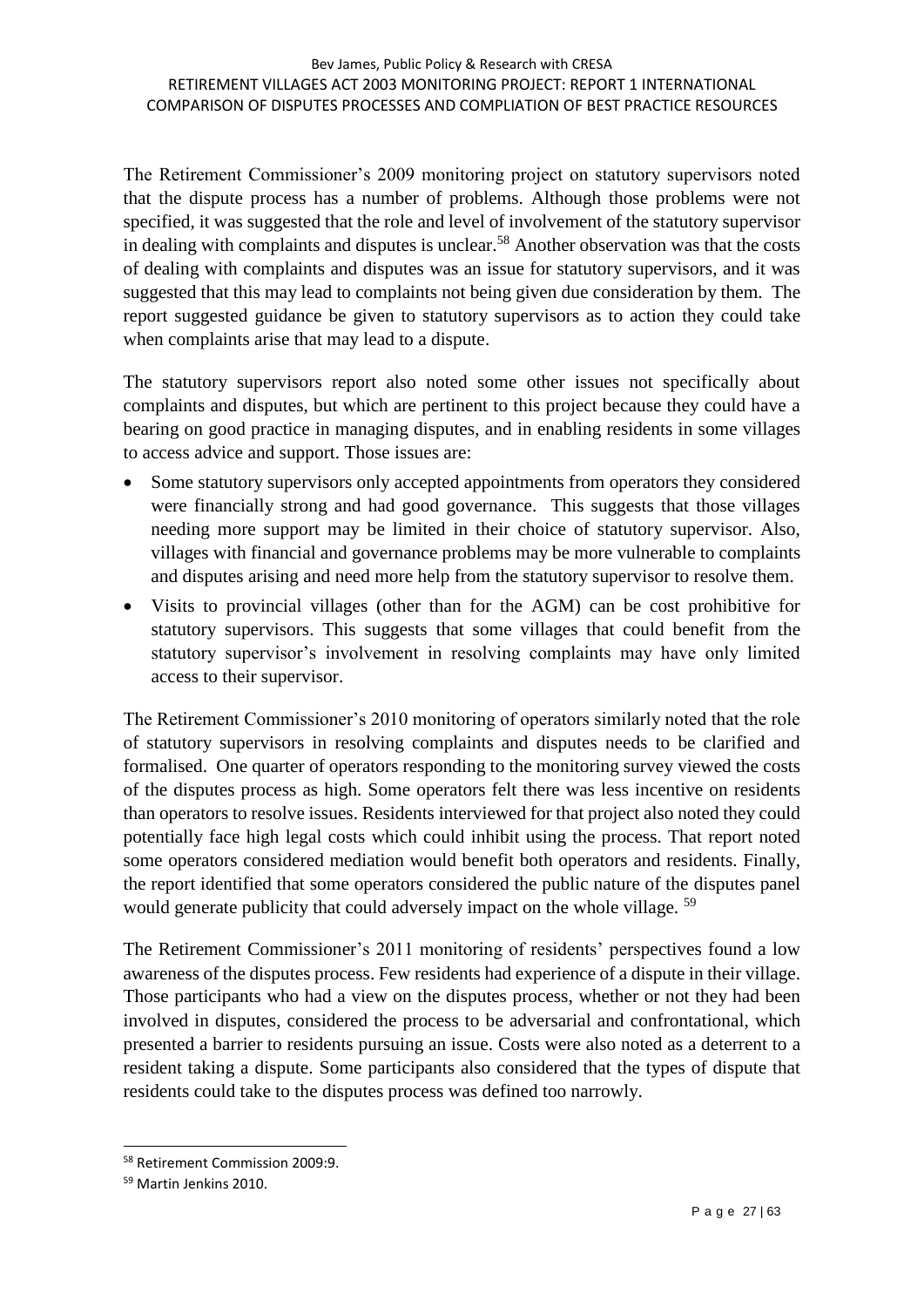The Retirement Commissioner's 2009 monitoring project on statutory supervisors noted that the dispute process has a number of problems. Although those problems were not specified, it was suggested that the role and level of involvement of the statutory supervisor in dealing with complaints and disputes is unclear.[58] Another observation was that the costs of dealing with complaints and disputes was an issue for statutory supervisors, and it was suggested that this may lead to complaints not being given due consideration by them. The report suggested guidance be given to statutory supervisors as to action they could take when complaints arise that may lead to a dispute.

The statutory supervisors report also noted some other issues not specifically about complaints and disputes, but which are pertinent to this project because they could have a bearing on good practice in managing disputes, and in enabling residents in some villages to access advice and support. Those issues are:

- Some statutory supervisors only accepted appointments from operators they considered were financially strong and had good governance. This suggests that those villages needing more support may be limited in their choice of statutory supervisor. Also, villages with financial and governance problems may be more vulnerable to complaints and disputes arising and need more help from the statutory supervisor to resolve them.
- Visits to provincial villages (other than for the AGM) can be cost prohibitive for statutory supervisors. This suggests that some villages that could benefit from the statutory supervisor's involvement in resolving complaints may have only limited access to their supervisor.

The Retirement Commissioner's 2010 monitoring of operators similarly noted that the role of statutory supervisors in resolving complaints and disputes needs to be clarified and formalised. One quarter of operators responding to the monitoring survey viewed the costs of the disputes process as high. Some operators felt there was less incentive on residents than operators to resolve issues. Residents interviewed for that project also noted they could potentially face high legal costs which could inhibit using the process. That report noted some operators considered mediation would benefit both operators and residents. Finally, the report identified that some operators considered the public nature of the disputes panel would generate publicity that could adversely impact on the whole village.[59]

The Retirement Commissioner's 2011 monitoring of residents' perspectives found a low awareness of the disputes process. Few residents had experience of a dispute in their village. Those participants who had a view on the disputes process, whether or not they had been involved in disputes, considered the process to be adversarial and confrontational, which presented a barrier to residents pursuing an issue. Costs were also noted as a deterrent to a resident taking a dispute. Some participants also considered that the types of dispute that residents could take to the disputes process was defined too narrowly.

[58] Retirement Commission 2009:9.

[59] Martin Jenkins 2010.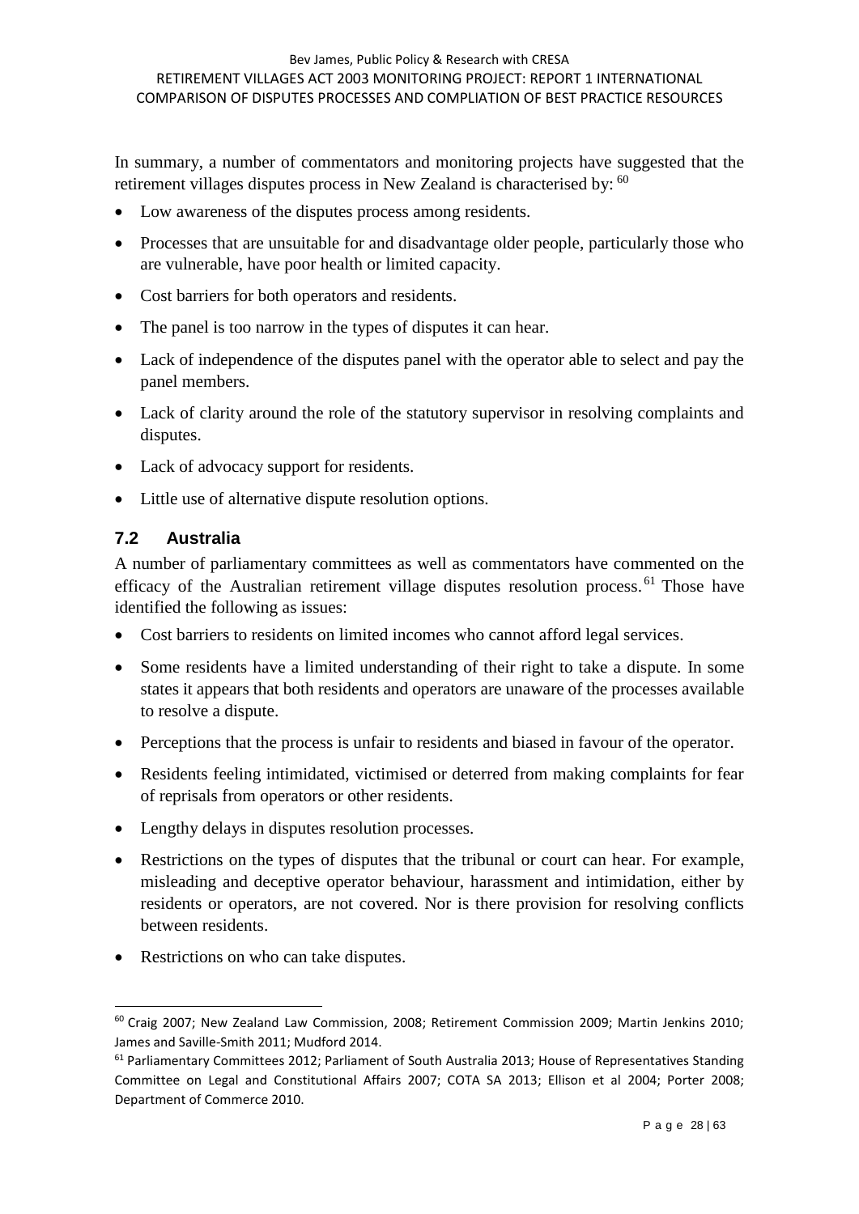In summary, a number of commentators and monitoring projects have suggested that the retirement villages disputes process in New Zealand is characterised by: [60]

- Low awareness of the disputes process among residents.
- Processes that are unsuitable for and disadvantage older people, particularly those who are vulnerable, have poor health or limited capacity.
- Cost barriers for both operators and residents.
- The panel is too narrow in the types of disputes it can hear.
- Lack of independence of the disputes panel with the operator able to select and pay the panel members.
- Lack of clarity around the role of the statutory supervisor in resolving complaints and disputes.
- Lack of advocacy support for residents.
- Little use of alternative dispute resolution options.

## 7.2 Australia

A number of parliamentary committees as well as commentators have commented on the efficacy of the Australian retirement village disputes resolution process.[61] Those have identified the following as issues:

- Cost barriers to residents on limited incomes who cannot afford legal services.
- Some residents have a limited understanding of their right to take a dispute. In some states it appears that both residents and operators are unaware of the processes available to resolve a dispute.
- Perceptions that the process is unfair to residents and biased in favour of the operator.
- Residents feeling intimidated, victimised or deterred from making complaints for fear of reprisals from operators or other residents.
- Lengthy delays in disputes resolution processes.
- Restrictions on the types of disputes that the tribunal or court can hear. For example, misleading and deceptive operator behaviour, harassment and intimidation, either by residents or operators, are not covered. Nor is there provision for resolving conflicts between residents.
- Restrictions on who can take disputes.

---

[60] Craig 2007; New Zealand Law Commission, 2008; Retirement Commission 2009; Martin Jenkins 2010; James and Saville-Smith 2011; Mudford 2014.

[61] Parliamentary Committees 2012; Parliament of South Australia 2013; House of Representatives Standing Committee on Legal and Constitutional Affairs 2007; COTA SA 2013; Ellison et al 2004; Porter 2008; Department of Commerce 2010.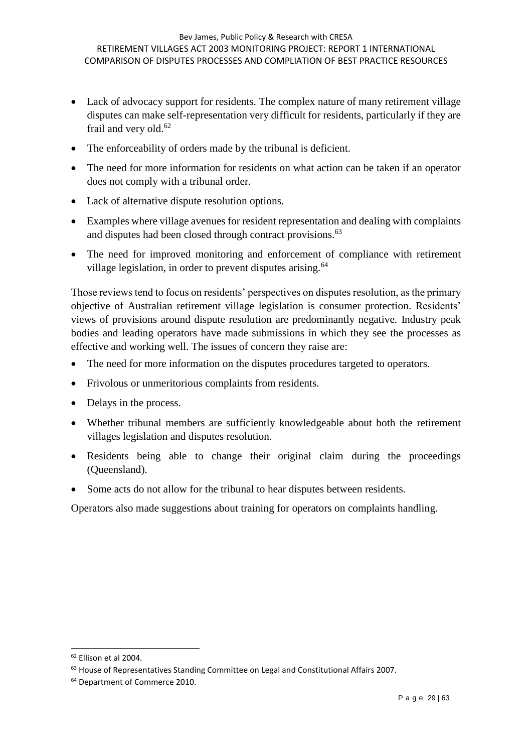- Lack of advocacy support for residents. The complex nature of many retirement village disputes can make self-representation very difficult for residents, particularly if they are frail and very old.[62]
- The enforceability of orders made by the tribunal is deficient.
- The need for more information for residents on what action can be taken if an operator does not comply with a tribunal order.
- Lack of alternative dispute resolution options.
- Examples where village avenues for resident representation and dealing with complaints and disputes had been closed through contract provisions.[63]
- The need for improved monitoring and enforcement of compliance with retirement village legislation, in order to prevent disputes arising.[64]

Those reviews tend to focus on residents' perspectives on disputes resolution, as the primary objective of Australian retirement village legislation is consumer protection. Residents' views of provisions around dispute resolution are predominantly negative. Industry peak bodies and leading operators have made submissions in which they see the processes as effective and working well. The issues of concern they raise are:

- The need for more information on the disputes procedures targeted to operators.
- Frivolous or unmeritorious complaints from residents.
- Delays in the process.
- Whether tribunal members are sufficiently knowledgeable about both the retirement villages legislation and disputes resolution.
- Residents being able to change their original claim during the proceedings (Queensland).
- Some acts do not allow for the tribunal to hear disputes between residents.

Operators also made suggestions about training for operators on complaints handling.

---

[62] Ellison et al 2004.

[63] House of Representatives Standing Committee on Legal and Constitutional Affairs 2007.

[64] Department of Commerce 2010.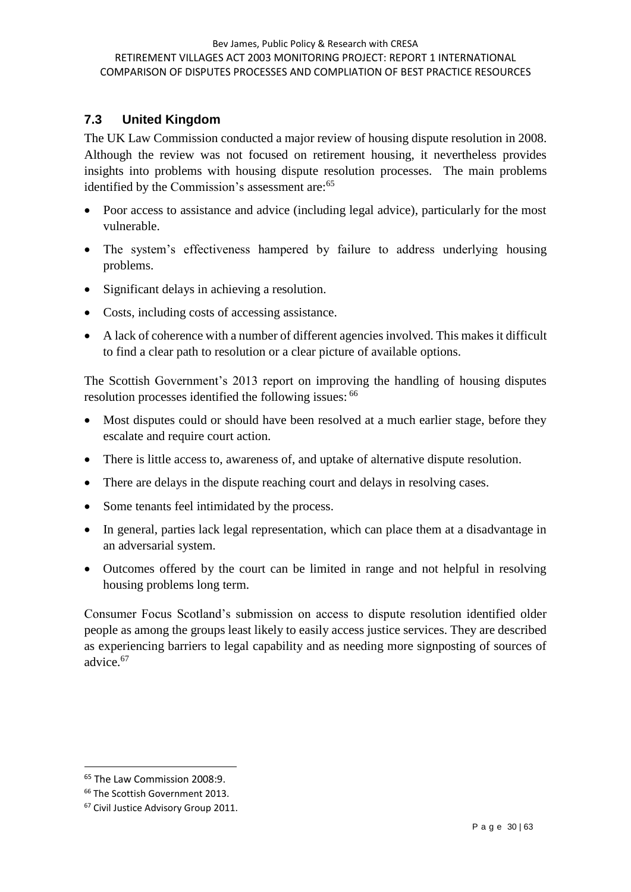### 7.3 United Kingdom

The UK Law Commission conducted a major review of housing dispute resolution in 2008. Although the review was not focused on retirement housing, it nevertheless provides insights into problems with housing dispute resolution processes. The main problems identified by the Commission's assessment are:[65]

- Poor access to assistance and advice (including legal advice), particularly for the most vulnerable.
- The system's effectiveness hampered by failure to address underlying housing problems.
- Significant delays in achieving a resolution.
- Costs, including costs of accessing assistance.
- A lack of coherence with a number of different agencies involved. This makes it difficult to find a clear path to resolution or a clear picture of available options.

The Scottish Government's 2013 report on improving the handling of housing disputes resolution processes identified the following issues:[66]

- Most disputes could or should have been resolved at a much earlier stage, before they escalate and require court action.
- There is little access to, awareness of, and uptake of alternative dispute resolution.
- There are delays in the dispute reaching court and delays in resolving cases.
- Some tenants feel intimidated by the process.
- In general, parties lack legal representation, which can place them at a disadvantage in an adversarial system.
- Outcomes offered by the court can be limited in range and not helpful in resolving housing problems long term.

Consumer Focus Scotland's submission on access to dispute resolution identified older people as among the groups least likely to easily access justice services. They are described as experiencing barriers to legal capability and as needing more signposting of sources of advice.[67]

---

[65] The Law Commission 2008:9.

[66] The Scottish Government 2013.

[67] Civil Justice Advisory Group 2011.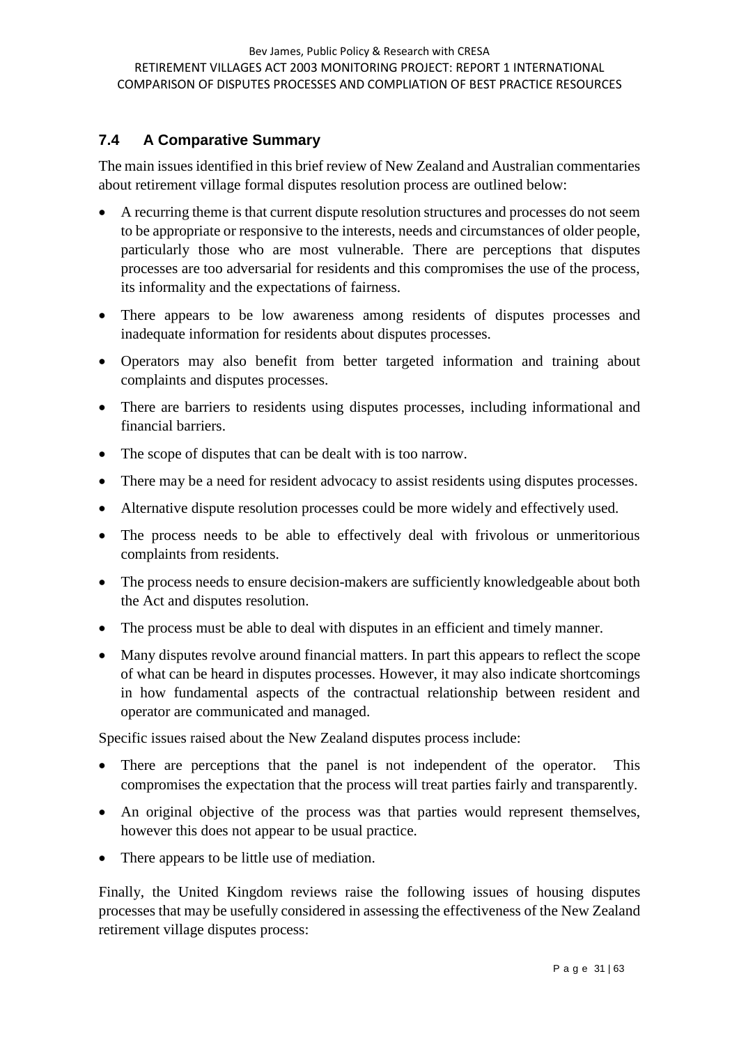## 7.4 A Comparative Summary

The main issues identified in this brief review of New Zealand and Australian commentaries about retirement village formal disputes resolution process are outlined below:

- A recurring theme is that current dispute resolution structures and processes do not seem to be appropriate or responsive to the interests, needs and circumstances of older people, particularly those who are most vulnerable. There are perceptions that disputes processes are too adversarial for residents and this compromises the use of the process, its informality and the expectations of fairness.
- There appears to be low awareness among residents of disputes processes and inadequate information for residents about disputes processes.
- Operators may also benefit from better targeted information and training about complaints and disputes processes.
- There are barriers to residents using disputes processes, including informational and financial barriers.
- The scope of disputes that can be dealt with is too narrow.
- There may be a need for resident advocacy to assist residents using disputes processes.
- Alternative dispute resolution processes could be more widely and effectively used.
- The process needs to be able to effectively deal with frivolous or unmeritorious complaints from residents.
- The process needs to ensure decision-makers are sufficiently knowledgeable about both the Act and disputes resolution.
- The process must be able to deal with disputes in an efficient and timely manner.
- Many disputes revolve around financial matters. In part this appears to reflect the scope of what can be heard in disputes processes. However, it may also indicate shortcomings in how fundamental aspects of the contractual relationship between resident and operator are communicated and managed.

Specific issues raised about the New Zealand disputes process include:

- There are perceptions that the panel is not independent of the operator. This compromises the expectation that the process will treat parties fairly and transparently.
- An original objective of the process was that parties would represent themselves, however this does not appear to be usual practice.
- There appears to be little use of mediation.

Finally, the United Kingdom reviews raise the following issues of housing disputes processes that may be usefully considered in assessing the effectiveness of the New Zealand retirement village disputes process: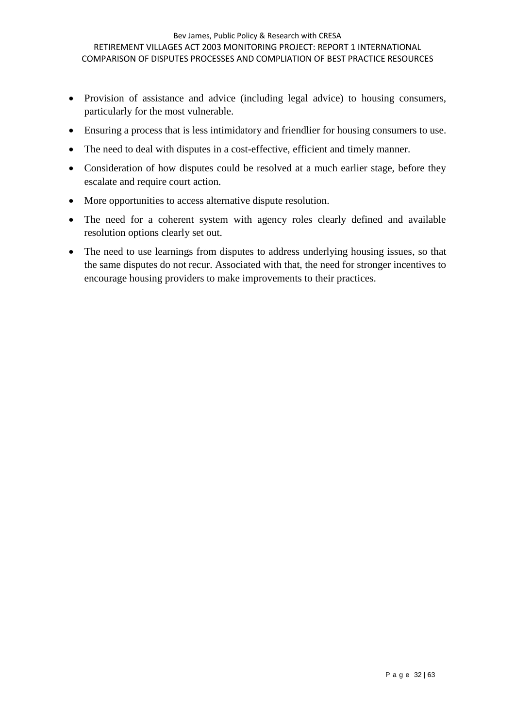- Provision of assistance and advice (including legal advice) to housing consumers, particularly for the most vulnerable.
- Ensuring a process that is less intimidatory and friendlier for housing consumers to use.
- The need to deal with disputes in a cost-effective, efficient and timely manner.
- Consideration of how disputes could be resolved at a much earlier stage, before they escalate and require court action.
- More opportunities to access alternative dispute resolution.
- The need for a coherent system with agency roles clearly defined and available resolution options clearly set out.
- The need to use learnings from disputes to address underlying housing issues, so that the same disputes do not recur. Associated with that, the need for stronger incentives to encourage housing providers to make improvements to their practices.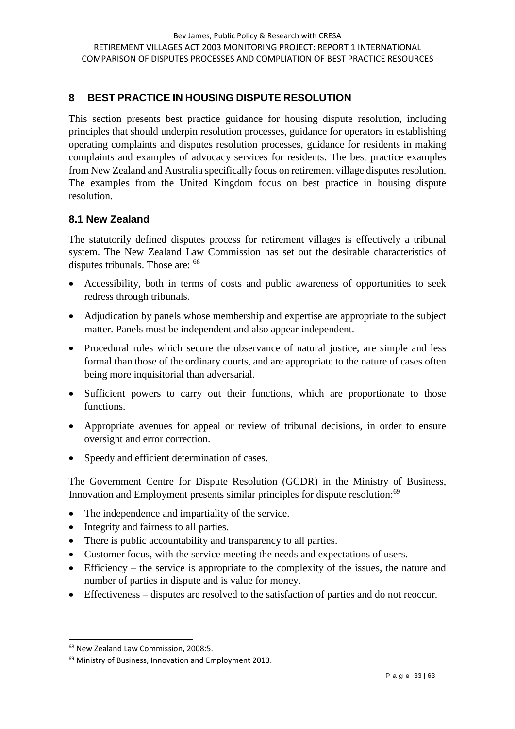## 8 BEST PRACTICE IN HOUSING DISPUTE RESOLUTION

This section presents best practice guidance for housing dispute resolution, including principles that should underpin resolution processes, guidance for operators in establishing operating complaints and disputes resolution processes, guidance for residents in making complaints and examples of advocacy services for residents. The best practice examples from New Zealand and Australia specifically focus on retirement village disputes resolution. The examples from the United Kingdom focus on best practice in housing dispute resolution.

### 8.1 New Zealand

The statutorily defined disputes process for retirement villages is effectively a tribunal system. The New Zealand Law Commission has set out the desirable characteristics of disputes tribunals. Those are: [68]

- Accessibility, both in terms of costs and public awareness of opportunities to seek redress through tribunals.
- Adjudication by panels whose membership and expertise are appropriate to the subject matter. Panels must be independent and also appear independent.
- Procedural rules which secure the observance of natural justice, are simple and less formal than those of the ordinary courts, and are appropriate to the nature of cases often being more inquisitorial than adversarial.
- Sufficient powers to carry out their functions, which are proportionate to those functions.
- Appropriate avenues for appeal or review of tribunal decisions, in order to ensure oversight and error correction.
- Speedy and efficient determination of cases.

The Government Centre for Dispute Resolution (GCDR) in the Ministry of Business, Innovation and Employment presents similar principles for dispute resolution:[69]

- The independence and impartiality of the service.
- Integrity and fairness to all parties.
- There is public accountability and transparency to all parties.
- Customer focus, with the service meeting the needs and expectations of users.
- Efficiency – the service is appropriate to the complexity of the issues, the nature and number of parties in dispute and is value for money.
- Effectiveness – disputes are resolved to the satisfaction of parties and do not reoccur.

[68] New Zealand Law Commission, 2008:5.

[69] Ministry of Business, Innovation and Employment 2013.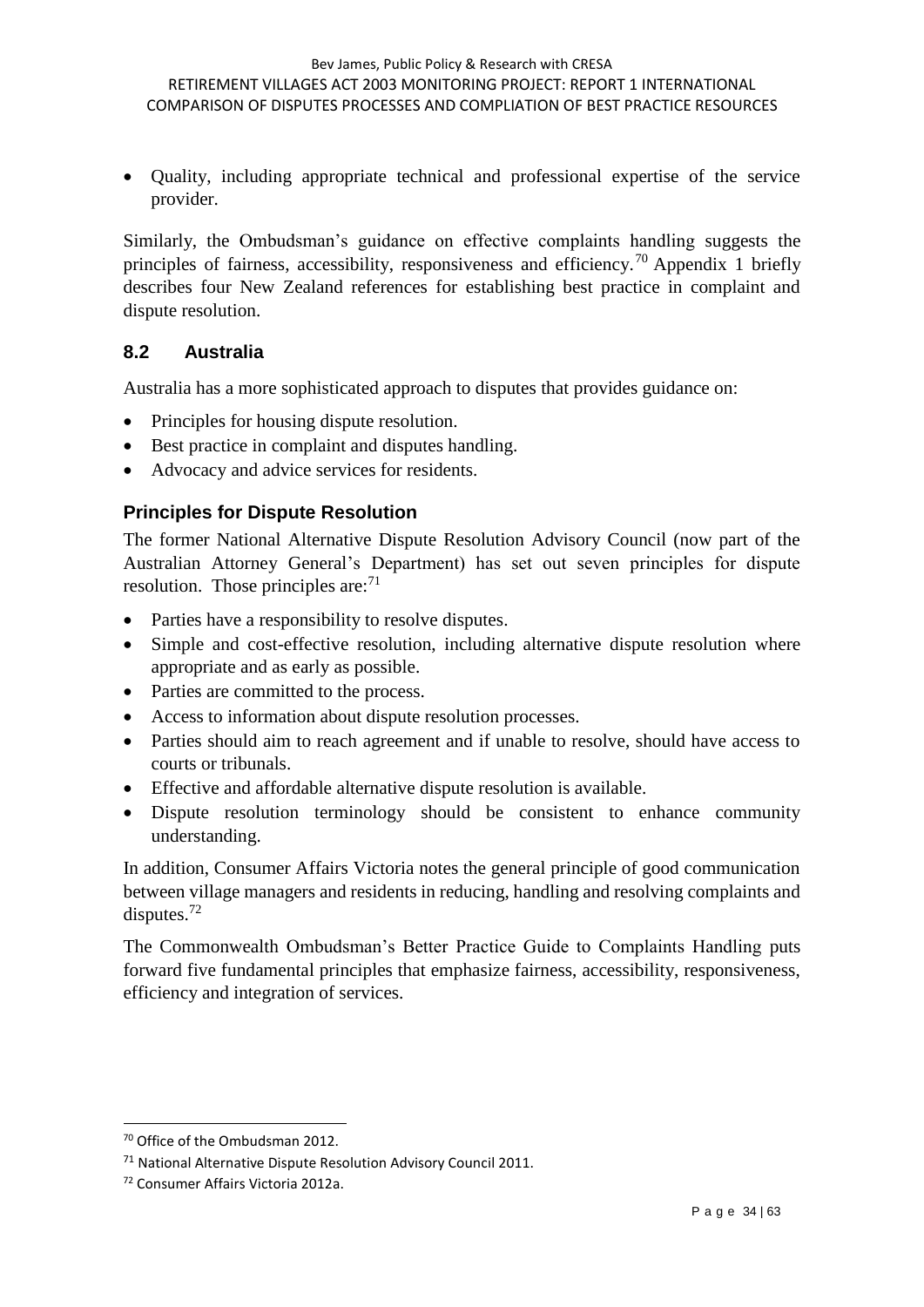- Quality, including appropriate technical and professional expertise of the service provider.

Similarly, the Ombudsman's guidance on effective complaints handling suggests the principles of fairness, accessibility, responsiveness and efficiency.[70] Appendix 1 briefly describes four New Zealand references for establishing best practice in complaint and dispute resolution.

## 8.2 Australia

Australia has a more sophisticated approach to disputes that provides guidance on:

- Principles for housing dispute resolution.
- Best practice in complaint and disputes handling.
- Advocacy and advice services for residents.

### Principles for Dispute Resolution

The former National Alternative Dispute Resolution Advisory Council (now part of the Australian Attorney General's Department) has set out seven principles for dispute resolution. Those principles are:[71]

- Parties have a responsibility to resolve disputes.
- Simple and cost-effective resolution, including alternative dispute resolution where appropriate and as early as possible.
- Parties are committed to the process.
- Access to information about dispute resolution processes.
- Parties should aim to reach agreement and if unable to resolve, should have access to courts or tribunals.
- Effective and affordable alternative dispute resolution is available.
- Dispute resolution terminology should be consistent to enhance community understanding.

In addition, Consumer Affairs Victoria notes the general principle of good communication between village managers and residents in reducing, handling and resolving complaints and disputes.[72]

The Commonwealth Ombudsman's Better Practice Guide to Complaints Handling puts forward five fundamental principles that emphasize fairness, accessibility, responsiveness, efficiency and integration of services.

---

[70] Office of the Ombudsman 2012.

[71] National Alternative Dispute Resolution Advisory Council 2011.

[72] Consumer Affairs Victoria 2012a.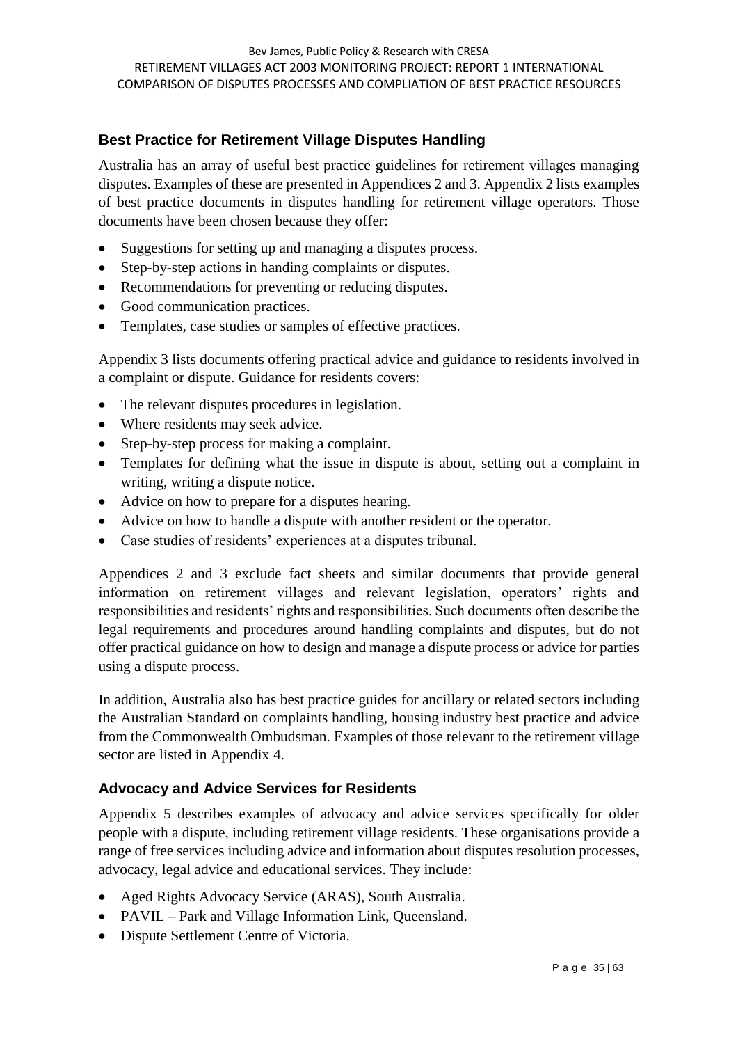## Best Practice for Retirement Village Disputes Handling

Australia has an array of useful best practice guidelines for retirement villages managing disputes. Examples of these are presented in Appendices 2 and 3. Appendix 2 lists examples of best practice documents in disputes handling for retirement village operators. Those documents have been chosen because they offer:

- Suggestions for setting up and managing a disputes process.
- Step-by-step actions in handing complaints or disputes.
- Recommendations for preventing or reducing disputes.
- Good communication practices.
- Templates, case studies or samples of effective practices.

Appendix 3 lists documents offering practical advice and guidance to residents involved in a complaint or dispute. Guidance for residents covers:

- The relevant disputes procedures in legislation.
- Where residents may seek advice.
- Step-by-step process for making a complaint.
- Templates for defining what the issue in dispute is about, setting out a complaint in writing, writing a dispute notice.
- Advice on how to prepare for a disputes hearing.
- Advice on how to handle a dispute with another resident or the operator.
- Case studies of residents' experiences at a disputes tribunal.

Appendices 2 and 3 exclude fact sheets and similar documents that provide general information on retirement villages and relevant legislation, operators' rights and responsibilities and residents' rights and responsibilities. Such documents often describe the legal requirements and procedures around handling complaints and disputes, but do not offer practical guidance on how to design and manage a dispute process or advice for parties using a dispute process.

In addition, Australia also has best practice guides for ancillary or related sectors including the Australian Standard on complaints handling, housing industry best practice and advice from the Commonwealth Ombudsman. Examples of those relevant to the retirement village sector are listed in Appendix 4.

## Advocacy and Advice Services for Residents

Appendix 5 describes examples of advocacy and advice services specifically for older people with a dispute, including retirement village residents. These organisations provide a range of free services including advice and information about disputes resolution processes, advocacy, legal advice and educational services. They include:

- Aged Rights Advocacy Service (ARAS), South Australia.
- PAVIL – Park and Village Information Link, Queensland.
- Dispute Settlement Centre of Victoria.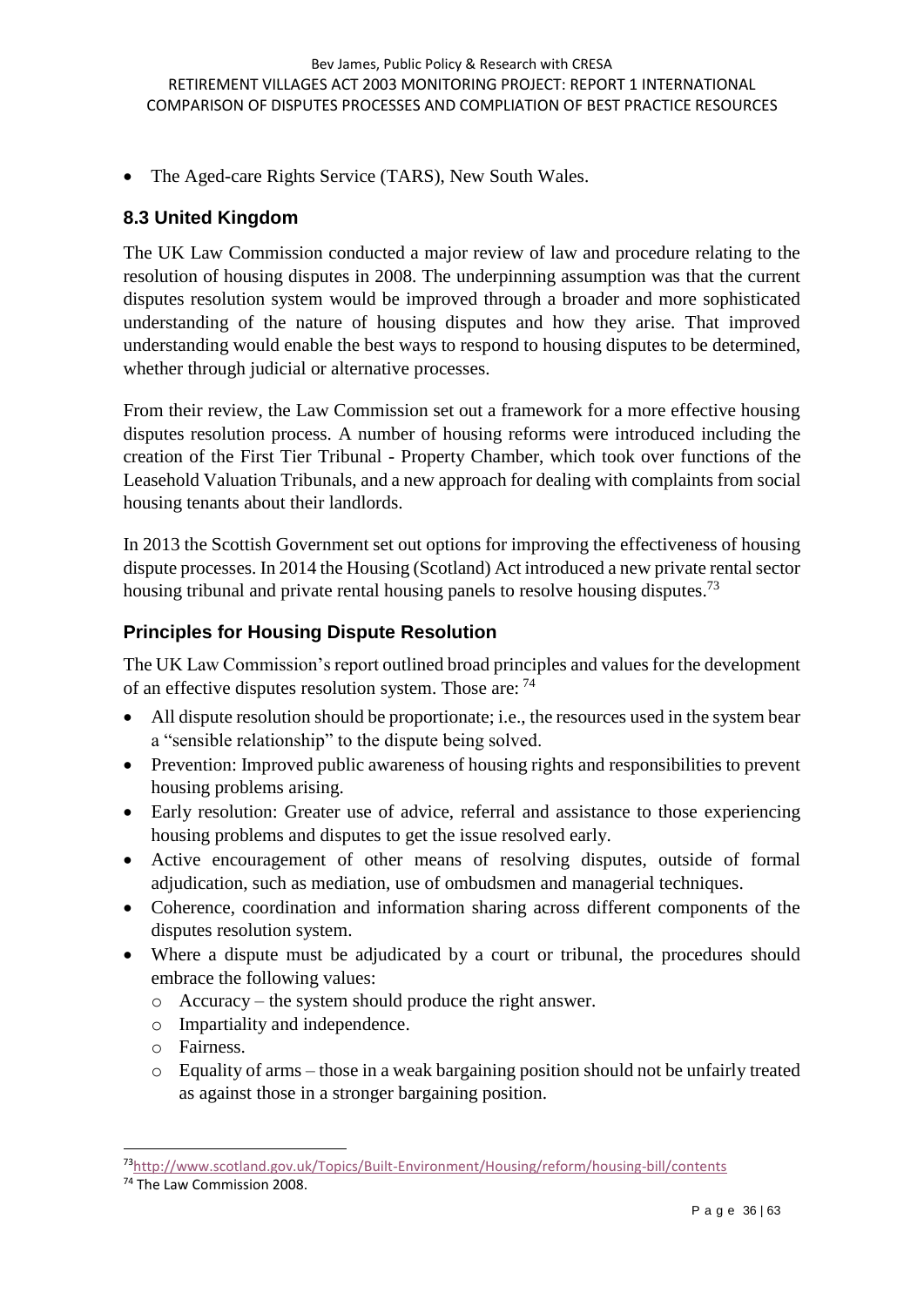- The Aged-care Rights Service (TARS), New South Wales.

## 8.3 United Kingdom

The UK Law Commission conducted a major review of law and procedure relating to the resolution of housing disputes in 2008. The underpinning assumption was that the current disputes resolution system would be improved through a broader and more sophisticated understanding of the nature of housing disputes and how they arise. That improved understanding would enable the best ways to respond to housing disputes to be determined, whether through judicial or alternative processes.

From their review, the Law Commission set out a framework for a more effective housing disputes resolution process. A number of housing reforms were introduced including the creation of the First Tier Tribunal - Property Chamber, which took over functions of the Leasehold Valuation Tribunals, and a new approach for dealing with complaints from social housing tenants about their landlords.

In 2013 the Scottish Government set out options for improving the effectiveness of housing dispute processes. In 2014 the Housing (Scotland) Act introduced a new private rental sector housing tribunal and private rental housing panels to resolve housing disputes.[73]

### Principles for Housing Dispute Resolution

The UK Law Commission's report outlined broad principles and values for the development of an effective disputes resolution system. Those are: [74]

- All dispute resolution should be proportionate; i.e., the resources used in the system bear a "sensible relationship" to the dispute being solved.
- Prevention: Improved public awareness of housing rights and responsibilities to prevent housing problems arising.
- Early resolution: Greater use of advice, referral and assistance to those experiencing housing problems and disputes to get the issue resolved early.
- Active encouragement of other means of resolving disputes, outside of formal adjudication, such as mediation, use of ombudsmen and managerial techniques.
- Coherence, coordination and information sharing across different components of the disputes resolution system.
- Where a dispute must be adjudicated by a court or tribunal, the procedures should embrace the following values:
  - Accuracy – the system should produce the right answer.
  - Impartiality and independence.
  - Fairness.
  - Equality of arms – those in a weak bargaining position should not be unfairly treated as against those in a stronger bargaining position.

[73] http://www.scotland.gov.uk/Topics/Built-Environment/Housing/reform/housing-bill/contents

[74] The Law Commission 2008.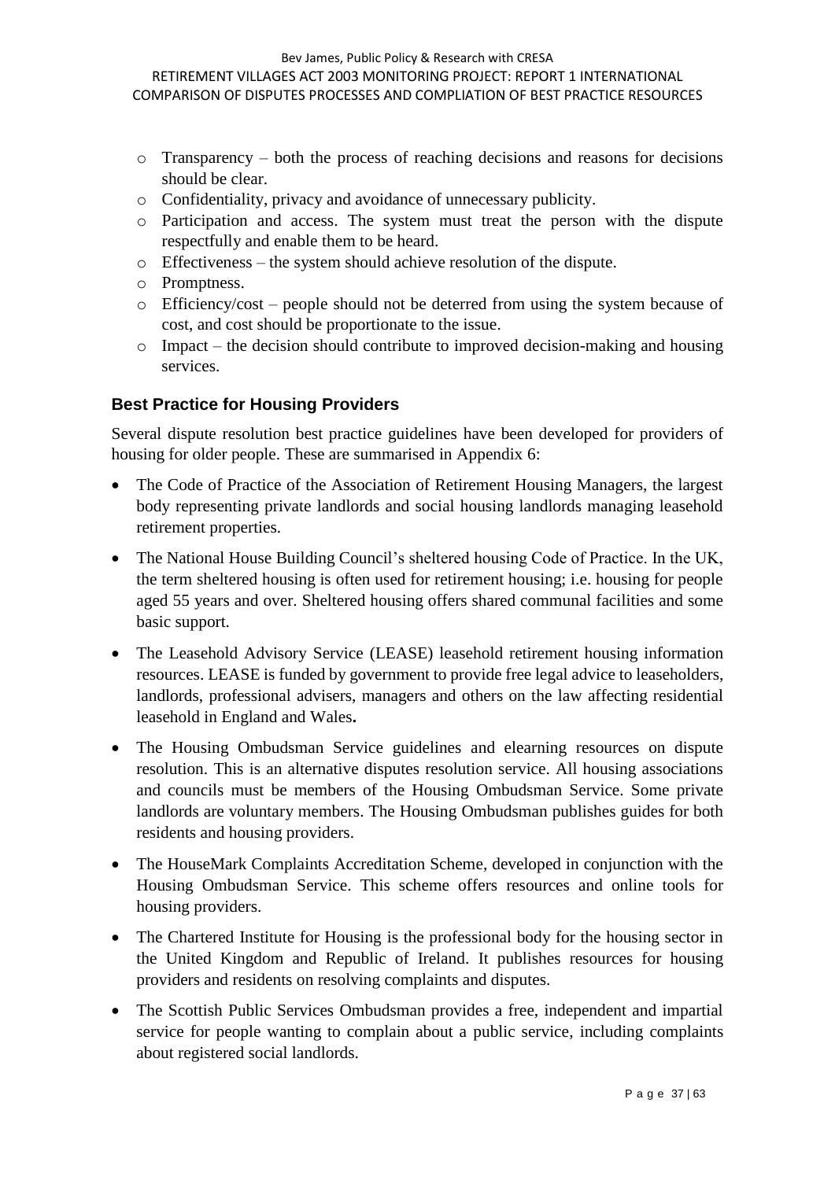- Transparency – both the process of reaching decisions and reasons for decisions should be clear.
- Confidentiality, privacy and avoidance of unnecessary publicity.
- Participation and access. The system must treat the person with the dispute respectfully and enable them to be heard.
- Effectiveness – the system should achieve resolution of the dispute.
- Promptness.
- Efficiency/cost – people should not be deterred from using the system because of cost, and cost should be proportionate to the issue.
- Impact – the decision should contribute to improved decision-making and housing services.

### Best Practice for Housing Providers

Several dispute resolution best practice guidelines have been developed for providers of housing for older people. These are summarised in Appendix 6:

- The Code of Practice of the Association of Retirement Housing Managers, the largest body representing private landlords and social housing landlords managing leasehold retirement properties.
- The National House Building Council's sheltered housing Code of Practice. In the UK, the term sheltered housing is often used for retirement housing; i.e. housing for people aged 55 years and over. Sheltered housing offers shared communal facilities and some basic support.
- The Leasehold Advisory Service (LEASE) leasehold retirement housing information resources. LEASE is funded by government to provide free legal advice to leaseholders, landlords, professional advisers, managers and others on the law affecting residential leasehold in England and Wales**.**
- The Housing Ombudsman Service guidelines and elearning resources on dispute resolution. This is an alternative disputes resolution service. All housing associations and councils must be members of the Housing Ombudsman Service. Some private landlords are voluntary members. The Housing Ombudsman publishes guides for both residents and housing providers.
- The HouseMark Complaints Accreditation Scheme, developed in conjunction with the Housing Ombudsman Service. This scheme offers resources and online tools for housing providers.
- The Chartered Institute for Housing is the professional body for the housing sector in the United Kingdom and Republic of Ireland. It publishes resources for housing providers and residents on resolving complaints and disputes.
- The Scottish Public Services Ombudsman provides a free, independent and impartial service for people wanting to complain about a public service, including complaints about registered social landlords.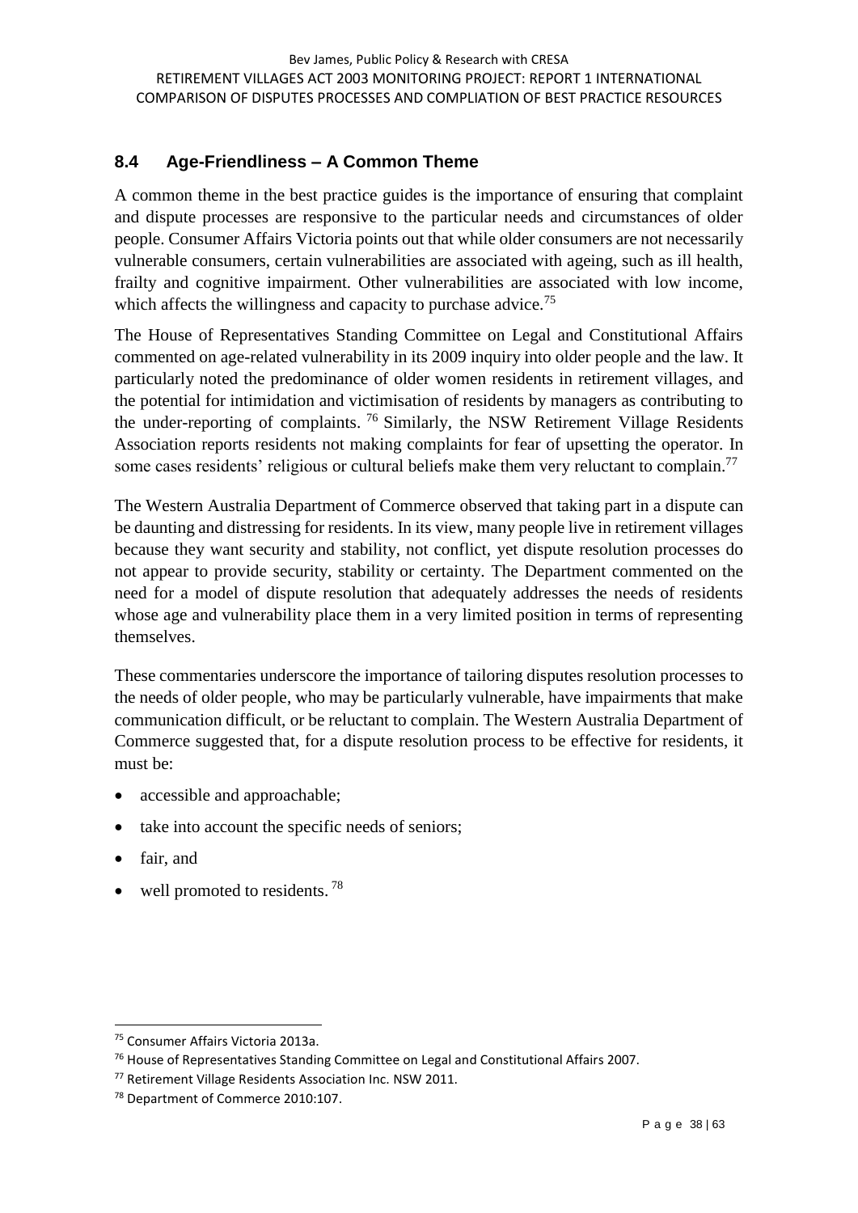## 8.4 Age-Friendliness – A Common Theme

A common theme in the best practice guides is the importance of ensuring that complaint and dispute processes are responsive to the particular needs and circumstances of older people. Consumer Affairs Victoria points out that while older consumers are not necessarily vulnerable consumers, certain vulnerabilities are associated with ageing, such as ill health, frailty and cognitive impairment. Other vulnerabilities are associated with low income, which affects the willingness and capacity to purchase advice.[75]

The House of Representatives Standing Committee on Legal and Constitutional Affairs commented on age-related vulnerability in its 2009 inquiry into older people and the law. It particularly noted the predominance of older women residents in retirement villages, and the potential for intimidation and victimisation of residents by managers as contributing to the under-reporting of complaints.[76] Similarly, the NSW Retirement Village Residents Association reports residents not making complaints for fear of upsetting the operator. In some cases residents' religious or cultural beliefs make them very reluctant to complain.[77]

The Western Australia Department of Commerce observed that taking part in a dispute can be daunting and distressing for residents. In its view, many people live in retirement villages because they want security and stability, not conflict, yet dispute resolution processes do not appear to provide security, stability or certainty. The Department commented on the need for a model of dispute resolution that adequately addresses the needs of residents whose age and vulnerability place them in a very limited position in terms of representing themselves.

These commentaries underscore the importance of tailoring disputes resolution processes to the needs of older people, who may be particularly vulnerable, have impairments that make communication difficult, or be reluctant to complain. The Western Australia Department of Commerce suggested that, for a dispute resolution process to be effective for residents, it must be:

- accessible and approachable;
- take into account the specific needs of seniors;
- fair, and
- well promoted to residents.[78]

---

[75] Consumer Affairs Victoria 2013a.

[76] House of Representatives Standing Committee on Legal and Constitutional Affairs 2007.

[77] Retirement Village Residents Association Inc. NSW 2011.

[78] Department of Commerce 2010:107.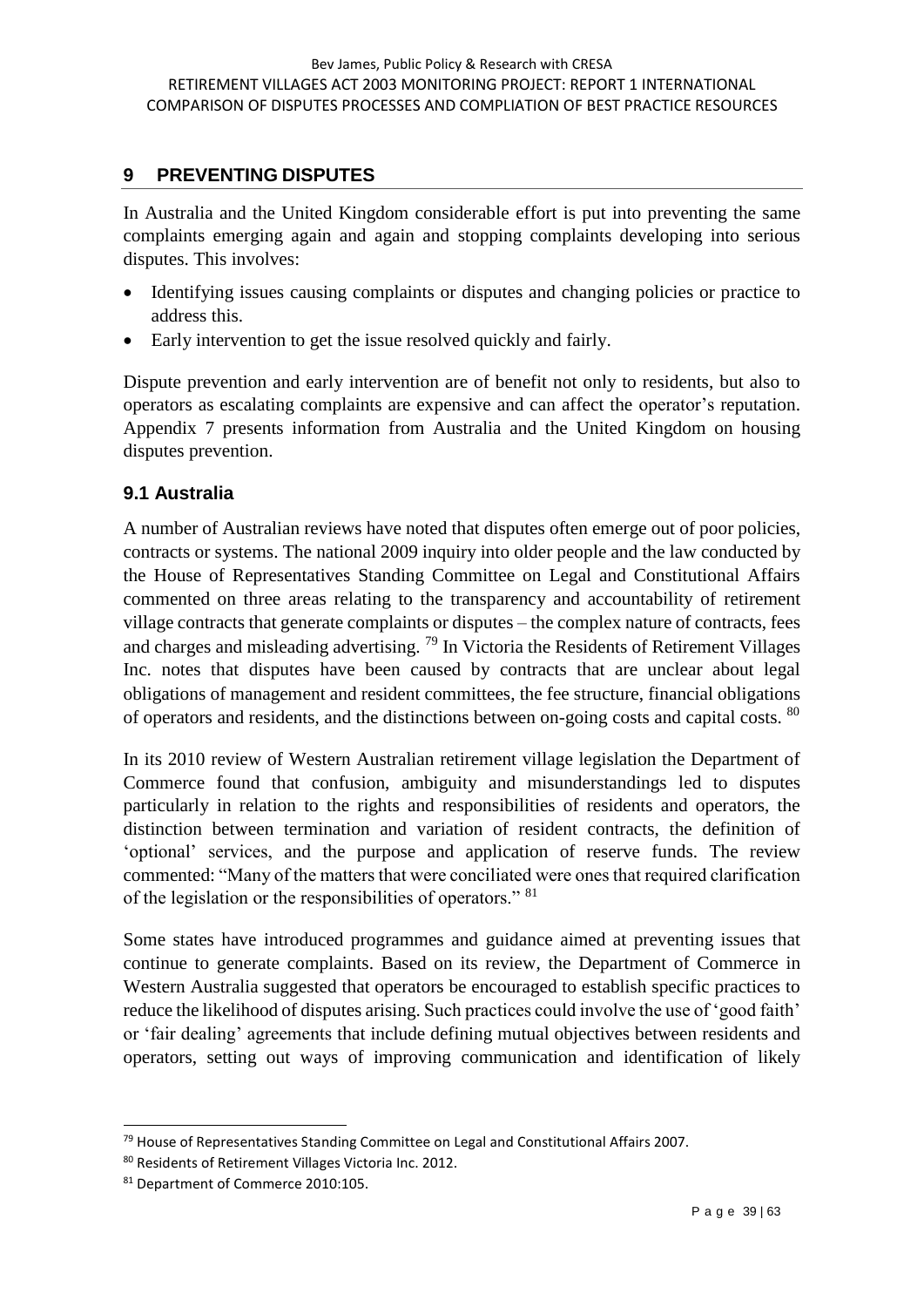## 9 PREVENTING DISPUTES

In Australia and the United Kingdom considerable effort is put into preventing the same complaints emerging again and again and stopping complaints developing into serious disputes. This involves:

- Identifying issues causing complaints or disputes and changing policies or practice to address this.
- Early intervention to get the issue resolved quickly and fairly.

Dispute prevention and early intervention are of benefit not only to residents, but also to operators as escalating complaints are expensive and can affect the operator's reputation. Appendix 7 presents information from Australia and the United Kingdom on housing disputes prevention.

### 9.1 Australia

A number of Australian reviews have noted that disputes often emerge out of poor policies, contracts or systems. The national 2009 inquiry into older people and the law conducted by the House of Representatives Standing Committee on Legal and Constitutional Affairs commented on three areas relating to the transparency and accountability of retirement village contracts that generate complaints or disputes – the complex nature of contracts, fees and charges and misleading advertising. [79] In Victoria the Residents of Retirement Villages Inc. notes that disputes have been caused by contracts that are unclear about legal obligations of management and resident committees, the fee structure, financial obligations of operators and residents, and the distinctions between on-going costs and capital costs. [80]

In its 2010 review of Western Australian retirement village legislation the Department of Commerce found that confusion, ambiguity and misunderstandings led to disputes particularly in relation to the rights and responsibilities of residents and operators, the distinction between termination and variation of resident contracts, the definition of 'optional' services, and the purpose and application of reserve funds. The review commented: "Many of the matters that were conciliated were ones that required clarification of the legislation or the responsibilities of operators." [81]

Some states have introduced programmes and guidance aimed at preventing issues that continue to generate complaints. Based on its review, the Department of Commerce in Western Australia suggested that operators be encouraged to establish specific practices to reduce the likelihood of disputes arising. Such practices could involve the use of 'good faith' or 'fair dealing' agreements that include defining mutual objectives between residents and operators, setting out ways of improving communication and identification of likely

---

[79] House of Representatives Standing Committee on Legal and Constitutional Affairs 2007.

[80] Residents of Retirement Villages Victoria Inc. 2012.

[81] Department of Commerce 2010:105.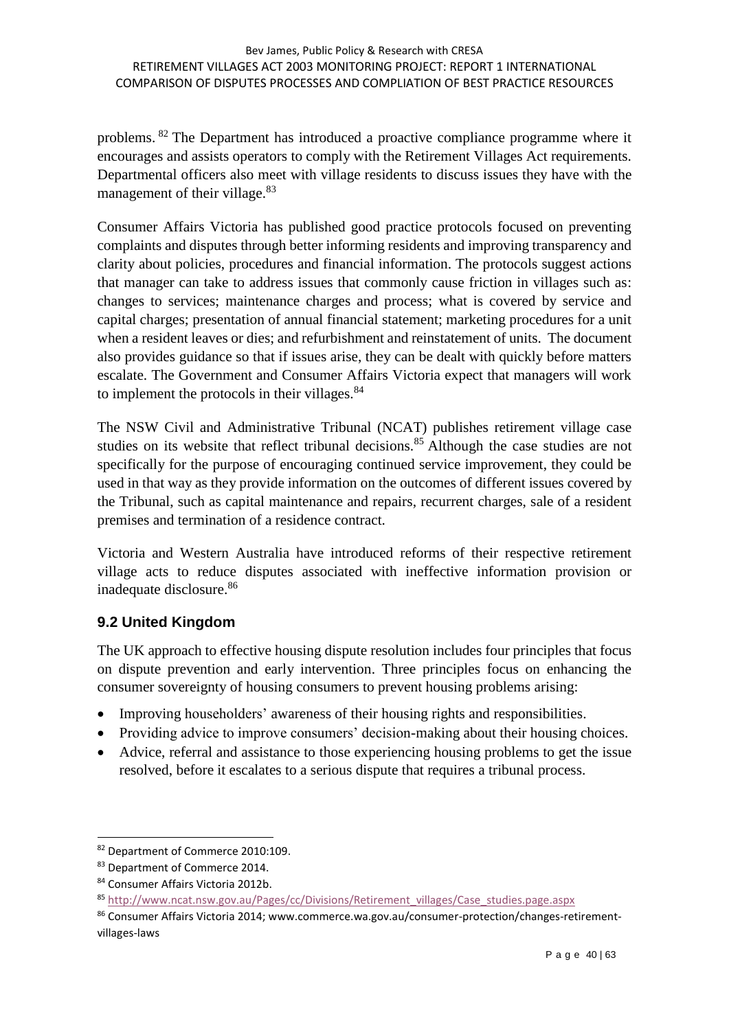problems.[82] The Department has introduced a proactive compliance programme where it encourages and assists operators to comply with the Retirement Villages Act requirements. Departmental officers also meet with village residents to discuss issues they have with the management of their village.[83]

Consumer Affairs Victoria has published good practice protocols focused on preventing complaints and disputes through better informing residents and improving transparency and clarity about policies, procedures and financial information. The protocols suggest actions that manager can take to address issues that commonly cause friction in villages such as: changes to services; maintenance charges and process; what is covered by service and capital charges; presentation of annual financial statement; marketing procedures for a unit when a resident leaves or dies; and refurbishment and reinstatement of units. The document also provides guidance so that if issues arise, they can be dealt with quickly before matters escalate. The Government and Consumer Affairs Victoria expect that managers will work to implement the protocols in their villages.[84]

The NSW Civil and Administrative Tribunal (NCAT) publishes retirement village case studies on its website that reflect tribunal decisions.[85] Although the case studies are not specifically for the purpose of encouraging continued service improvement, they could be used in that way as they provide information on the outcomes of different issues covered by the Tribunal, such as capital maintenance and repairs, recurrent charges, sale of a resident premises and termination of a residence contract.

Victoria and Western Australia have introduced reforms of their respective retirement village acts to reduce disputes associated with ineffective information provision or inadequate disclosure.[86]

## 9.2 United Kingdom

The UK approach to effective housing dispute resolution includes four principles that focus on dispute prevention and early intervention. Three principles focus on enhancing the consumer sovereignty of housing consumers to prevent housing problems arising:

- Improving householders' awareness of their housing rights and responsibilities.
- Providing advice to improve consumers' decision-making about their housing choices.
- Advice, referral and assistance to those experiencing housing problems to get the issue resolved, before it escalates to a serious dispute that requires a tribunal process.

---

[82] Department of Commerce 2010:109.

[83] Department of Commerce 2014.

[84] Consumer Affairs Victoria 2012b.

[85] http://www.ncat.nsw.gov.au/Pages/cc/Divisions/Retirement_villages/Case_studies.page.aspx

[86] Consumer Affairs Victoria 2014; www.commerce.wa.gov.au/consumer-protection/changes-retirement-villages-laws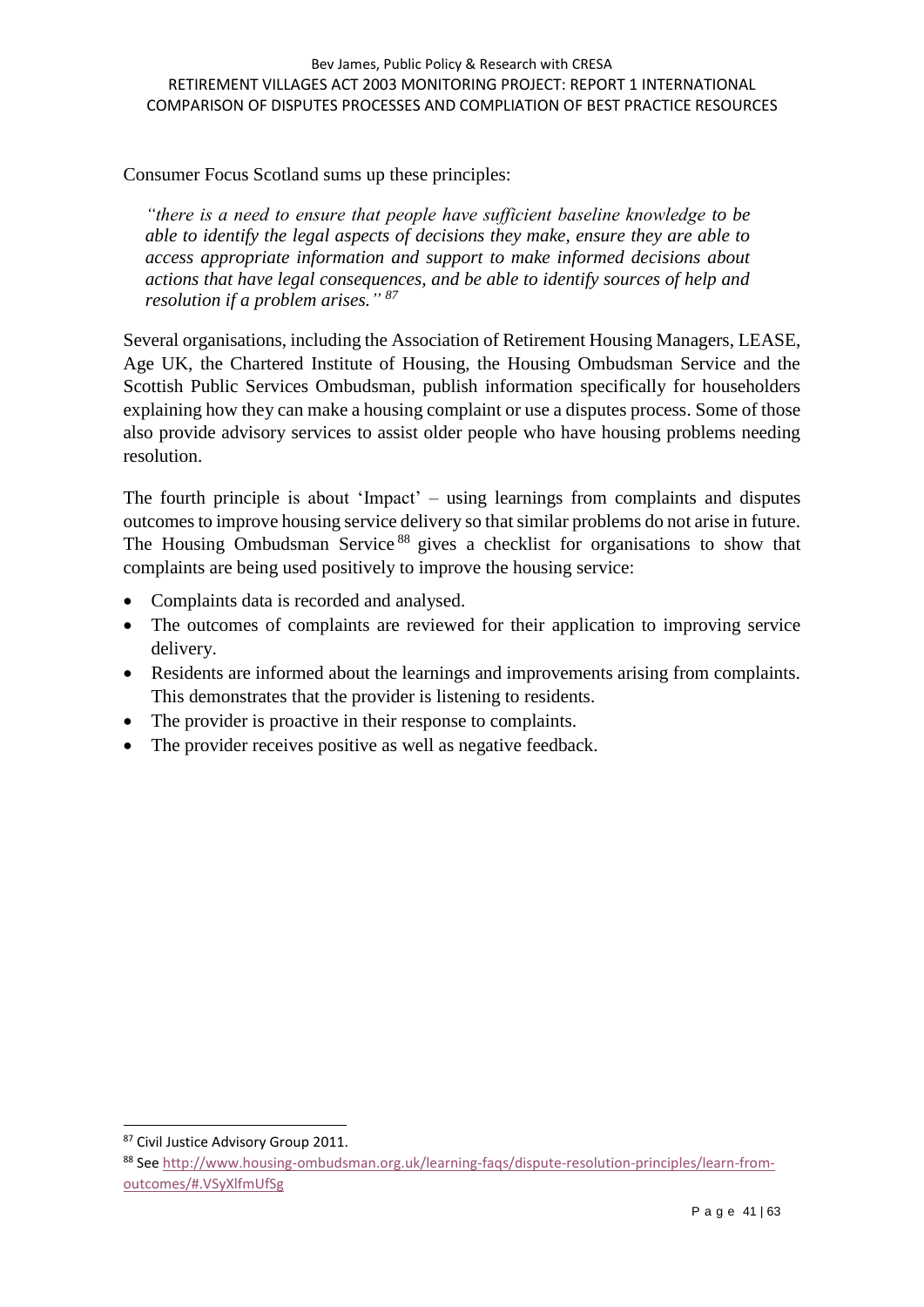Consumer Focus Scotland sums up these principles:

> *"there is a need to ensure that people have sufficient baseline knowledge to be able to identify the legal aspects of decisions they make, ensure they are able to access appropriate information and support to make informed decisions about actions that have legal consequences, and be able to identify sources of help and resolution if a problem arises."* [87]

Several organisations, including the Association of Retirement Housing Managers, LEASE, Age UK, the Chartered Institute of Housing, the Housing Ombudsman Service and the Scottish Public Services Ombudsman, publish information specifically for householders explaining how they can make a housing complaint or use a disputes process. Some of those also provide advisory services to assist older people who have housing problems needing resolution.

The fourth principle is about 'Impact' – using learnings from complaints and disputes outcomes to improve housing service delivery so that similar problems do not arise in future. The Housing Ombudsman Service [88] gives a checklist for organisations to show that complaints are being used positively to improve the housing service:

- Complaints data is recorded and analysed.
- The outcomes of complaints are reviewed for their application to improving service delivery.
- Residents are informed about the learnings and improvements arising from complaints. This demonstrates that the provider is listening to residents.
- The provider is proactive in their response to complaints.
- The provider receives positive as well as negative feedback.

---

[87] Civil Justice Advisory Group 2011.

[88] See http://www.housing-ombudsman.org.uk/learning-faqs/dispute-resolution-principles/learn-from-outcomes/#.VSyXlfmUfSg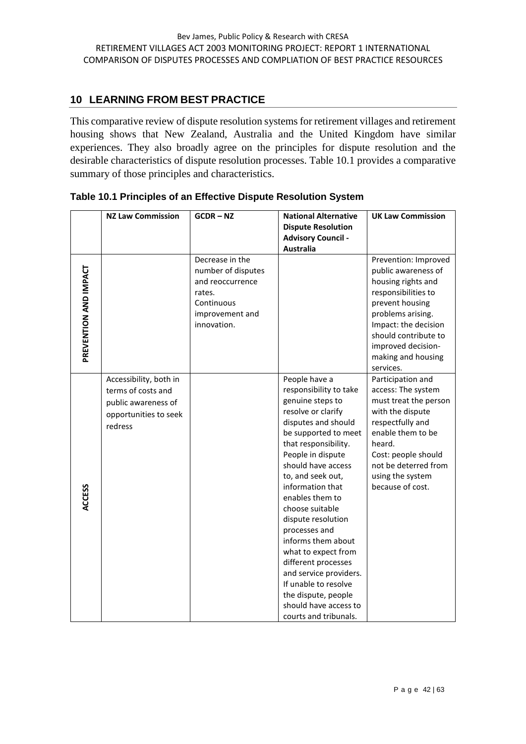## 10 LEARNING FROM BEST PRACTICE

This comparative review of dispute resolution systems for retirement villages and retirement housing shows that New Zealand, Australia and the United Kingdom have similar experiences. They also broadly agree on the principles for dispute resolution and the desirable characteristics of dispute resolution processes. Table 10.1 provides a comparative summary of those principles and characteristics.

**Table 10.1 Principles of an Effective Dispute Resolution System**

| | NZ Law Commission | GCDR – NZ | National Alternative Dispute Resolution Advisory Council - Australia | UK Law Commission |
|---|---|---|---|---|
| PREVENTION AND IMPACT | | Decrease in the number of disputes and reoccurrence rates. Continuous improvement and innovation. | | Prevention: Improved public awareness of housing rights and responsibilities to prevent housing problems arising. Impact: the decision should contribute to improved decision-making and housing services. |
| ACCESS | Accessibility, both in terms of costs and public awareness of opportunities to seek redress | | People have a responsibility to take genuine steps to resolve or clarify disputes and should be supported to meet that responsibility. People in dispute should have access to, and seek out, information that enables them to choose suitable dispute resolution processes and informs them about what to expect from different processes and service providers. If unable to resolve the dispute, people should have access to courts and tribunals. | Participation and access: The system must treat the person with the dispute respectfully and enable them to be heard. Cost: people should not be deterred from using the system because of cost. |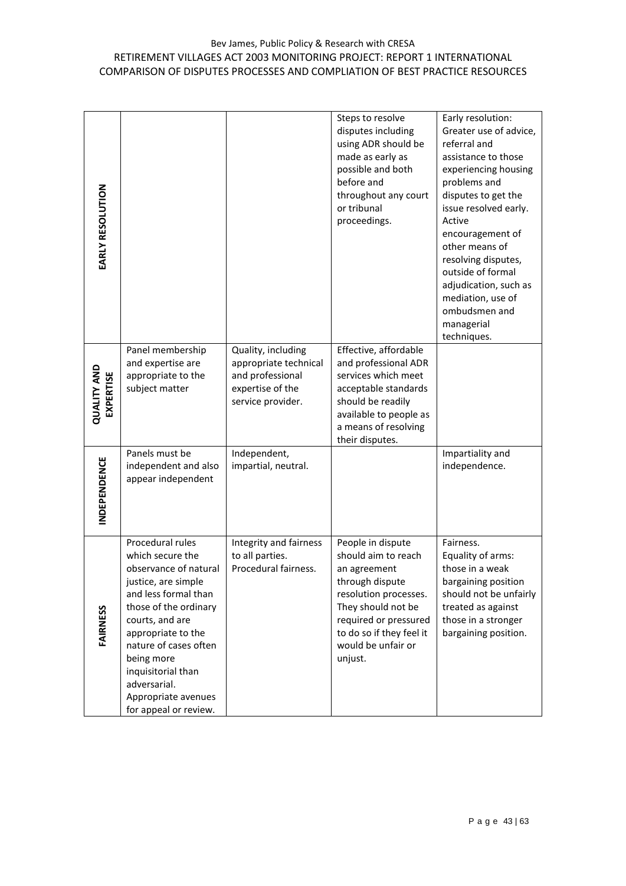| | | | | |
|---|---|---|---|---|
| **EARLY RESOLUTION** | | | Steps to resolve disputes including using ADR should be made as early as possible and both before and throughout any court or tribunal proceedings. | Early resolution: Greater use of advice, referral and assistance to those experiencing housing problems and disputes to get the issue resolved early. Active encouragement of other means of resolving disputes, outside of formal adjudication, such as mediation, use of ombudsmen and managerial techniques. |
| **QUALITY AND EXPERTISE** | Panel membership and expertise are appropriate to the subject matter | Quality, including appropriate technical and professional expertise of the service provider. | Effective, affordable and professional ADR services which meet acceptable standards should be readily available to people as a means of resolving their disputes. | |
| **INDEPENDENCE** | Panels must be independent and also appear independent | Independent, impartial, neutral. | | Impartiality and independence. |
| **FAIRNESS** | Procedural rules which secure the observance of natural justice, are simple and less formal than those of the ordinary courts, and are appropriate to the nature of cases often being more inquisitorial than adversarial. Appropriate avenues for appeal or review. | Integrity and fairness to all parties. Procedural fairness. | People in dispute should aim to reach an agreement through dispute resolution processes. They should not be required or pressured to do so if they feel it would be unfair or unjust. | Fairness. Equality of arms: those in a weak bargaining position should not be unfairly treated as against those in a stronger bargaining position. |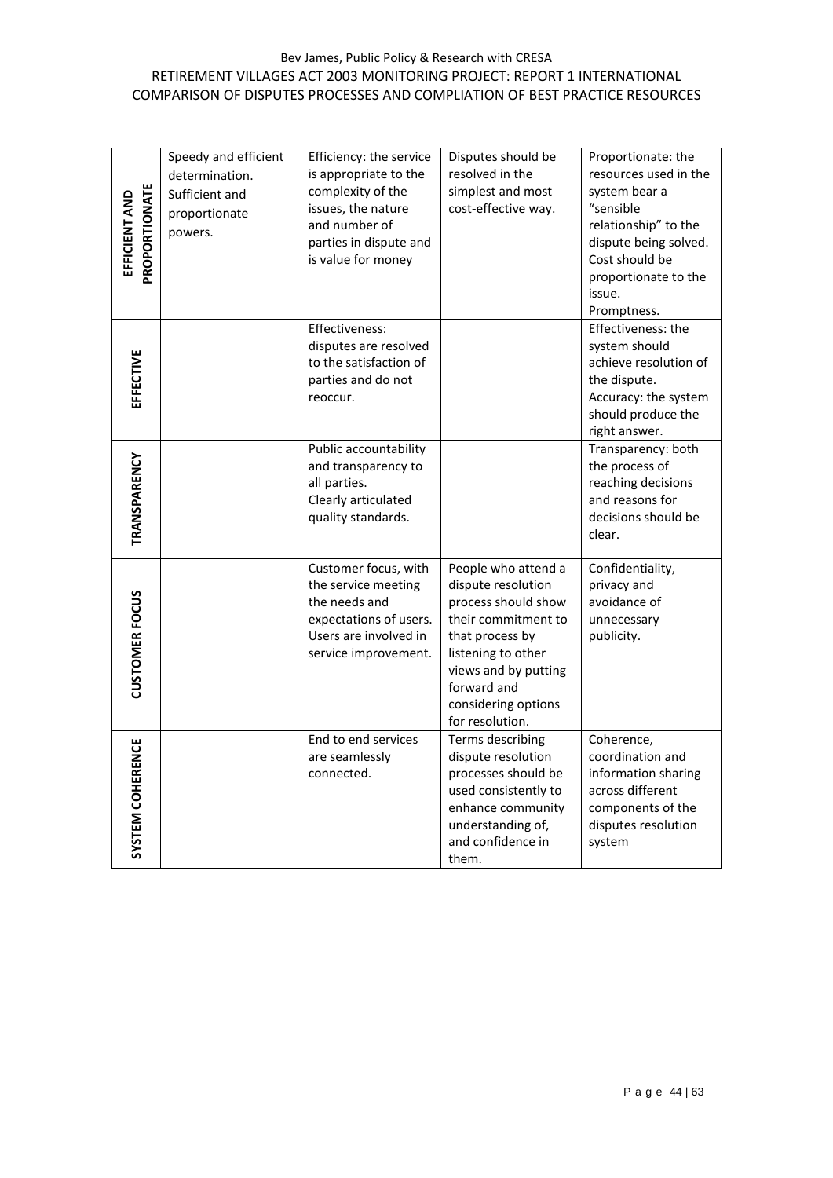| | | | | |
|---|---|---|---|---|
| **EFFICIENT AND PROPORTIONATE** | Speedy and efficient determination.<br>Sufficient and proportionate powers. | Efficiency: the service is appropriate to the complexity of the issues, the nature and number of parties in dispute and is value for money | Disputes should be resolved in the simplest and most cost-effective way. | Proportionate: the resources used in the system bear a "sensible relationship" to the dispute being solved. Cost should be proportionate to the issue.<br>Promptness. |
| **EFFECTIVE** | | Effectiveness: disputes are resolved to the satisfaction of parties and do not reoccur. | | Effectiveness: the system should achieve resolution of the dispute.<br>Accuracy: the system should produce the right answer. |
| **TRANSPARENCY** | | Public accountability and transparency to all parties.<br>Clearly articulated quality standards. | | Transparency: both the process of reaching decisions and reasons for decisions should be clear. |
| **CUSTOMER FOCUS** | | Customer focus, with the service meeting the needs and expectations of users. Users are involved in service improvement. | People who attend a dispute resolution process should show their commitment to that process by listening to other views and by putting forward and considering options for resolution. | Confidentiality, privacy and avoidance of unnecessary publicity. |
| **SYSTEM COHERENCE** | | End to end services are seamlessly connected. | Terms describing dispute resolution processes should be used consistently to enhance community understanding of, and confidence in them. | Coherence, coordination and information sharing across different components of the disputes resolution system |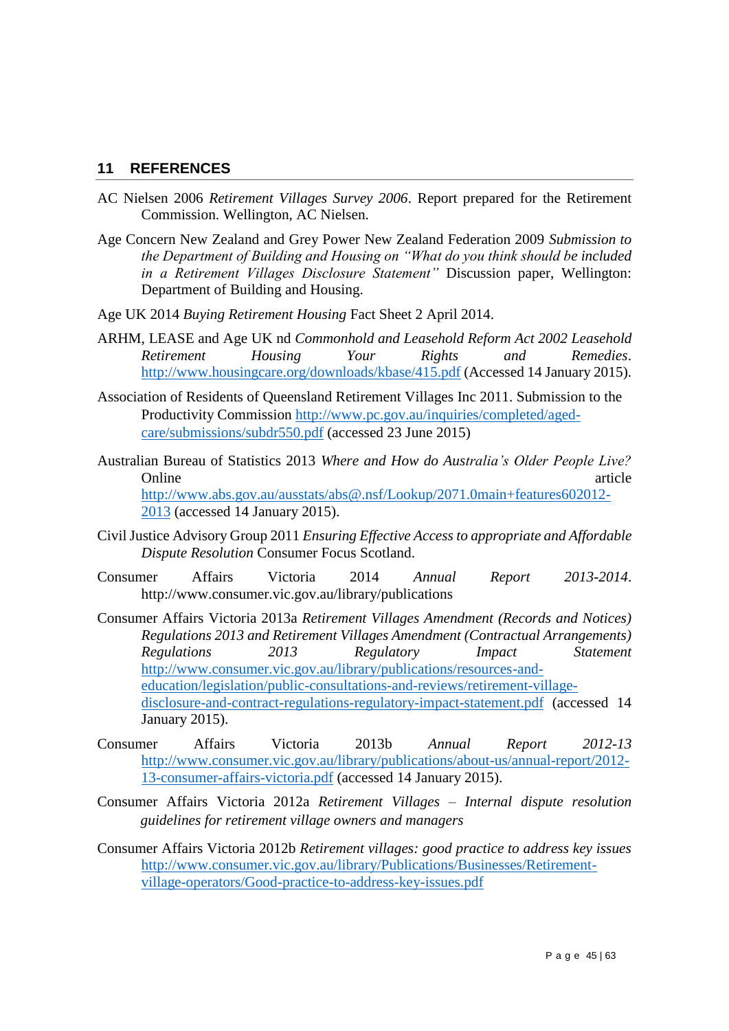## 11 REFERENCES

AC Nielsen 2006 *Retirement Villages Survey 2006*. Report prepared for the Retirement Commission. Wellington, AC Nielsen.

Age Concern New Zealand and Grey Power New Zealand Federation 2009 *Submission to the Department of Building and Housing on "What do you think should be included in a Retirement Villages Disclosure Statement"* Discussion paper, Wellington: Department of Building and Housing.

Age UK 2014 *Buying Retirement Housing* Fact Sheet 2 April 2014.

ARHM, LEASE and Age UK nd *Commonhold and Leasehold Reform Act 2002 Leasehold Retirement Housing Your Rights and Remedies*. http://www.housingcare.org/downloads/kbase/415.pdf (Accessed 14 January 2015).

Association of Residents of Queensland Retirement Villages Inc 2011. Submission to the Productivity Commission http://www.pc.gov.au/inquiries/completed/aged-care/submissions/subdr550.pdf (accessed 23 June 2015)

Australian Bureau of Statistics 2013 *Where and How do Australia's Older People Live?* Online article http://www.abs.gov.au/ausstats/abs@.nsf/Lookup/2071.0main+features602012-2013 (accessed 14 January 2015).

Civil Justice Advisory Group 2011 *Ensuring Effective Access to appropriate and Affordable Dispute Resolution* Consumer Focus Scotland.

Consumer Affairs Victoria 2014 *Annual Report 2013-2014*. http://www.consumer.vic.gov.au/library/publications

Consumer Affairs Victoria 2013a *Retirement Villages Amendment (Records and Notices) Regulations 2013 and Retirement Villages Amendment (Contractual Arrangements) Regulations 2013 Regulatory Impact Statement* http://www.consumer.vic.gov.au/library/publications/resources-and-education/legislation/public-consultations-and-reviews/retirement-village-disclosure-and-contract-regulations-regulatory-impact-statement.pdf (accessed 14 January 2015).

Consumer Affairs Victoria 2013b *Annual Report 2012-13* http://www.consumer.vic.gov.au/library/publications/about-us/annual-report/2012-13-consumer-affairs-victoria.pdf (accessed 14 January 2015).

Consumer Affairs Victoria 2012a *Retirement Villages – Internal dispute resolution guidelines for retirement village owners and managers*

Consumer Affairs Victoria 2012b *Retirement villages: good practice to address key issues* http://www.consumer.vic.gov.au/library/Publications/Businesses/Retirement-village-operators/Good-practice-to-address-key-issues.pdf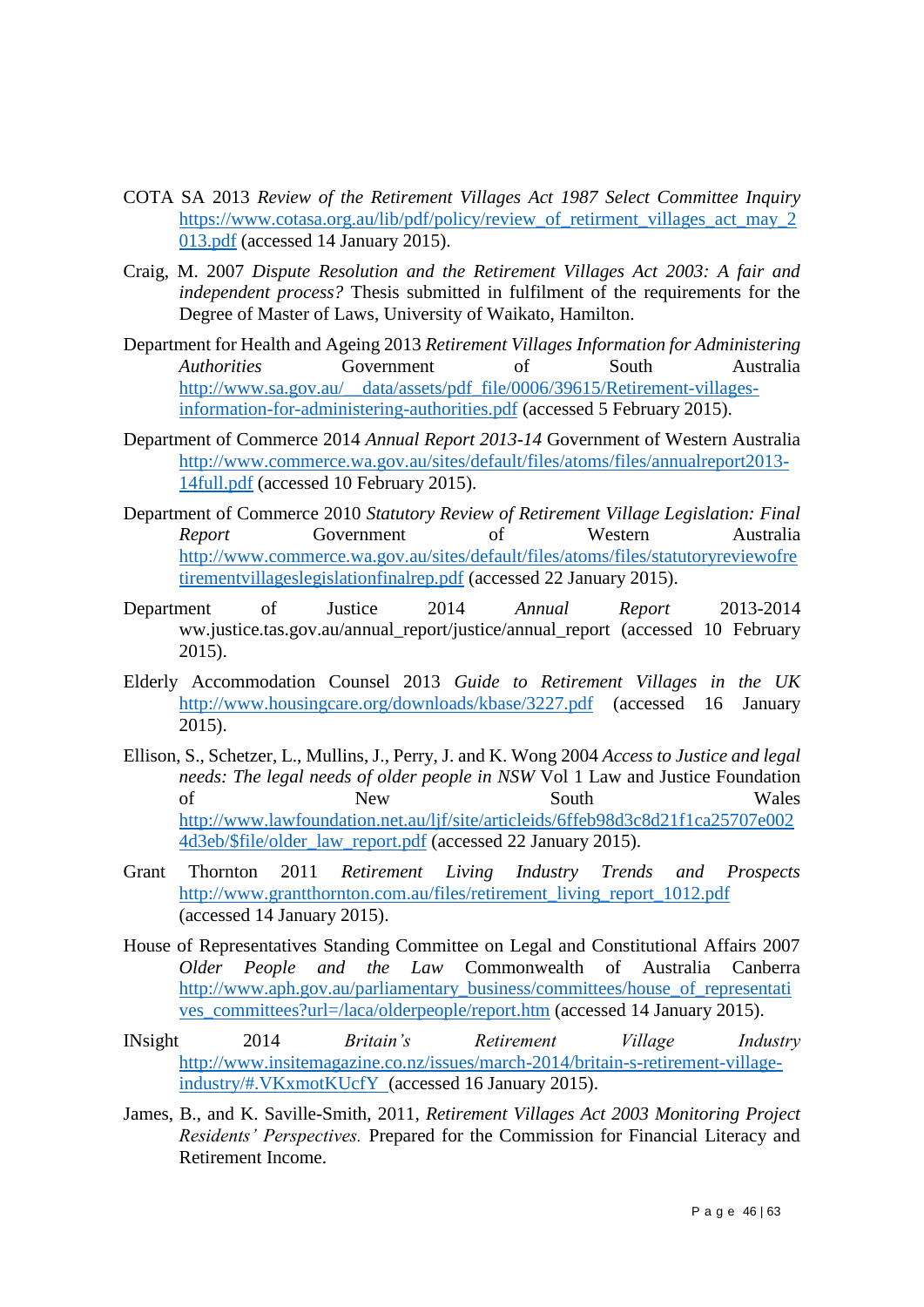COTA SA 2013 *Review of the Retirement Villages Act 1987 Select Committee Inquiry* https://www.cotasa.org.au/lib/pdf/policy/review_of_retirment_villages_act_may_2013.pdf (accessed 14 January 2015).

Craig, M. 2007 *Dispute Resolution and the Retirement Villages Act 2003: A fair and independent process?* Thesis submitted in fulfilment of the requirements for the Degree of Master of Laws, University of Waikato, Hamilton.

Department for Health and Ageing 2013 *Retirement Villages Information for Administering Authorities* Government of South Australia http://www.sa.gov.au/__data/assets/pdf_file/0006/39615/Retirement-villages-information-for-administering-authorities.pdf (accessed 5 February 2015).

Department of Commerce 2014 *Annual Report 2013-14* Government of Western Australia http://www.commerce.wa.gov.au/sites/default/files/atoms/files/annualreport2013-14full.pdf (accessed 10 February 2015).

Department of Commerce 2010 *Statutory Review of Retirement Village Legislation: Final Report* Government of Western Australia http://www.commerce.wa.gov.au/sites/default/files/atoms/files/statutoryreviewofretirementvillageslegislationfinalrep.pdf (accessed 22 January 2015).

Department of Justice 2014 *Annual Report* 2013-2014 ww.justice.tas.gov.au/annual_report/justice/annual_report (accessed 10 February 2015).

Elderly Accommodation Counsel 2013 *Guide to Retirement Villages in the UK* http://www.housingcare.org/downloads/kbase/3227.pdf (accessed 16 January 2015).

Ellison, S., Schetzer, L., Mullins, J., Perry, J. and K. Wong 2004 *Access to Justice and legal needs: The legal needs of older people in NSW* Vol 1 Law and Justice Foundation of New South Wales http://www.lawfoundation.net.au/ljf/site/articleids/6ffeb98d3c8d21f1ca25707e0024d3eb/$file/older_law_report.pdf (accessed 22 January 2015).

Grant Thornton 2011 *Retirement Living Industry Trends and Prospects* http://www.grantthornton.com.au/files/retirement_living_report_1012.pdf (accessed 14 January 2015).

House of Representatives Standing Committee on Legal and Constitutional Affairs 2007 *Older People and the Law* Commonwealth of Australia Canberra http://www.aph.gov.au/parliamentary_business/committees/house_of_representatives_committees?url=/laca/olderpeople/report.htm (accessed 14 January 2015).

INsight 2014 *Britain's Retirement Village Industry* http://www.insitemagazine.co.nz/issues/march-2014/britain-s-retirement-village-industry/#.VKxmotKUcfY (accessed 16 January 2015).

James, B., and K. Saville-Smith, 2011, *Retirement Villages Act 2003 Monitoring Project Residents' Perspectives.* Prepared for the Commission for Financial Literacy and Retirement Income.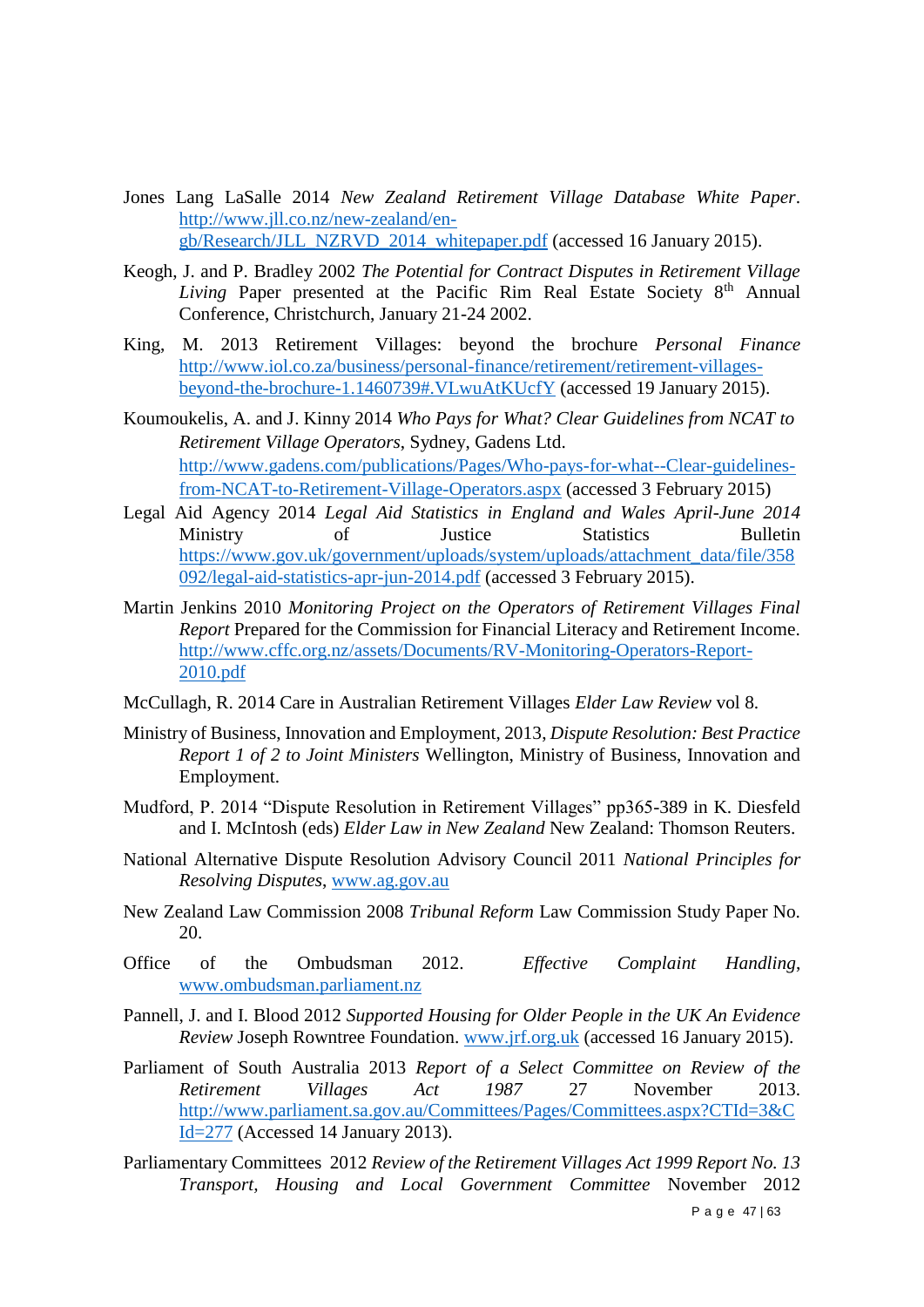Jones Lang LaSalle 2014 *New Zealand Retirement Village Database White Paper*. http://www.jll.co.nz/new-zealand/en-gb/Research/JLL_NZRVD_2014_whitepaper.pdf (accessed 16 January 2015).

Keogh, J. and P. Bradley 2002 *The Potential for Contract Disputes in Retirement Village Living* Paper presented at the Pacific Rim Real Estate Society 8th Annual Conference, Christchurch, January 21-24 2002.

King, M. 2013 Retirement Villages: beyond the brochure *Personal Finance* http://www.iol.co.za/business/personal-finance/retirement/retirement-villages-beyond-the-brochure-1.1460739#.VLwuAtKUcfY (accessed 19 January 2015).

Koumoukelis, A. and J. Kinny 2014 *Who Pays for What? Clear Guidelines from NCAT to Retirement Village Operators*, Sydney, Gadens Ltd. http://www.gadens.com/publications/Pages/Who-pays-for-what--Clear-guidelines-from-NCAT-to-Retirement-Village-Operators.aspx (accessed 3 February 2015)

Legal Aid Agency 2014 *Legal Aid Statistics in England and Wales April-June 2014* Ministry of Justice Statistics Bulletin https://www.gov.uk/government/uploads/system/uploads/attachment_data/file/358092/legal-aid-statistics-apr-jun-2014.pdf (accessed 3 February 2015).

Martin Jenkins 2010 *Monitoring Project on the Operators of Retirement Villages Final Report* Prepared for the Commission for Financial Literacy and Retirement Income. http://www.cffc.org.nz/assets/Documents/RV-Monitoring-Operators-Report-2010.pdf

McCullagh, R. 2014 Care in Australian Retirement Villages *Elder Law Review* vol 8.

Ministry of Business, Innovation and Employment, 2013, *Dispute Resolution: Best Practice Report 1 of 2 to Joint Ministers* Wellington, Ministry of Business, Innovation and Employment.

Mudford, P. 2014 "Dispute Resolution in Retirement Villages" pp365-389 in K. Diesfeld and I. McIntosh (eds) *Elder Law in New Zealand* New Zealand: Thomson Reuters.

National Alternative Dispute Resolution Advisory Council 2011 *National Principles for Resolving Disputes*, www.ag.gov.au

New Zealand Law Commission 2008 *Tribunal Reform* Law Commission Study Paper No. 20.

Office of the Ombudsman 2012. *Effective Complaint Handling*, www.ombudsman.parliament.nz

Pannell, J. and I. Blood 2012 *Supported Housing for Older People in the UK An Evidence Review* Joseph Rowntree Foundation. www.jrf.org.uk (accessed 16 January 2015).

Parliament of South Australia 2013 *Report of a Select Committee on Review of the Retirement Villages Act 1987* 27 November 2013. http://www.parliament.sa.gov.au/Committees/Pages/Committees.aspx?CTId=3&CId=277 (Accessed 14 January 2013).

Parliamentary Committees 2012 *Review of the Retirement Villages Act 1999 Report No. 13 Transport, Housing and Local Government Committee* November 2012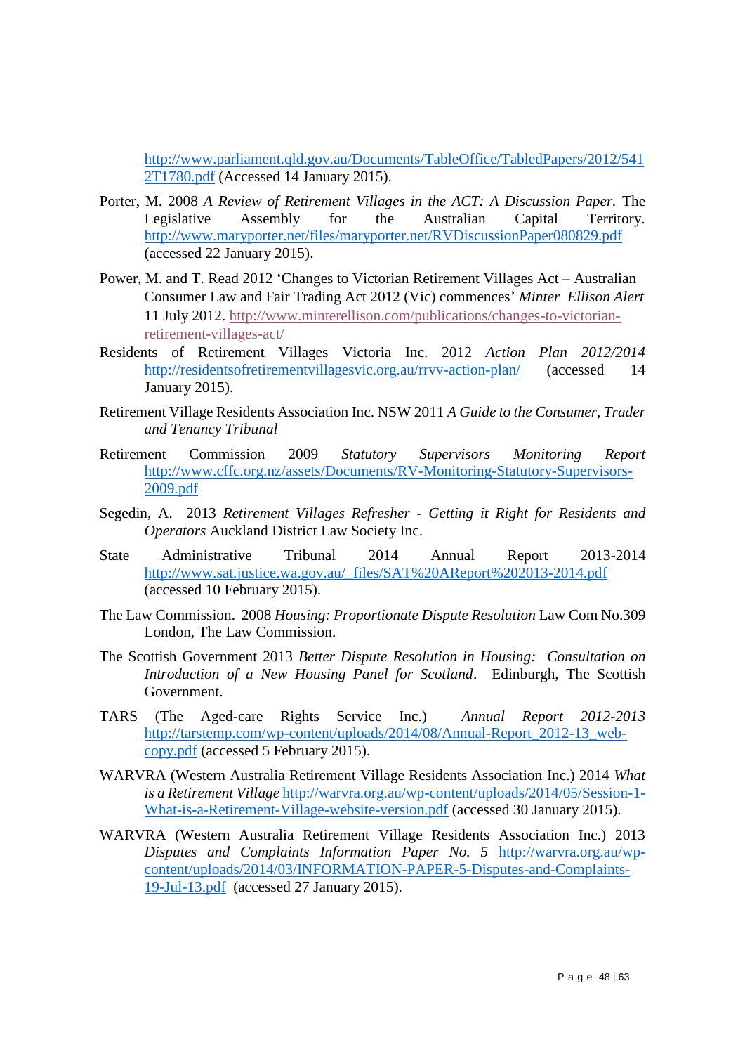http://www.parliament.qld.gov.au/Documents/TableOffice/TabledPapers/2012/5412T1780.pdf (Accessed 14 January 2015).

Porter, M. 2008 *A Review of Retirement Villages in the ACT: A Discussion Paper.* The Legislative Assembly for the Australian Capital Territory. http://www.maryporter.net/files/maryporter.net/RVDiscussionPaper080829.pdf (accessed 22 January 2015).

Power, M. and T. Read 2012 'Changes to Victorian Retirement Villages Act – Australian Consumer Law and Fair Trading Act 2012 (Vic) commences' *Minter Ellison Alert* 11 July 2012. http://www.minterellison.com/publications/changes-to-victorian-retirement-villages-act/

Residents of Retirement Villages Victoria Inc. 2012 *Action Plan 2012/2014* http://residentsofretirementvillagesvic.org.au/rrvv-action-plan/ (accessed 14 January 2015).

Retirement Village Residents Association Inc. NSW 2011 *A Guide to the Consumer, Trader and Tenancy Tribunal*

Retirement Commission 2009 *Statutory Supervisors Monitoring Report* http://www.cffc.org.nz/assets/Documents/RV-Monitoring-Statutory-Supervisors-2009.pdf

Segedin, A. 2013 *Retirement Villages Refresher - Getting it Right for Residents and Operators* Auckland District Law Society Inc.

State Administrative Tribunal 2014 Annual Report 2013-2014 http://www.sat.justice.wa.gov.au/_files/SAT%20AReport%202013-2014.pdf (accessed 10 February 2015).

The Law Commission. 2008 *Housing: Proportionate Dispute Resolution* Law Com No.309 London, The Law Commission.

The Scottish Government 2013 *Better Dispute Resolution in Housing: Consultation on Introduction of a New Housing Panel for Scotland*. Edinburgh, The Scottish Government.

TARS (The Aged-care Rights Service Inc.) *Annual Report 2012-2013* http://tarstemp.com/wp-content/uploads/2014/08/Annual-Report_2012-13_web-copy.pdf (accessed 5 February 2015).

WARVRA (Western Australia Retirement Village Residents Association Inc.) 2014 *What is a Retirement Village* http://warvra.org.au/wp-content/uploads/2014/05/Session-1-What-is-a-Retirement-Village-website-version.pdf (accessed 30 January 2015).

WARVRA (Western Australia Retirement Village Residents Association Inc.) 2013 *Disputes and Complaints Information Paper No. 5* http://warvra.org.au/wp-content/uploads/2014/03/INFORMATION-PAPER-5-Disputes-and-Complaints-19-Jul-13.pdf (accessed 27 January 2015).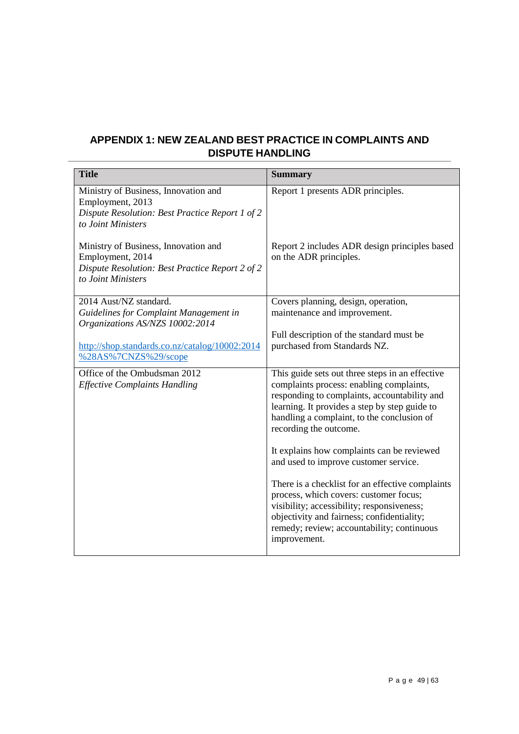# APPENDIX 1: NEW ZEALAND BEST PRACTICE IN COMPLAINTS AND DISPUTE HANDLING

| Title | Summary |
|---|---|
| Ministry of Business, Innovation and Employment, 2013<br>*Dispute Resolution: Best Practice Report 1 of 2 to Joint Ministers*<br><br>Ministry of Business, Innovation and Employment, 2014<br>*Dispute Resolution: Best Practice Report 2 of 2 to Joint Ministers* | Report 1 presents ADR principles.<br><br>Report 2 includes ADR design principles based on the ADR principles. |
| 2014 Aust/NZ standard.<br>*Guidelines for Complaint Management in Organizations AS/NZS 10002:2014*<br><br>[http://shop.standards.co.nz/catalog/10002:2014%28AS%7CNZS%29/scope](http://shop.standards.co.nz/catalog/10002:2014%28AS%7CNZS%29/scope) | Covers planning, design, operation, maintenance and improvement.<br><br>Full description of the standard must be purchased from Standards NZ. |
| Office of the Ombudsman 2012<br>*Effective Complaints Handling* | This guide sets out three steps in an effective complaints process: enabling complaints, responding to complaints, accountability and learning. It provides a step by step guide to handling a complaint, to the conclusion of recording the outcome.<br><br>It explains how complaints can be reviewed and used to improve customer service.<br><br>There is a checklist for an effective complaints process, which covers: customer focus; visibility; accessibility; responsiveness; objectivity and fairness; confidentiality; remedy; review; accountability; continuous improvement. |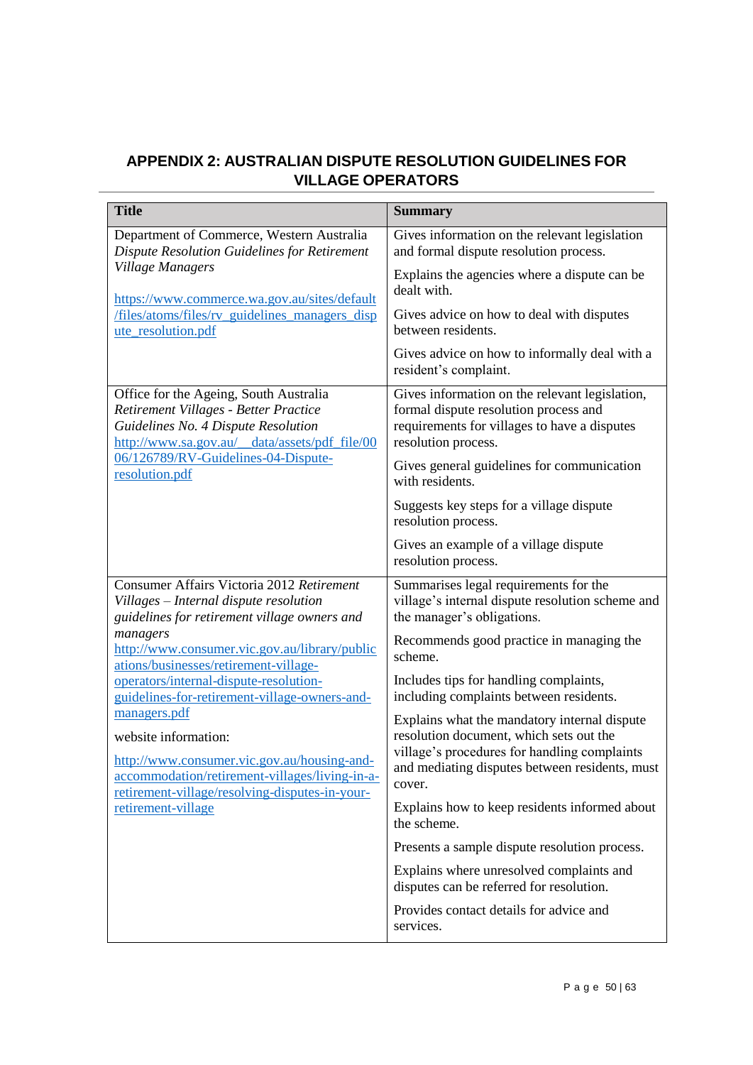## APPENDIX 2: AUSTRALIAN DISPUTE RESOLUTION GUIDELINES FOR VILLAGE OPERATORS

| Title | Summary |
|---|---|
| Department of Commerce, Western Australia *Dispute Resolution Guidelines for Retirement Village Managers*<br><br>https://www.commerce.wa.gov.au/sites/default/files/atoms/files/rv_guidelines_managers_dispute_resolution.pdf | Gives information on the relevant legislation and formal dispute resolution process.<br><br>Explains the agencies where a dispute can be dealt with.<br><br>Gives advice on how to deal with disputes between residents.<br><br>Gives advice on how to informally deal with a resident's complaint. |
| Office for the Ageing, South Australia *Retirement Villages - Better Practice Guidelines No. 4 Dispute Resolution* http://www.sa.gov.au/__data/assets/pdf_file/0006/126789/RV-Guidelines-04-Dispute-resolution.pdf | Gives information on the relevant legislation, formal dispute resolution process and requirements for villages to have a disputes resolution process.<br><br>Gives general guidelines for communication with residents.<br><br>Suggests key steps for a village dispute resolution process.<br><br>Gives an example of a village dispute resolution process. |
| Consumer Affairs Victoria 2012 *Retirement Villages – Internal dispute resolution guidelines for retirement village owners and managers* http://www.consumer.vic.gov.au/library/publications/businesses/retirement-village-operators/internal-dispute-resolution-guidelines-for-retirement-village-owners-and-managers.pdf<br><br>website information:<br><br>http://www.consumer.vic.gov.au/housing-and-accommodation/retirement-villages/living-in-a-retirement-village/resolving-disputes-in-your-retirement-village | Summarises legal requirements for the village's internal dispute resolution scheme and the manager's obligations.<br><br>Recommends good practice in managing the scheme.<br><br>Includes tips for handling complaints, including complaints between residents.<br><br>Explains what the mandatory internal dispute resolution document, which sets out the village's procedures for handling complaints and mediating disputes between residents, must cover.<br><br>Explains how to keep residents informed about the scheme.<br><br>Presents a sample dispute resolution process.<br><br>Explains where unresolved complaints and disputes can be referred for resolution.<br><br>Provides contact details for advice and services. |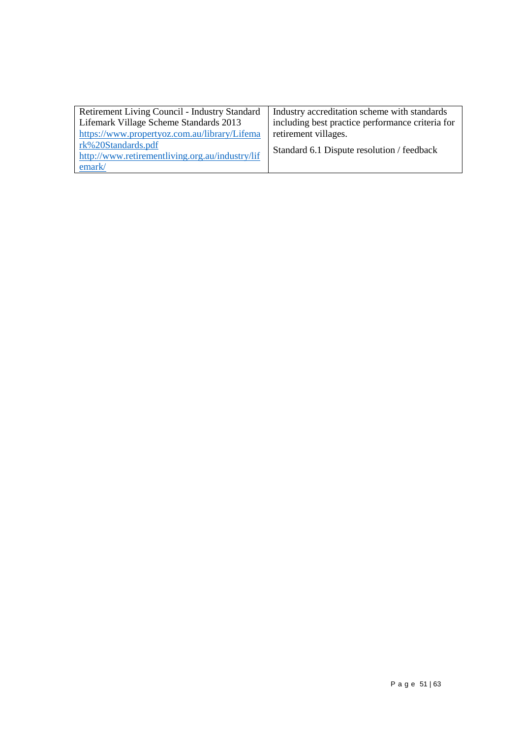| | |
|---|---|
| Retirement Living Council - Industry Standard Lifemark Village Scheme Standards 2013 https://www.propertyoz.com.au/library/Lifemark%20Standards.pdf http://www.retirementliving.org.au/industry/lifemark/ | Industry accreditation scheme with standards including best practice performance criteria for retirement villages.<br><br>Standard 6.1 Dispute resolution / feedback |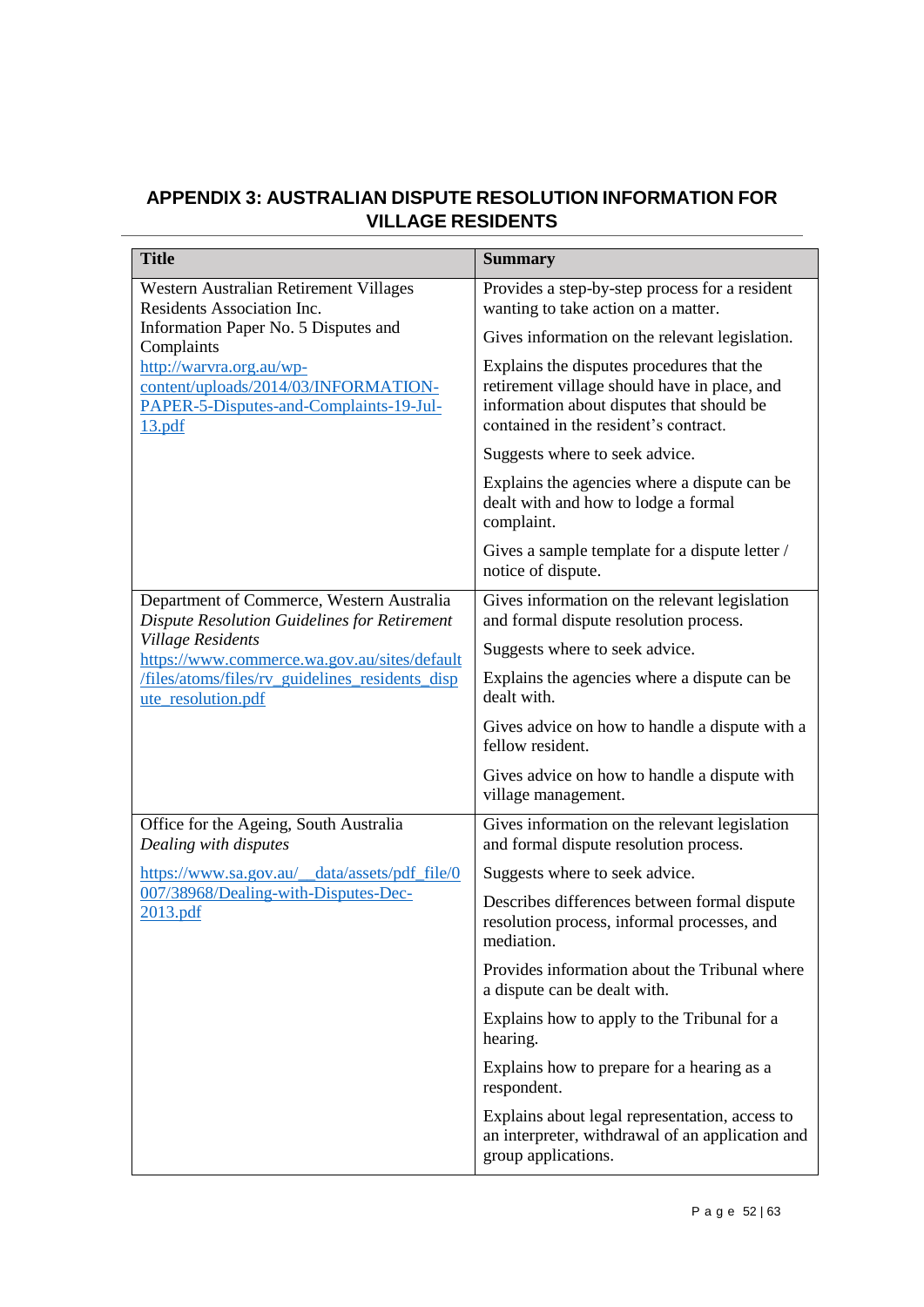## APPENDIX 3: AUSTRALIAN DISPUTE RESOLUTION INFORMATION FOR VILLAGE RESIDENTS

| Title | Summary |
|---|---|
| Western Australian Retirement Villages Residents Association Inc.<br>Information Paper No. 5 Disputes and Complaints<br>http://warvra.org.au/wp-content/uploads/2014/03/INFORMATION-PAPER-5-Disputes-and-Complaints-19-Jul-13.pdf | Provides a step-by-step process for a resident wanting to take action on a matter.<br>Gives information on the relevant legislation.<br>Explains the disputes procedures that the retirement village should have in place, and information about disputes that should be contained in the resident's contract.<br>Suggests where to seek advice.<br>Explains the agencies where a dispute can be dealt with and how to lodge a formal complaint.<br>Gives a sample template for a dispute letter / notice of dispute. |
| Department of Commerce, Western Australia<br>*Dispute Resolution Guidelines for Retirement Village Residents*<br>https://www.commerce.wa.gov.au/sites/default/files/atoms/files/rv_guidelines_residents_dispute_resolution.pdf | Gives information on the relevant legislation and formal dispute resolution process.<br>Suggests where to seek advice.<br>Explains the agencies where a dispute can be dealt with.<br>Gives advice on how to handle a dispute with a fellow resident.<br>Gives advice on how to handle a dispute with village management. |
| Office for the Ageing, South Australia<br>*Dealing with disputes*<br>https://www.sa.gov.au/__data/assets/pdf_file/0007/38968/Dealing-with-Disputes-Dec-2013.pdf | Gives information on the relevant legislation and formal dispute resolution process.<br>Suggests where to seek advice.<br>Describes differences between formal dispute resolution process, informal processes, and mediation.<br>Provides information about the Tribunal where a dispute can be dealt with.<br>Explains how to apply to the Tribunal for a hearing.<br>Explains how to prepare for a hearing as a respondent.<br>Explains about legal representation, access to an interpreter, withdrawal of an application and group applications. |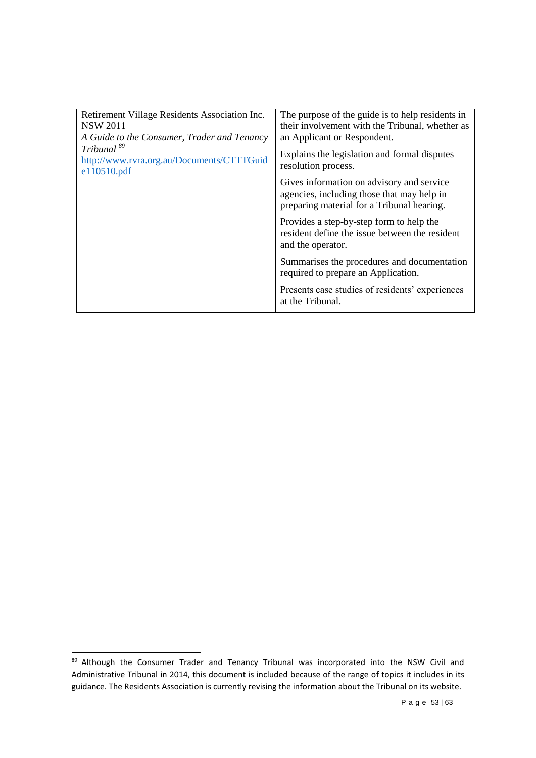| | |
|---|---|
| Retirement Village Residents Association Inc. NSW 2011<br>*A Guide to the Consumer, Trader and Tenancy Tribunal* [89]<br>http://www.rvra.org.au/Documents/CTTTGuide110510.pdf | The purpose of the guide is to help residents in their involvement with the Tribunal, whether as an Applicant or Respondent.<br>Explains the legislation and formal disputes resolution process.<br>Gives information on advisory and service agencies, including those that may help in preparing material for a Tribunal hearing.<br>Provides a step-by-step form to help the resident define the issue between the resident and the operator.<br>Summarises the procedures and documentation required to prepare an Application.<br>Presents case studies of residents' experiences at the Tribunal. |

[89] Although the Consumer Trader and Tenancy Tribunal was incorporated into the NSW Civil and Administrative Tribunal in 2014, this document is included because of the range of topics it includes in its guidance. The Residents Association is currently revising the information about the Tribunal on its website.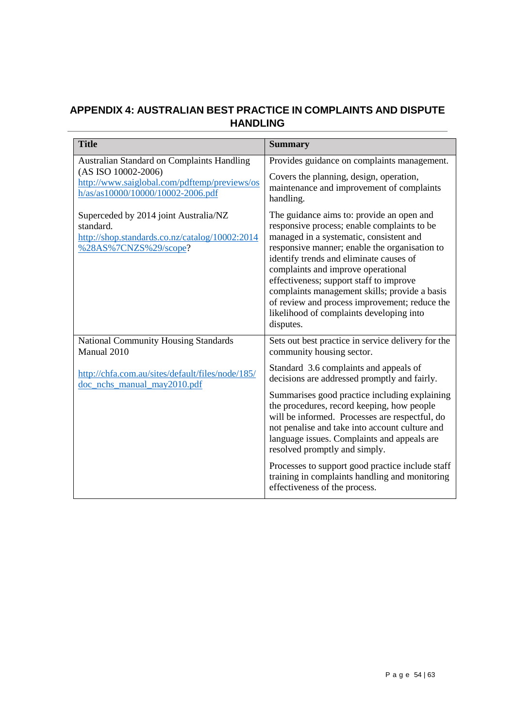## APPENDIX 4: AUSTRALIAN BEST PRACTICE IN COMPLAINTS AND DISPUTE HANDLING

| Title | Summary |
|---|---|
| Australian Standard on Complaints Handling (AS ISO 10002-2006)<br>http://www.saiglobal.com/pdftemp/previews/osh/as/as10000/10000/10002-2006.pdf<br><br>Superceded by 2014 joint Australia/NZ standard.<br>http://shop.standards.co.nz/catalog/10002:2014%28AS%7CNZS%29/scope? | Provides guidance on complaints management.<br><br>Covers the planning, design, operation, maintenance and improvement of complaints handling.<br><br>The guidance aims to: provide an open and responsive process; enable complaints to be managed in a systematic, consistent and responsive manner; enable the organisation to identify trends and eliminate causes of complaints and improve operational effectiveness; support staff to improve complaints management skills; provide a basis of review and process improvement; reduce the likelihood of complaints developing into disputes. |
| National Community Housing Standards Manual 2010<br><br>http://chfa.com.au/sites/default/files/node/185/doc_nchs_manual_may2010.pdf | Sets out best practice in service delivery for the community housing sector.<br><br>Standard 3.6 complaints and appeals of decisions are addressed promptly and fairly.<br><br>Summarises good practice including explaining the procedures, record keeping, how people will be informed. Processes are respectful, do not penalise and take into account culture and language issues. Complaints and appeals are resolved promptly and simply.<br><br>Processes to support good practice include staff training in complaints handling and monitoring effectiveness of the process. |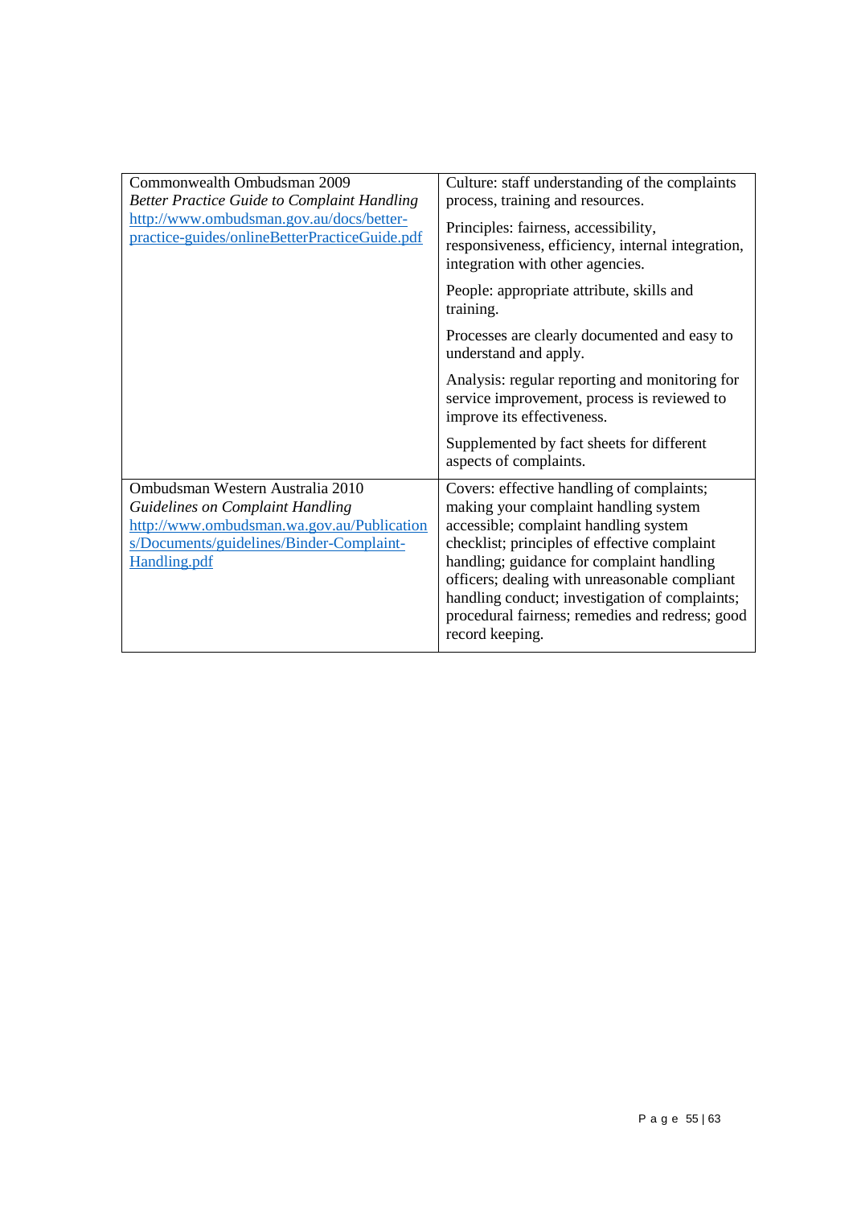| | |
|---|---|
| Commonwealth Ombudsman 2009 *Better Practice Guide to Complaint Handling* http://www.ombudsman.gov.au/docs/better-practice-guides/onlineBetterPracticeGuide.pdf | Culture: staff understanding of the complaints process, training and resources.<br><br>Principles: fairness, accessibility, responsiveness, efficiency, internal integration, integration with other agencies.<br><br>People: appropriate attribute, skills and training.<br><br>Processes are clearly documented and easy to understand and apply.<br><br>Analysis: regular reporting and monitoring for service improvement, process is reviewed to improve its effectiveness.<br><br>Supplemented by fact sheets for different aspects of complaints. |
| Ombudsman Western Australia 2010 *Guidelines on Complaint Handling* http://www.ombudsman.wa.gov.au/Publications/Documents/guidelines/Binder-Complaint-Handling.pdf | Covers: effective handling of complaints; making your complaint handling system accessible; complaint handling system checklist; principles of effective complaint handling; guidance for complaint handling officers; dealing with unreasonable compliant handling conduct; investigation of complaints; procedural fairness; remedies and redress; good record keeping. |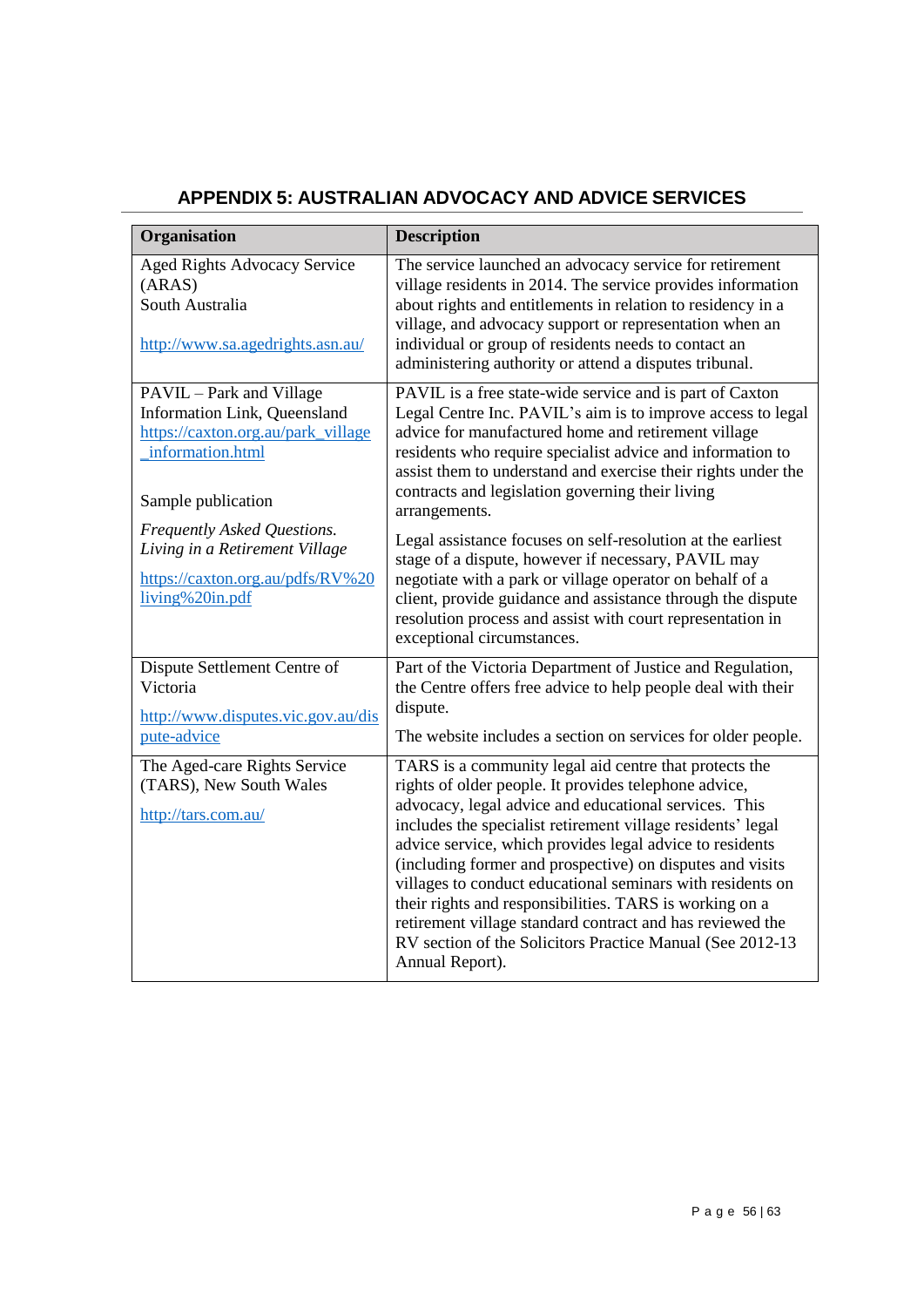## APPENDIX 5: AUSTRALIAN ADVOCACY AND ADVICE SERVICES

| Organisation | Description |
|---|---|
| Aged Rights Advocacy Service (ARAS)<br>South Australia<br><br>http://www.sa.agedrights.asn.au/ | The service launched an advocacy service for retirement village residents in 2014. The service provides information about rights and entitlements in relation to residency in a village, and advocacy support or representation when an individual or group of residents needs to contact an administering authority or attend a disputes tribunal. |
| PAVIL – Park and Village Information Link, Queensland<br>https://caxton.org.au/park_village_information.html<br><br>Sample publication<br><br>*Frequently Asked Questions. Living in a Retirement Village*<br><br>https://caxton.org.au/pdfs/RV%20living%20in.pdf | PAVIL is a free state-wide service and is part of Caxton Legal Centre Inc. PAVIL's aim is to improve access to legal advice for manufactured home and retirement village residents who require specialist advice and information to assist them to understand and exercise their rights under the contracts and legislation governing their living arrangements.<br><br>Legal assistance focuses on self-resolution at the earliest stage of a dispute, however if necessary, PAVIL may negotiate with a park or village operator on behalf of a client, provide guidance and assistance through the dispute resolution process and assist with court representation in exceptional circumstances. |
| Dispute Settlement Centre of Victoria<br><br>http://www.disputes.vic.gov.au/dispute-advice | Part of the Victoria Department of Justice and Regulation, the Centre offers free advice to help people deal with their dispute.<br><br>The website includes a section on services for older people. |
| The Aged-care Rights Service (TARS), New South Wales<br><br>http://tars.com.au/ | TARS is a community legal aid centre that protects the rights of older people. It provides telephone advice, advocacy, legal advice and educational services. This includes the specialist retirement village residents' legal advice service, which provides legal advice to residents (including former and prospective) on disputes and visits villages to conduct educational seminars with residents on their rights and responsibilities. TARS is working on a retirement village standard contract and has reviewed the RV section of the Solicitors Practice Manual (See 2012-13 Annual Report). |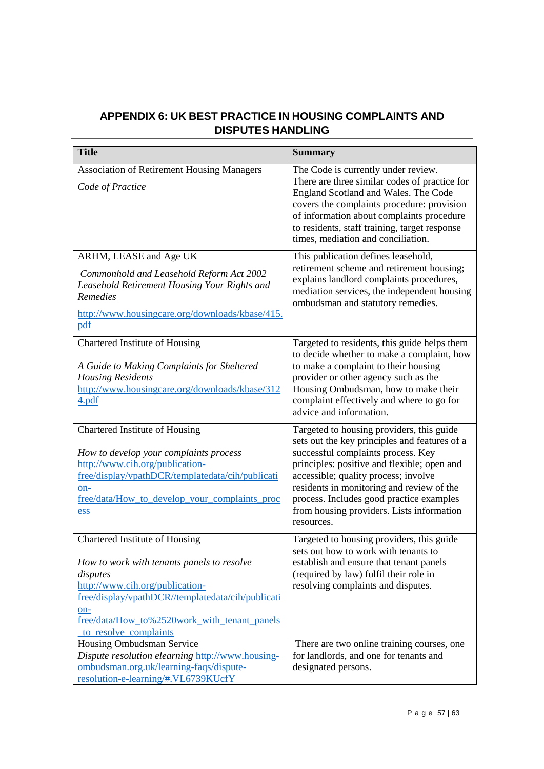## APPENDIX 6: UK BEST PRACTICE IN HOUSING COMPLAINTS AND DISPUTES HANDLING

| Title | Summary |
|---|---|
| Association of Retirement Housing Managers<br>*Code of Practice* | The Code is currently under review. There are three similar codes of practice for England Scotland and Wales. The Code covers the complaints procedure: provision of information about complaints procedure to residents, staff training, target response times, mediation and conciliation. |
| ARHM, LEASE and Age UK<br>*Commonhold and Leasehold Reform Act 2002 Leasehold Retirement Housing Your Rights and Remedies*<br>http://www.housingcare.org/downloads/kbase/415.pdf | This publication defines leasehold, retirement scheme and retirement housing; explains landlord complaints procedures, mediation services, the independent housing ombudsman and statutory remedies. |
| Chartered Institute of Housing<br>*A Guide to Making Complaints for Sheltered Housing Residents*<br>http://www.housingcare.org/downloads/kbase/3124.pdf | Targeted to residents, this guide helps them to decide whether to make a complaint, how to make a complaint to their housing provider or other agency such as the Housing Ombudsman, how to make their complaint effectively and where to go for advice and information. |
| Chartered Institute of Housing<br>*How to develop your complaints process*<br>http://www.cih.org/publication-free/display/vpathDCR/templatedata/cih/publication-free/data/How_to_develop_your_complaints_process | Targeted to housing providers, this guide sets out the key principles and features of a successful complaints process. Key principles: positive and flexible; open and accessible; quality process; involve residents in monitoring and review of the process. Includes good practice examples from housing providers. Lists information resources. |
| Chartered Institute of Housing<br>*How to work with tenants panels to resolve disputes*<br>http://www.cih.org/publication-free/display/vpathDCR//templatedata/cih/publication-free/data/How_to%2520work_with_tenant_panels_to_resolve_complaints | Targeted to housing providers, this guide sets out how to work with tenants to establish and ensure that tenant panels (required by law) fulfil their role in resolving complaints and disputes. |
| Housing Ombudsman Service<br>*Dispute resolution elearning* http://www.housing-ombudsman.org.uk/learning-faqs/dispute-resolution-e-learning/#.VL6739KUcfY | There are two online training courses, one for landlords, and one for tenants and designated persons. |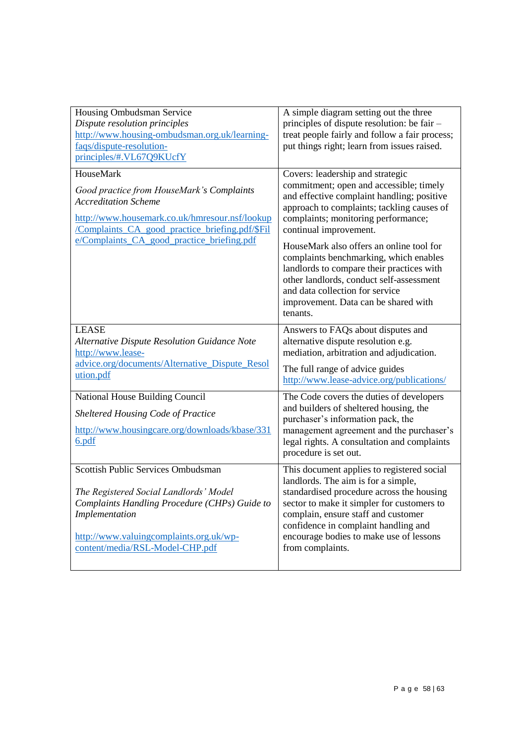| | |
|---|---|
| Housing Ombudsman Service<br>*Dispute resolution principles*<br>http://www.housing-ombudsman.org.uk/learning-faqs/dispute-resolution-principles/#.VL67Q9KUcfY | A simple diagram setting out the three principles of dispute resolution: be fair – treat people fairly and follow a fair process; put things right; learn from issues raised. |
| HouseMark<br><br>*Good practice from HouseMark's Complaints Accreditation Scheme*<br><br>http://www.housemark.co.uk/hmresour.nsf/lookup/Complaints_CA_good_practice_briefing.pdf/$File/Complaints_CA_good_practice_briefing.pdf | Covers: leadership and strategic commitment; open and accessible; timely and effective complaint handling; positive approach to complaints; tackling causes of complaints; monitoring performance; continual improvement.<br><br>HouseMark also offers an online tool for complaints benchmarking, which enables landlords to compare their practices with other landlords, conduct self-assessment and data collection for service improvement. Data can be shared with tenants. |
| LEASE<br>*Alternative Dispute Resolution Guidance Note*<br>http://www.lease-advice.org/documents/Alternative_Dispute_Resolution.pdf | Answers to FAQs about disputes and alternative dispute resolution e.g. mediation, arbitration and adjudication.<br><br>The full range of advice guides http://www.lease-advice.org/publications/ |
| National House Building Council<br><br>*Sheltered Housing Code of Practice*<br><br>http://www.housingcare.org/downloads/kbase/3316.pdf | The Code covers the duties of developers and builders of sheltered housing, the purchaser's information pack, the management agreement and the purchaser's legal rights. A consultation and complaints procedure is set out. |
| Scottish Public Services Ombudsman<br><br>*The Registered Social Landlords' Model Complaints Handling Procedure (CHPs) Guide to Implementation*<br><br>http://www.valuingcomplaints.org.uk/wp-content/media/RSL-Model-CHP.pdf | This document applies to registered social landlords. The aim is for a simple, standardised procedure across the housing sector to make it simpler for customers to complain, ensure staff and customer confidence in complaint handling and encourage bodies to make use of lessons from complaints. |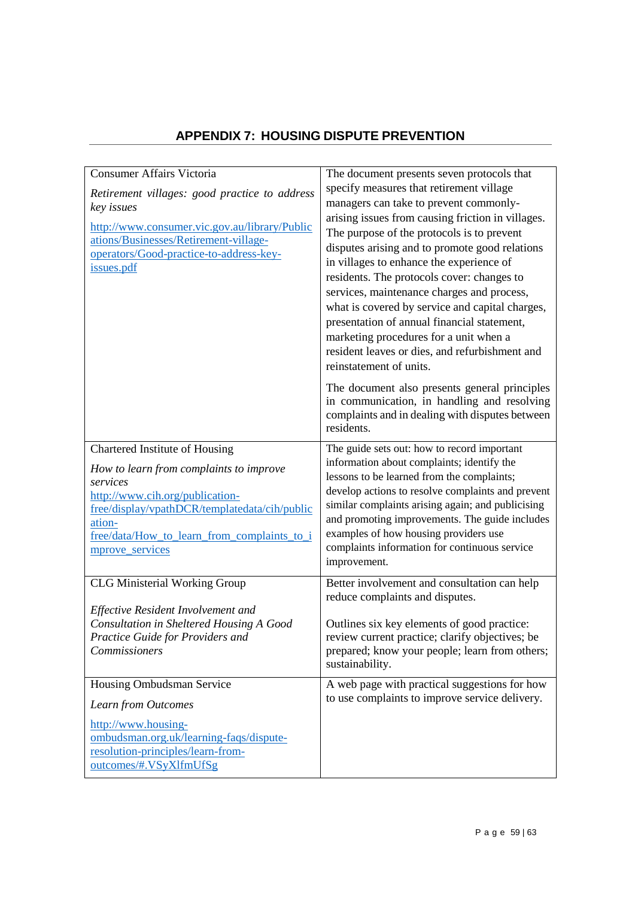## APPENDIX 7: HOUSING DISPUTE PREVENTION

| | |
|---|---|
| Consumer Affairs Victoria<br><br>*Retirement villages: good practice to address key issues*<br><br>http://www.consumer.vic.gov.au/library/Publications/Businesses/Retirement-village-operators/Good-practice-to-address-key-issues.pdf | The document presents seven protocols that specify measures that retirement village managers can take to prevent commonly-arising issues from causing friction in villages. The purpose of the protocols is to prevent disputes arising and to promote good relations in villages to enhance the experience of residents. The protocols cover: changes to services, maintenance charges and process, what is covered by service and capital charges, presentation of annual financial statement, marketing procedures for a unit when a resident leaves or dies, and refurbishment and reinstatement of units.<br><br>The document also presents general principles in communication, in handling and resolving complaints and in dealing with disputes between residents. |
| Chartered Institute of Housing<br><br>*How to learn from complaints to improve services*<br>http://www.cih.org/publication-free/display/vpathDCR/templatedata/cih/publication-free/data/How_to_learn_from_complaints_to_improve_services | The guide sets out: how to record important information about complaints; identify the lessons to be learned from the complaints; develop actions to resolve complaints and prevent similar complaints arising again; and publicising and promoting improvements. The guide includes examples of how housing providers use complaints information for continuous service improvement. |
| CLG Ministerial Working Group<br><br>*Effective Resident Involvement and Consultation in Sheltered Housing A Good Practice Guide for Providers and Commissioners* | Better involvement and consultation can help reduce complaints and disputes.<br><br>Outlines six key elements of good practice: review current practice; clarify objectives; be prepared; know your people; learn from others; sustainability. |
| Housing Ombudsman Service<br><br>*Learn from Outcomes*<br><br>http://www.housing-ombudsman.org.uk/learning-faqs/dispute-resolution-principles/learn-from-outcomes/#.VSyXlfmUfSg | A web page with practical suggestions for how to use complaints to improve service delivery. |